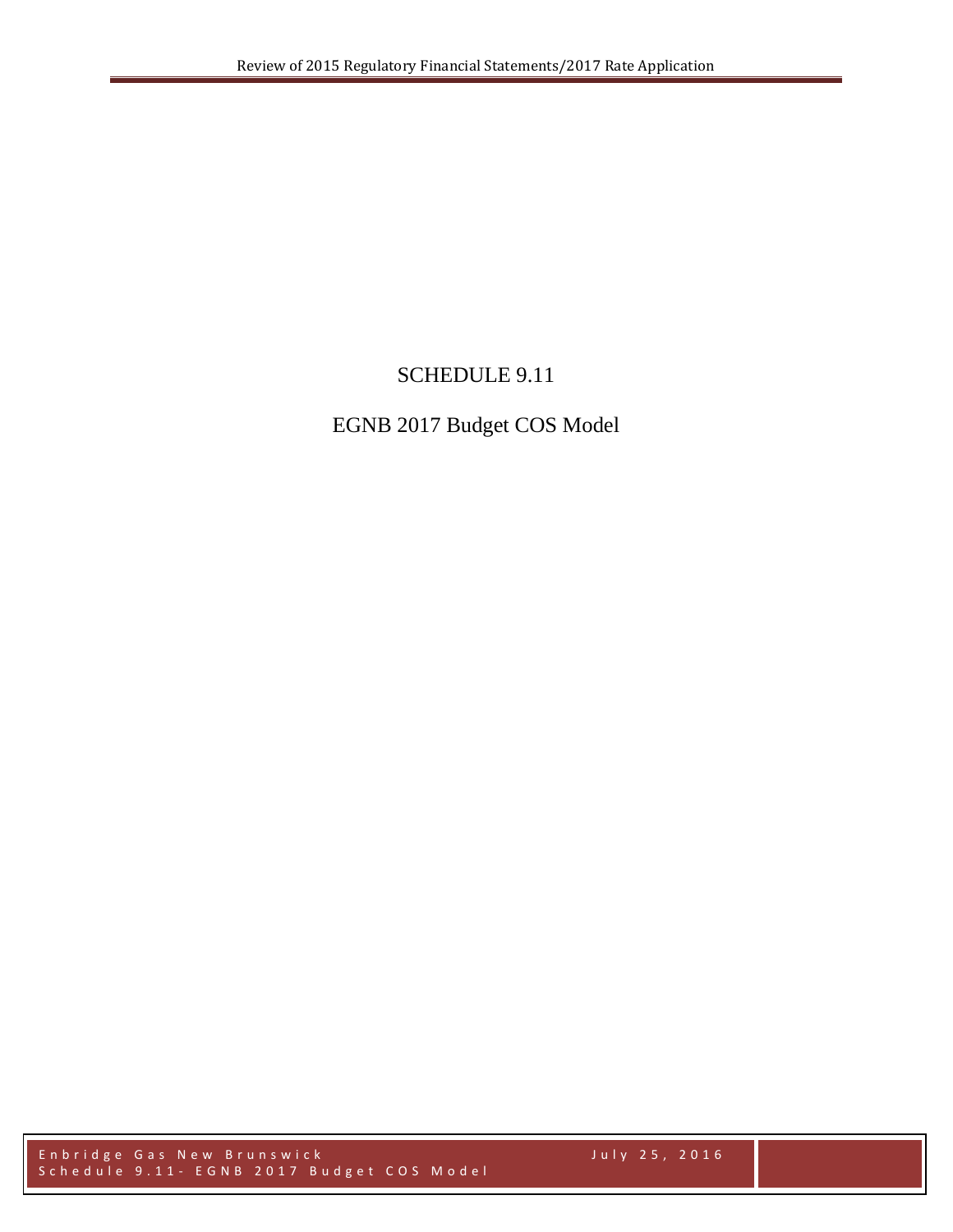# SCHEDULE 9.11

## EGNB 2017 Budget COS Model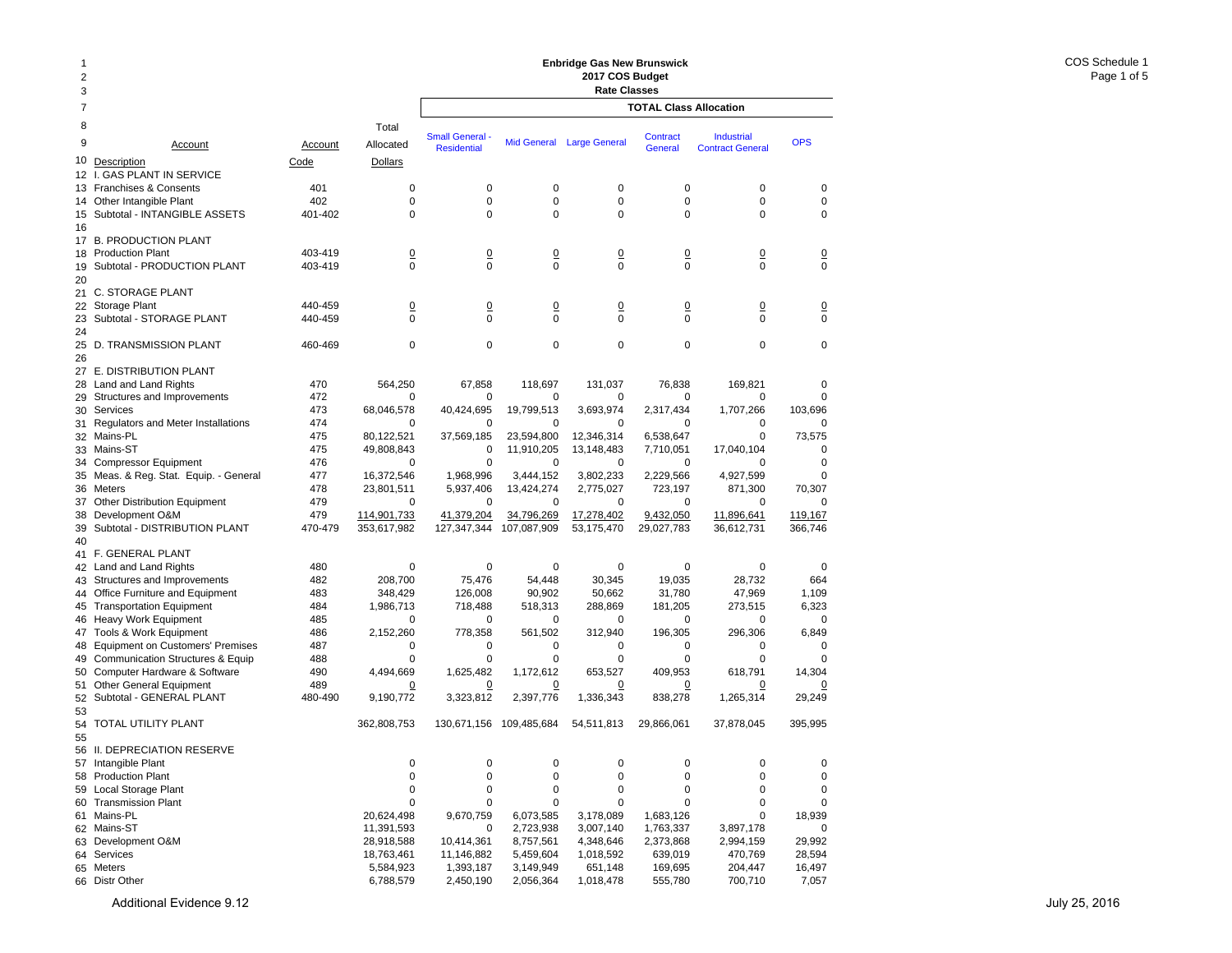# Enbridge Gas New Brunswick

## 2017 COS Budget

### Rate Classes

COS Schedule 1

| Line | Account Description | Account Code | Total Allocated Dollars | Small General - Residential | Mid General | Large General | Contract General | Industrial Contract General | OPS |
|---|---|---|---|---|---|---|---|---|---|
| | | | | **TOTAL Class Allocation** | | | | | |
| 12 | I. GAS PLANT IN SERVICE | | | | | | | | |
| 13 | Franchises & Consents | 401 | 0 | 0 | 0 | 0 | 0 | 0 | 0 |
| 14 | Other Intangible Plant | 402 | 0 | 0 | 0 | 0 | 0 | 0 | 0 |
| 15 | Subtotal - INTANGIBLE ASSETS | 401-402 | 0 | 0 | 0 | 0 | 0 | 0 | 0 |
| 16 | | | | | | | | | |
| 17 | B. PRODUCTION PLANT | | | | | | | | |
| 18 | Production Plant | 403-419 | 0 | 0 | 0 | 0 | 0 | 0 | 0 |
| 19 | Subtotal - PRODUCTION PLANT | 403-419 | 0 | 0 | 0 | 0 | 0 | 0 | 0 |
| 20 | | | | | | | | | |
| 21 | C. STORAGE PLANT | | | | | | | | |
| 22 | Storage Plant | 440-459 | 0 | 0 | 0 | 0 | 0 | 0 | 0 |
| 23 | Subtotal - STORAGE PLANT | 440-459 | 0 | 0 | 0 | 0 | 0 | 0 | 0 |
| 24 | | | | | | | | | |
| 25 | D. TRANSMISSION PLANT | 460-469 | 0 | 0 | 0 | 0 | 0 | 0 | 0 |
| 26 | | | | | | | | | |
| 27 | E. DISTRIBUTION PLANT | | | | | | | | |
| 28 | Land and Land Rights | 470 | 564,250 | 67,858 | 118,697 | 131,037 | 76,838 | 169,821 | 0 |
| 29 | Structures and Improvements | 472 | 0 | 0 | 0 | 0 | 0 | 0 | 0 |
| 30 | Services | 473 | 68,046,578 | 40,424,695 | 19,799,513 | 3,693,974 | 2,317,434 | 1,707,266 | 103,696 |
| 31 | Regulators and Meter Installations | 474 | 0 | 0 | 0 | 0 | 0 | 0 | 0 |
| 32 | Mains-PL | 475 | 80,122,521 | 37,569,185 | 23,594,800 | 12,346,314 | 6,538,647 | 0 | 73,575 |
| 33 | Mains-ST | 475 | 49,808,843 | 0 | 11,910,205 | 13,148,483 | 7,710,051 | 17,040,104 | 0 |
| 34 | Compressor Equipment | 476 | 0 | 0 | 0 | 0 | 0 | 0 | 0 |
| 35 | Meas. & Reg. Stat. Equip. - General | 477 | 16,372,546 | 1,968,996 | 3,444,152 | 3,802,233 | 2,229,566 | 4,927,599 | 0 |
| 36 | Meters | 478 | 23,801,511 | 5,937,406 | 13,424,274 | 2,775,027 | 723,197 | 871,300 | 70,307 |
| 37 | Other Distribution Equipment | 479 | 0 | 0 | 0 | 0 | 0 | 0 | 0 |
| 38 | Development O&M | 479 | 114,901,733 | 41,379,204 | 34,796,269 | 17,278,402 | 9,432,050 | 11,896,641 | 119,167 |
| 39 | Subtotal - DISTRIBUTION PLANT | 470-479 | 353,617,982 | 127,347,344 | 107,087,909 | 53,175,470 | 29,027,783 | 36,612,731 | 366,746 |
| 40 | | | | | | | | | |
| 41 | F. GENERAL PLANT | | | | | | | | |
| 42 | Land and Land Rights | 480 | 0 | 0 | 0 | 0 | 0 | 0 | 0 |
| 43 | Structures and Improvements | 482 | 208,700 | 75,476 | 54,448 | 30,345 | 19,035 | 28,732 | 664 |
| 44 | Office Furniture and Equipment | 483 | 348,429 | 126,008 | 90,902 | 50,662 | 31,780 | 47,969 | 1,109 |
| 45 | Transportation Equipment | 484 | 1,986,713 | 718,488 | 518,313 | 288,869 | 181,205 | 273,515 | 6,323 |
| 46 | Heavy Work Equipment | 485 | 0 | 0 | 0 | 0 | 0 | 0 | 0 |
| 47 | Tools & Work Equipment | 486 | 2,152,260 | 778,358 | 561,502 | 312,940 | 196,305 | 296,306 | 6,849 |
| 48 | Equipment on Customers' Premises | 487 | 0 | 0 | 0 | 0 | 0 | 0 | 0 |
| 49 | Communication Structures & Equip | 488 | 0 | 0 | 0 | 0 | 0 | 0 | 0 |
| 50 | Computer Hardware & Software | 490 | 4,494,669 | 1,625,482 | 1,172,612 | 653,527 | 409,953 | 618,791 | 14,304 |
| 51 | Other General Equipment | 489 | 0 | 0 | 0 | 0 | 0 | 0 | 0 |
| 52 | Subtotal - GENERAL PLANT | 480-490 | 9,190,772 | 3,323,812 | 2,397,776 | 1,336,343 | 838,278 | 1,265,314 | 29,249 |
| 53 | | | | | | | | | |
| 54 | TOTAL UTILITY PLANT | | 362,808,753 | 130,671,156 | 109,485,684 | 54,511,813 | 29,866,061 | 37,878,045 | 395,995 |
| 55 | | | | | | | | | |
| 56 | II. DEPRECIATION RESERVE | | | | | | | | |
| 57 | Intangible Plant | | 0 | 0 | 0 | 0 | 0 | 0 | 0 |
| 58 | Production Plant | | 0 | 0 | 0 | 0 | 0 | 0 | 0 |
| 59 | Local Storage Plant | | 0 | 0 | 0 | 0 | 0 | 0 | 0 |
| 60 | Transmission Plant | | 0 | 0 | 0 | 0 | 0 | 0 | 0 |
| 61 | Mains-PL | | 20,624,498 | 9,670,759 | 6,073,585 | 3,178,089 | 1,683,126 | 0 | 18,939 |
| 62 | Mains-ST | | 11,391,593 | 0 | 2,723,938 | 3,007,140 | 1,763,337 | 3,897,178 | 0 |
| 63 | Development O&M | | 28,918,588 | 10,414,361 | 8,757,561 | 4,348,646 | 2,373,868 | 2,994,159 | 29,992 |
| 64 | Services | | 18,763,461 | 11,146,882 | 5,459,604 | 1,018,592 | 639,019 | 470,769 | 28,594 |
| 65 | Meters | | 5,584,923 | 1,393,187 | 3,149,949 | 651,148 | 169,695 | 204,447 | 16,497 |
| 66 | Distr Other | | 6,788,579 | 2,450,190 | 2,056,364 | 1,018,478 | 555,780 | 700,710 | 7,057 |

Additional Evidence 9.12

July 25, 2016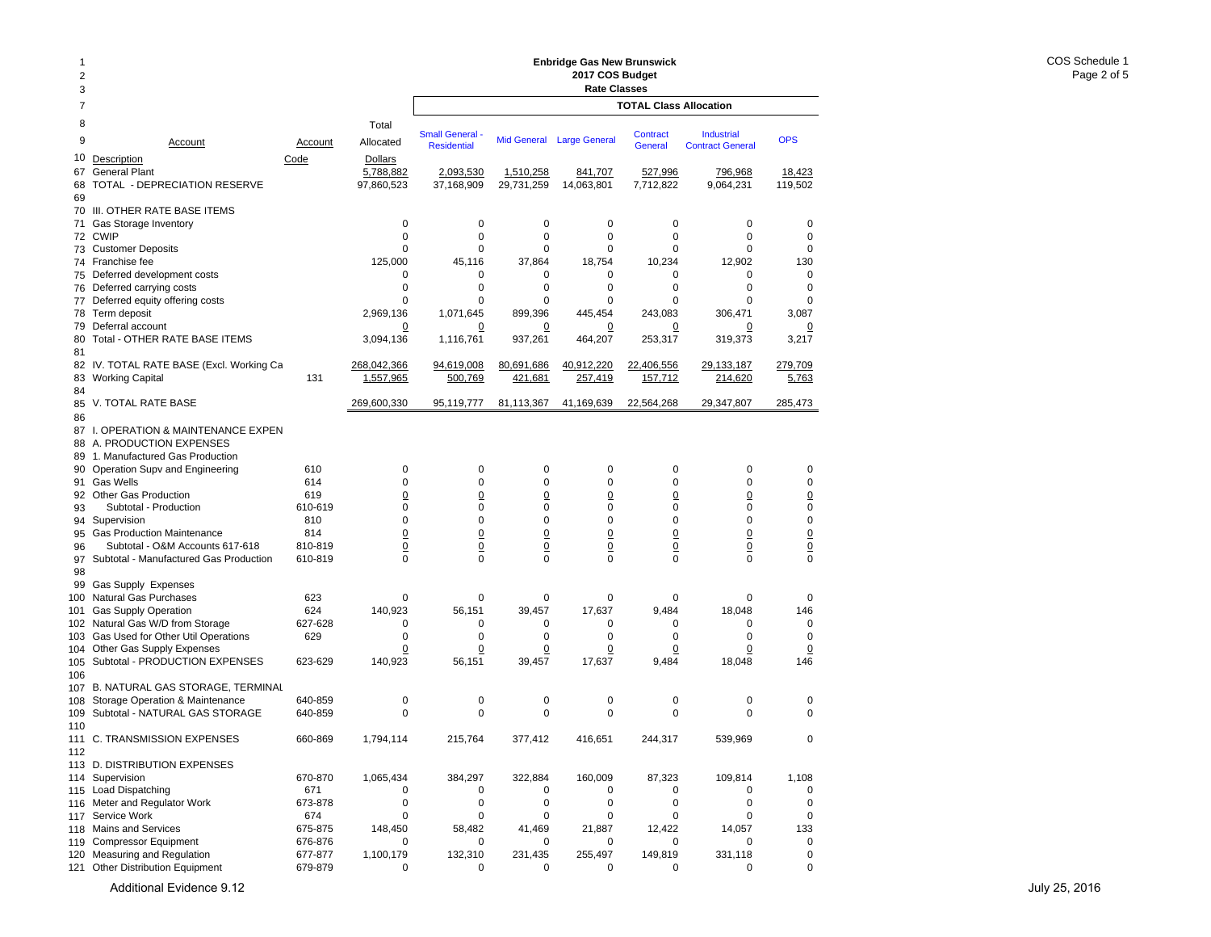# Enbridge Gas New Brunswick
## 2017 COS Budget
### Rate Classes

COS Schedule 1
Page 2 of 5

| Line | Account Description | Account Code | Total Allocated Dollars | Small General - Residential | Mid General | Large General | Contract General | Industrial Contract General | OPS |
|---|---|---|---|---|---|---|---|---|---|
| | | | | TOTAL Class Allocation | | | | | |
| 67 | General Plant | | 5,788,882 | 2,093,530 | 1,510,258 | 841,707 | 527,996 | 796,968 | 18,423 |
| 68 | TOTAL - DEPRECIATION RESERVE | | 97,860,523 | 37,168,909 | 29,731,259 | 14,063,801 | 7,712,822 | 9,064,231 | 119,502 |
| 69 | | | | | | | | | |
| 70 | III. OTHER RATE BASE ITEMS | | | | | | | | |
| 71 | Gas Storage Inventory | | 0 | 0 | 0 | 0 | 0 | 0 | 0 |
| 72 | CWIP | | 0 | 0 | 0 | 0 | 0 | 0 | 0 |
| 73 | Customer Deposits | | 0 | 0 | 0 | 0 | 0 | 0 | 0 |
| 74 | Franchise fee | | 125,000 | 45,116 | 37,864 | 18,754 | 10,234 | 12,902 | 130 |
| 75 | Deferred development costs | | 0 | 0 | 0 | 0 | 0 | 0 | 0 |
| 76 | Deferred carrying costs | | 0 | 0 | 0 | 0 | 0 | 0 | 0 |
| 77 | Deferred equity offering costs | | 0 | 0 | 0 | 0 | 0 | 0 | 0 |
| 78 | Term deposit | | 2,969,136 | 1,071,645 | 899,396 | 445,454 | 243,083 | 306,471 | 3,087 |
| 79 | Deferral account | | 0 | 0 | 0 | 0 | 0 | 0 | 0 |
| 80 | Total - OTHER RATE BASE ITEMS | | 3,094,136 | 1,116,761 | 937,261 | 464,207 | 253,317 | 319,373 | 3,217 |
| 81 | | | | | | | | | |
| 82 | IV. TOTAL RATE BASE (Excl. Working Ca | | 268,042,366 | 94,619,008 | 80,691,686 | 40,912,220 | 22,406,556 | 29,133,187 | 279,709 |
| 83 | Working Capital | 131 | 1,557,965 | 500,769 | 421,681 | 257,419 | 157,712 | 214,620 | 5,763 |
| 84 | | | | | | | | | |
| 85 | V. TOTAL RATE BASE | | 269,600,330 | 95,119,777 | 81,113,367 | 41,169,639 | 22,564,268 | 29,347,807 | 285,473 |
| 86 | | | | | | | | | |
| 87 | I. OPERATION & MAINTENANCE EXPEN | | | | | | | | |
| 88 | A. PRODUCTION EXPENSES | | | | | | | | |
| 89 | 1. Manufactured Gas Production | | | | | | | | |
| 90 | Operation Supv and Engineering | 610 | 0 | 0 | 0 | 0 | 0 | 0 | 0 |
| 91 | Gas Wells | 614 | 0 | 0 | 0 | 0 | 0 | 0 | 0 |
| 92 | Other Gas Production | 619 | 0 | 0 | 0 | 0 | 0 | 0 | 0 |
| 93 | Subtotal - Production | 610-619 | 0 | 0 | 0 | 0 | 0 | 0 | 0 |
| 94 | Supervision | 810 | 0 | 0 | 0 | 0 | 0 | 0 | 0 |
| 95 | Gas Production Maintenance | 814 | 0 | 0 | 0 | 0 | 0 | 0 | 0 |
| 96 | Subtotal - O&M Accounts 617-618 | 810-819 | 0 | 0 | 0 | 0 | 0 | 0 | 0 |
| 97 | Subtotal - Manufactured Gas Production | 610-819 | 0 | 0 | 0 | 0 | 0 | 0 | 0 |
| 98 | | | | | | | | | |
| 99 | Gas Supply Expenses | | | | | | | | |
| 100 | Natural Gas Purchases | 623 | 0 | 0 | 0 | 0 | 0 | 0 | 0 |
| 101 | Gas Supply Operation | 624 | 140,923 | 56,151 | 39,457 | 17,637 | 9,484 | 18,048 | 146 |
| 102 | Natural Gas W/D from Storage | 627-628 | 0 | 0 | 0 | 0 | 0 | 0 | 0 |
| 103 | Gas Used for Other Util Operations | 629 | 0 | 0 | 0 | 0 | 0 | 0 | 0 |
| 104 | Other Gas Supply Expenses | | 0 | 0 | 0 | 0 | 0 | 0 | 0 |
| 105 | Subtotal - PRODUCTION EXPENSES | 623-629 | 140,923 | 56,151 | 39,457 | 17,637 | 9,484 | 18,048 | 146 |
| 106 | | | | | | | | | |
| 107 | B. NATURAL GAS STORAGE, TERMINAL | | | | | | | | |
| 108 | Storage Operation & Maintenance | 640-859 | 0 | 0 | 0 | 0 | 0 | 0 | 0 |
| 109 | Subtotal - NATURAL GAS STORAGE | 640-859 | 0 | 0 | 0 | 0 | 0 | 0 | 0 |
| 110 | | | | | | | | | |
| 111 | C. TRANSMISSION EXPENSES | 660-869 | 1,794,114 | 215,764 | 377,412 | 416,651 | 244,317 | 539,969 | 0 |
| 112 | | | | | | | | | |
| 113 | D. DISTRIBUTION EXPENSES | | | | | | | | |
| 114 | Supervision | 670-870 | 1,065,434 | 384,297 | 322,884 | 160,009 | 87,323 | 109,814 | 1,108 |
| 115 | Load Dispatching | 671 | 0 | 0 | 0 | 0 | 0 | 0 | 0 |
| 116 | Meter and Regulator Work | 673-878 | 0 | 0 | 0 | 0 | 0 | 0 | 0 |
| 117 | Service Work | 674 | 0 | 0 | 0 | 0 | 0 | 0 | 0 |
| 118 | Mains and Services | 675-875 | 148,450 | 58,482 | 41,469 | 21,887 | 12,422 | 14,057 | 133 |
| 119 | Compressor Equipment | 676-876 | 0 | 0 | 0 | 0 | 0 | 0 | 0 |
| 120 | Measuring and Regulation | 677-877 | 1,100,179 | 132,310 | 231,435 | 255,497 | 149,819 | 331,118 | 0 |
| 121 | Other Distribution Equipment | 679-879 | 0 | 0 | 0 | 0 | 0 | 0 | 0 |

Additional Evidence 9.12

July 25, 2016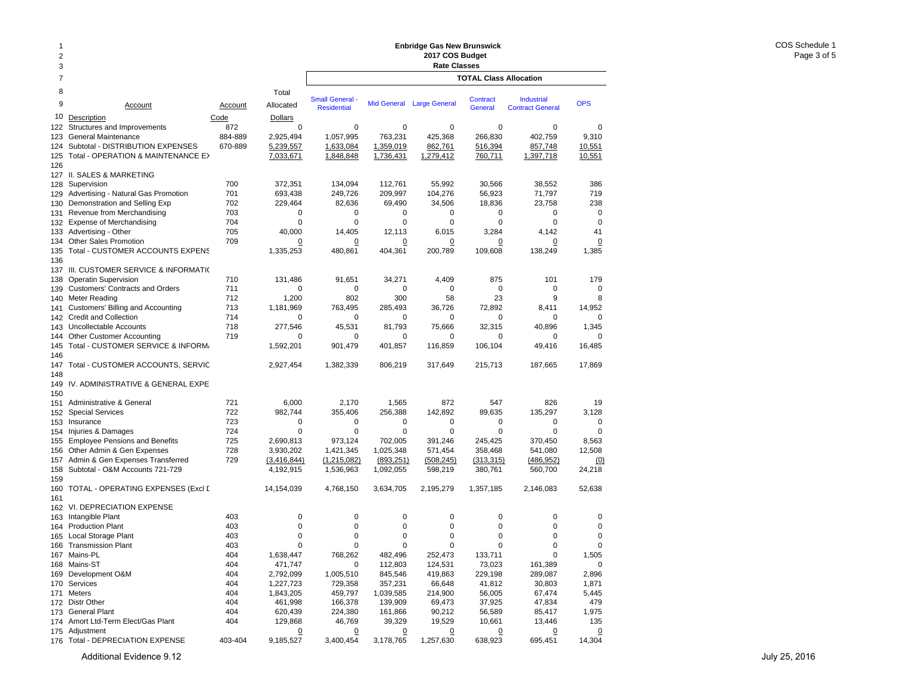# Enbridge Gas New Brunswick
## 2017 COS Budget
### Rate Classes

COS Schedule 1
Page 3 of 5

| Line | Account Description | Account Code | Total Allocated Dollars | Small General - Residential | Mid General | Large General | Contract General | Industrial Contract General | OPS |
|---|---|---|---|---|---|---|---|---|---|
| | | | | **TOTAL Class Allocation** | | | | | |
| 122 | Structures and Improvements | 872 | 0 | 0 | 0 | 0 | 0 | 0 | 0 |
| 123 | General Maintenance | 884-889 | 2,925,494 | 1,057,995 | 763,231 | 425,368 | 266,830 | 402,759 | 9,310 |
| 124 | Subtotal - DISTRIBUTION EXPENSES | 670-889 | 5,239,557 | 1,633,084 | 1,359,019 | 862,761 | 516,394 | 857,748 | 10,551 |
| 125 | Total - OPERATION & MAINTENANCE EX | | 7,033,671 | 1,848,848 | 1,736,431 | 1,279,412 | 760,711 | 1,397,718 | 10,551 |
| 126 | | | | | | | | | |
| 127 | II. SALES & MARKETING | | | | | | | | |
| 128 | Supervision | 700 | 372,351 | 134,094 | 112,761 | 55,992 | 30,566 | 38,552 | 386 |
| 129 | Advertising - Natural Gas Promotion | 701 | 693,438 | 249,726 | 209,997 | 104,276 | 56,923 | 71,797 | 719 |
| 130 | Demonstration and Selling Exp | 702 | 229,464 | 82,636 | 69,490 | 34,506 | 18,836 | 23,758 | 238 |
| 131 | Revenue from Merchandising | 703 | 0 | 0 | 0 | 0 | 0 | 0 | 0 |
| 132 | Expense of Merchandising | 704 | 0 | 0 | 0 | 0 | 0 | 0 | 0 |
| 133 | Advertising - Other | 705 | 40,000 | 14,405 | 12,113 | 6,015 | 3,284 | 4,142 | 41 |
| 134 | Other Sales Promotion | 709 | 0 | 0 | 0 | 0 | 0 | 0 | 0 |
| 135 | Total - CUSTOMER ACCOUNTS EXPENS | | 1,335,253 | 480,861 | 404,361 | 200,789 | 109,608 | 138,249 | 1,385 |
| 136 | | | | | | | | | |
| 137 | III. CUSTOMER SERVICE & INFORMATIC | | | | | | | | |
| 138 | Operatin Supervision | 710 | 131,486 | 91,651 | 34,271 | 4,409 | 875 | 101 | 179 |
| 139 | Customers' Contracts and Orders | 711 | 0 | 0 | 0 | 0 | 0 | 0 | 0 |
| 140 | Meter Reading | 712 | 1,200 | 802 | 300 | 58 | 23 | 9 | 8 |
| 141 | Customers' Billing and Accounting | 713 | 1,181,969 | 763,495 | 285,493 | 36,726 | 72,892 | 8,411 | 14,952 |
| 142 | Credit and Collection | 714 | 0 | 0 | 0 | 0 | 0 | 0 | 0 |
| 143 | Uncollectable Accounts | 718 | 277,546 | 45,531 | 81,793 | 75,666 | 32,315 | 40,896 | 1,345 |
| 144 | Other Customer Accounting | 719 | 0 | 0 | 0 | 0 | 0 | 0 | 0 |
| 145 | Total - CUSTOMER SERVICE & INFORM | | 1,592,201 | 901,479 | 401,857 | 116,859 | 106,104 | 49,416 | 16,485 |
| 146 | | | | | | | | | |
| 147 | Total - CUSTOMER ACCOUNTS, SERVIC | | 2,927,454 | 1,382,339 | 806,219 | 317,649 | 215,713 | 187,665 | 17,869 |
| 148 | | | | | | | | | |
| 149 | IV. ADMINISTRATIVE & GENERAL EXPE | | | | | | | | |
| 150 | | | | | | | | | |
| 151 | Administrative & General | 721 | 6,000 | 2,170 | 1,565 | 872 | 547 | 826 | 19 |
| 152 | Special Services | 722 | 982,744 | 355,406 | 256,388 | 142,892 | 89,635 | 135,297 | 3,128 |
| 153 | Insurance | 723 | 0 | 0 | 0 | 0 | 0 | 0 | 0 |
| 154 | Injuries & Damages | 724 | 0 | 0 | 0 | 0 | 0 | 0 | 0 |
| 155 | Employee Pensions and Benefits | 725 | 2,690,813 | 973,124 | 702,005 | 391,246 | 245,425 | 370,450 | 8,563 |
| 156 | Other Admin & Gen Expenses | 728 | 3,930,202 | 1,421,345 | 1,025,348 | 571,454 | 358,468 | 541,080 | 12,508 |
| 157 | Admin & Gen Expenses Transferred | 729 | (3,416,844) | (1,215,082) | (893,251) | (508,245) | (313,315) | (486,952) | (0) |
| 158 | Subtotal - O&M Accounts 721-729 | | 4,192,915 | 1,536,963 | 1,092,055 | 598,219 | 380,761 | 560,700 | 24,218 |
| 159 | | | | | | | | | |
| 160 | TOTAL - OPERATING EXPENSES (Excl D | | 14,154,039 | 4,768,150 | 3,634,705 | 2,195,279 | 1,357,185 | 2,146,083 | 52,638 |
| 161 | | | | | | | | | |
| 162 | VI. DEPRECIATION EXPENSE | | | | | | | | |
| 163 | Intangible Plant | 403 | 0 | 0 | 0 | 0 | 0 | 0 | 0 |
| 164 | Production Plant | 403 | 0 | 0 | 0 | 0 | 0 | 0 | 0 |
| 165 | Local Storage Plant | 403 | 0 | 0 | 0 | 0 | 0 | 0 | 0 |
| 166 | Transmission Plant | 403 | 0 | 0 | 0 | 0 | 0 | 0 | 0 |
| 167 | Mains-PL | 404 | 1,638,447 | 768,262 | 482,496 | 252,473 | 133,711 | 0 | 1,505 |
| 168 | Mains-ST | 404 | 471,747 | 0 | 112,803 | 124,531 | 73,023 | 161,389 | 0 |
| 169 | Development O&M | 404 | 2,792,099 | 1,005,510 | 845,546 | 419,863 | 229,198 | 289,087 | 2,896 |
| 170 | Services | 404 | 1,227,723 | 729,358 | 357,231 | 66,648 | 41,812 | 30,803 | 1,871 |
| 171 | Meters | 404 | 1,843,205 | 459,797 | 1,039,585 | 214,900 | 56,005 | 67,474 | 5,445 |
| 172 | Distr Other | 404 | 461,998 | 166,378 | 139,909 | 69,473 | 37,925 | 47,834 | 479 |
| 173 | General Plant | 404 | 620,439 | 224,380 | 161,866 | 90,212 | 56,589 | 85,417 | 1,975 |
| 174 | Amort Ltd-Term Elect/Gas Plant | 404 | 129,868 | 46,769 | 39,329 | 19,529 | 10,661 | 13,446 | 135 |
| 175 | Adjustment | | 0 | 0 | 0 | 0 | 0 | 0 | 0 |
| 176 | Total - DEPRECIATION EXPENSE | 403-404 | 9,185,527 | 3,400,454 | 3,178,765 | 1,257,630 | 638,923 | 695,451 | 14,304 |

Additional Evidence 9.12

July 25, 2016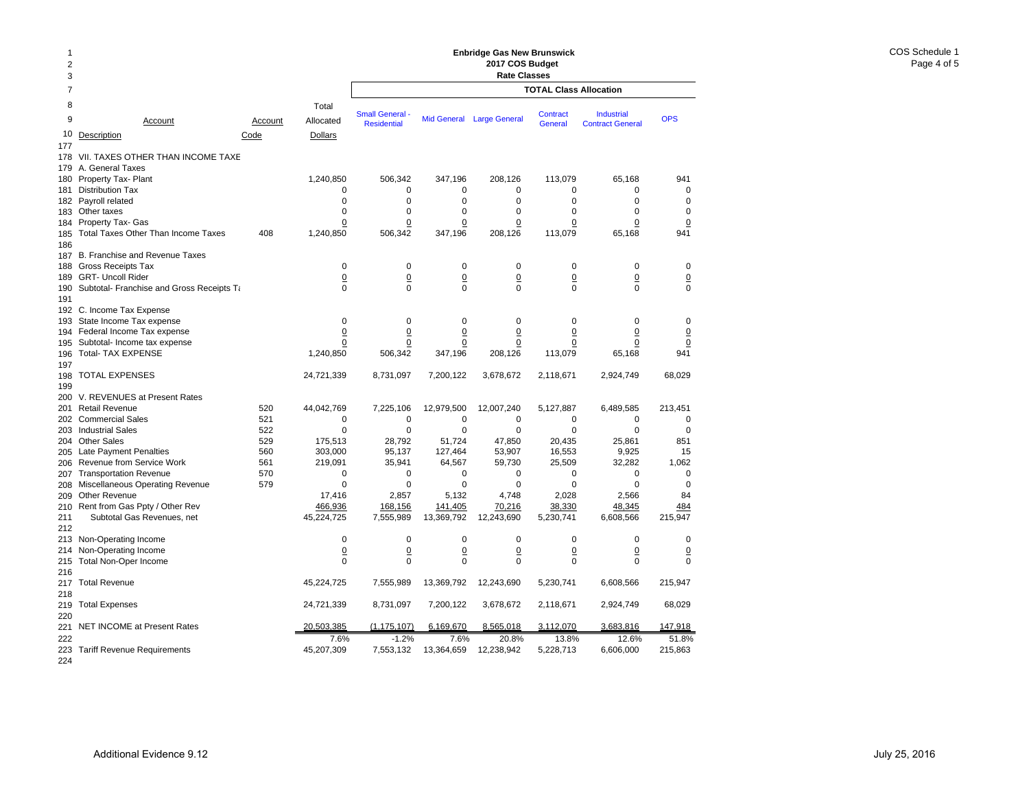# Enbridge Gas New Brunswick
## 2017 COS Budget
### Rate Classes

| Line | Account Description | Account Code | Total Allocated Dollars | Small General - Residential | Mid General | Large General | Contract General | Industrial Contract General | OPS |
|---|---|---|---|---|---|---|---|---|---|
| | | | | **TOTAL Class Allocation** | | | | | |
| 177 | | | | | | | | | |
| 178 | VII. TAXES OTHER THAN INCOME TAXE | | | | | | | | |
| 179 | A. General Taxes | | | | | | | | |
| 180 | Property Tax- Plant | | 1,240,850 | 506,342 | 347,196 | 208,126 | 113,079 | 65,168 | 941 |
| 181 | Distribution Tax | | 0 | 0 | 0 | 0 | 0 | 0 | 0 |
| 182 | Payroll related | | 0 | 0 | 0 | 0 | 0 | 0 | 0 |
| 183 | Other taxes | | 0 | 0 | 0 | 0 | 0 | 0 | 0 |
| 184 | Property Tax- Gas | | 0 | 0 | 0 | 0 | 0 | 0 | 0 |
| 185 | Total Taxes Other Than Income Taxes | 408 | 1,240,850 | 506,342 | 347,196 | 208,126 | 113,079 | 65,168 | 941 |
| 186 | | | | | | | | | |
| 187 | B. Franchise and Revenue Taxes | | | | | | | | |
| 188 | Gross Receipts Tax | | 0 | 0 | 0 | 0 | 0 | 0 | 0 |
| 189 | GRT- Uncoll Rider | | 0 | 0 | 0 | 0 | 0 | 0 | 0 |
| 190 | Subtotal- Franchise and Gross Receipts Ta | | 0 | 0 | 0 | 0 | 0 | 0 | 0 |
| 191 | | | | | | | | | |
| 192 | C. Income Tax Expense | | | | | | | | |
| 193 | State Income Tax expense | | 0 | 0 | 0 | 0 | 0 | 0 | 0 |
| 194 | Federal Income Tax expense | | 0 | 0 | 0 | 0 | 0 | 0 | 0 |
| 195 | Subtotal- Income tax expense | | 0 | 0 | 0 | 0 | 0 | 0 | 0 |
| 196 | Total- TAX EXPENSE | | 1,240,850 | 506,342 | 347,196 | 208,126 | 113,079 | 65,168 | 941 |
| 197 | | | | | | | | | |
| 198 | TOTAL EXPENSES | | 24,721,339 | 8,731,097 | 7,200,122 | 3,678,672 | 2,118,671 | 2,924,749 | 68,029 |
| 199 | | | | | | | | | |
| 200 | V. REVENUES at Present Rates | | | | | | | | |
| 201 | Retail Revenue | 520 | 44,042,769 | 7,225,106 | 12,979,500 | 12,007,240 | 5,127,887 | 6,489,585 | 213,451 |
| 202 | Commercial Sales | 521 | 0 | 0 | 0 | 0 | 0 | 0 | 0 |
| 203 | Industrial Sales | 522 | 0 | 0 | 0 | 0 | 0 | 0 | 0 |
| 204 | Other Sales | 529 | 175,513 | 28,792 | 51,724 | 47,850 | 20,435 | 25,861 | 851 |
| 205 | Late Payment Penalties | 560 | 303,000 | 95,137 | 127,464 | 53,907 | 16,553 | 9,925 | 15 |
| 206 | Revenue from Service Work | 561 | 219,091 | 35,941 | 64,567 | 59,730 | 25,509 | 32,282 | 1,062 |
| 207 | Transportation Revenue | 570 | 0 | 0 | 0 | 0 | 0 | 0 | 0 |
| 208 | Miscellaneous Operating Revenue | 579 | 0 | 0 | 0 | 0 | 0 | 0 | 0 |
| 209 | Other Revenue | | 17,416 | 2,857 | 5,132 | 4,748 | 2,028 | 2,566 | 84 |
| 210 | Rent from Gas Ppty / Other Rev | | 466,936 | 168,156 | 141,405 | 70,216 | 38,330 | 48,345 | 484 |
| 211 | Subtotal Gas Revenues, net | | 45,224,725 | 7,555,989 | 13,369,792 | 12,243,690 | 5,230,741 | 6,608,566 | 215,947 |
| 212 | | | | | | | | | |
| 213 | Non-Operating Income | | 0 | 0 | 0 | 0 | 0 | 0 | 0 |
| 214 | Non-Operating Income | | 0 | 0 | 0 | 0 | 0 | 0 | 0 |
| 215 | Total Non-Oper Income | | 0 | 0 | 0 | 0 | 0 | 0 | 0 |
| 216 | | | | | | | | | |
| 217 | Total Revenue | | 45,224,725 | 7,555,989 | 13,369,792 | 12,243,690 | 5,230,741 | 6,608,566 | 215,947 |
| 218 | | | | | | | | | |
| 219 | Total Expenses | | 24,721,339 | 8,731,097 | 7,200,122 | 3,678,672 | 2,118,671 | 2,924,749 | 68,029 |
| 220 | | | | | | | | | |
| 221 | NET INCOME at Present Rates | | 20,503,385 | (1,175,107) | 6,169,670 | 8,565,018 | 3,112,070 | 3,683,816 | 147,918 |
| 222 | | | 7.6% | -1.2% | 7.6% | 20.8% | 13.8% | 12.6% | 51.8% |
| 223 | Tariff Revenue Requirements | | 45,207,309 | 7,553,132 | 13,364,659 | 12,238,942 | 5,228,713 | 6,606,000 | 215,863 |
| 224 | | | | | | | | | |

Additional Evidence 9.12

July 25, 2016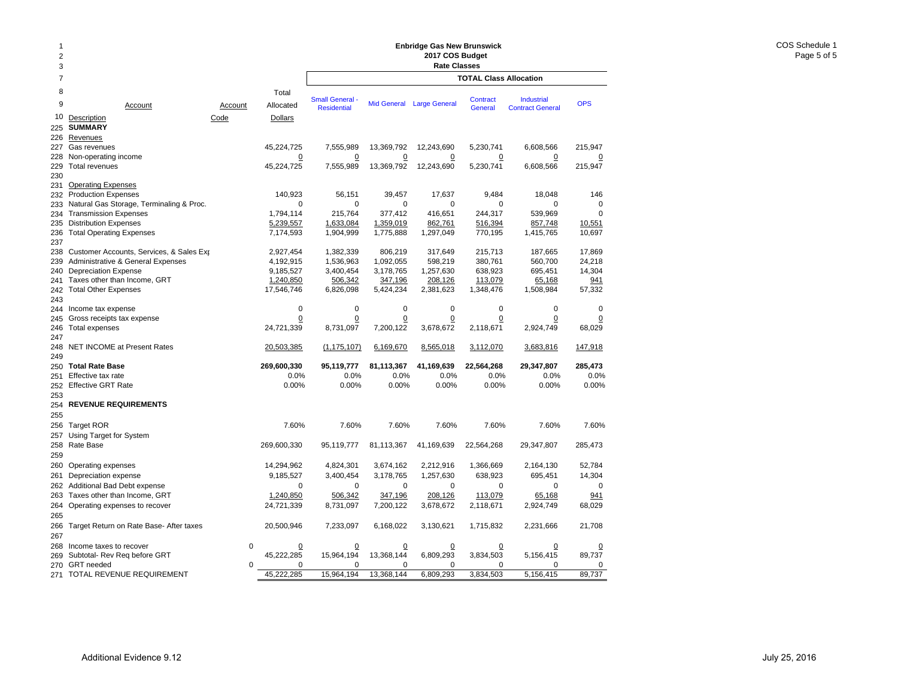# Enbridge Gas New Brunswick
## 2017 COS Budget
### Rate Classes

COS Schedule 1
Page 5 of 5

| Line | Account Description | Account Code | Total Allocated Dollars | Small General - Residential | Mid General | Large General | Contract General | Industrial Contract General | OPS |
|---|---|---|---|---|---|---|---|---|---|
| | | | | **TOTAL Class Allocation** | | | | | |
| 225 | **SUMMARY** | | | | | | | | |
| 226 | Revenues | | | | | | | | |
| 227 | Gas revenues | | 45,224,725 | 7,555,989 | 13,369,792 | 12,243,690 | 5,230,741 | 6,608,566 | 215,947 |
| 228 | Non-operating income | | 0 | 0 | 0 | 0 | 0 | 0 | 0 |
| 229 | Total revenues | | 45,224,725 | 7,555,989 | 13,369,792 | 12,243,690 | 5,230,741 | 6,608,566 | 215,947 |
| 230 | | | | | | | | | |
| 231 | Operating Expenses | | | | | | | | |
| 232 | Production Expenses | | 140,923 | 56,151 | 39,457 | 17,637 | 9,484 | 18,048 | 146 |
| 233 | Natural Gas Storage, Terminaling & Proc. | | 0 | 0 | 0 | 0 | 0 | 0 | 0 |
| 234 | Transmission Expenses | | 1,794,114 | 215,764 | 377,412 | 416,651 | 244,317 | 539,969 | 0 |
| 235 | Distribution Expenses | | 5,239,557 | 1,633,084 | 1,359,019 | 862,761 | 516,394 | 857,748 | 10,551 |
| 236 | Total Operating Expenses | | 7,174,593 | 1,904,999 | 1,775,888 | 1,297,049 | 770,195 | 1,415,765 | 10,697 |
| 237 | | | | | | | | | |
| 238 | Customer Accounts, Services, & Sales Exp | | 2,927,454 | 1,382,339 | 806,219 | 317,649 | 215,713 | 187,665 | 17,869 |
| 239 | Administrative & General Expenses | | 4,192,915 | 1,536,963 | 1,092,055 | 598,219 | 380,761 | 560,700 | 24,218 |
| 240 | Depreciation Expense | | 9,185,527 | 3,400,454 | 3,178,765 | 1,257,630 | 638,923 | 695,451 | 14,304 |
| 241 | Taxes other than Income, GRT | | 1,240,850 | 506,342 | 347,196 | 208,126 | 113,079 | 65,168 | 941 |
| 242 | Total Other Expenses | | 17,546,746 | 6,826,098 | 5,424,234 | 2,381,623 | 1,348,476 | 1,508,984 | 57,332 |
| 243 | | | | | | | | | |
| 244 | Income tax expense | | 0 | 0 | 0 | 0 | 0 | 0 | 0 |
| 245 | Gross receipts tax expense | | 0 | 0 | 0 | 0 | 0 | 0 | 0 |
| 246 | Total expenses | | 24,721,339 | 8,731,097 | 7,200,122 | 3,678,672 | 2,118,671 | 2,924,749 | 68,029 |
| 247 | | | | | | | | | |
| 248 | NET INCOME at Present Rates | | 20,503,385 | (1,175,107) | 6,169,670 | 8,565,018 | 3,112,070 | 3,683,816 | 147,918 |
| 249 | | | | | | | | | |
| 250 | **Total Rate Base** | | **269,600,330** | **95,119,777** | **81,113,367** | **41,169,639** | **22,564,268** | **29,347,807** | **285,473** |
| 251 | Effective tax rate | | 0.0% | 0.0% | 0.0% | 0.0% | 0.0% | 0.0% | 0.0% |
| 252 | Effective GRT Rate | | 0.00% | 0.00% | 0.00% | 0.00% | 0.00% | 0.00% | 0.00% |
| 253 | | | | | | | | | |
| 254 | **REVENUE REQUIREMENTS** | | | | | | | | |
| 255 | | | | | | | | | |
| 256 | Target ROR | | 7.60% | 7.60% | 7.60% | 7.60% | 7.60% | 7.60% | 7.60% |
| 257 | Using Target for System | | | | | | | | |
| 258 | Rate Base | | 269,600,330 | 95,119,777 | 81,113,367 | 41,169,639 | 22,564,268 | 29,347,807 | 285,473 |
| 259 | | | | | | | | | |
| 260 | Operating expenses | | 14,294,962 | 4,824,301 | 3,674,162 | 2,212,916 | 1,366,669 | 2,164,130 | 52,784 |
| 261 | Depreciation expense | | 9,185,527 | 3,400,454 | 3,178,765 | 1,257,630 | 638,923 | 695,451 | 14,304 |
| 262 | Additional Bad Debt expense | | 0 | 0 | 0 | 0 | 0 | 0 | 0 |
| 263 | Taxes other than Income, GRT | | 1,240,850 | 506,342 | 347,196 | 208,126 | 113,079 | 65,168 | 941 |
| 264 | Operating expenses to recover | | 24,721,339 | 8,731,097 | 7,200,122 | 3,678,672 | 2,118,671 | 2,924,749 | 68,029 |
| 265 | | | | | | | | | |
| 266 | Target Return on Rate Base- After taxes | | 20,500,946 | 7,233,097 | 6,168,022 | 3,130,621 | 1,715,832 | 2,231,666 | 21,708 |
| 267 | | | | | | | | | |
| 268 | Income taxes to recover | 0 | 0 | 0 | 0 | 0 | 0 | 0 | 0 |
| 269 | Subtotal- Rev Req before GRT | | 45,222,285 | 15,964,194 | 13,368,144 | 6,809,293 | 3,834,503 | 5,156,415 | 89,737 |
| 270 | GRT needed | 0 | 0 | 0 | 0 | 0 | 0 | 0 | 0 |
| 271 | TOTAL REVENUE REQUIREMENT | | 45,222,285 | 15,964,194 | 13,368,144 | 6,809,293 | 3,834,503 | 5,156,415 | 89,737 |

Additional Evidence 9.12

July 25, 2016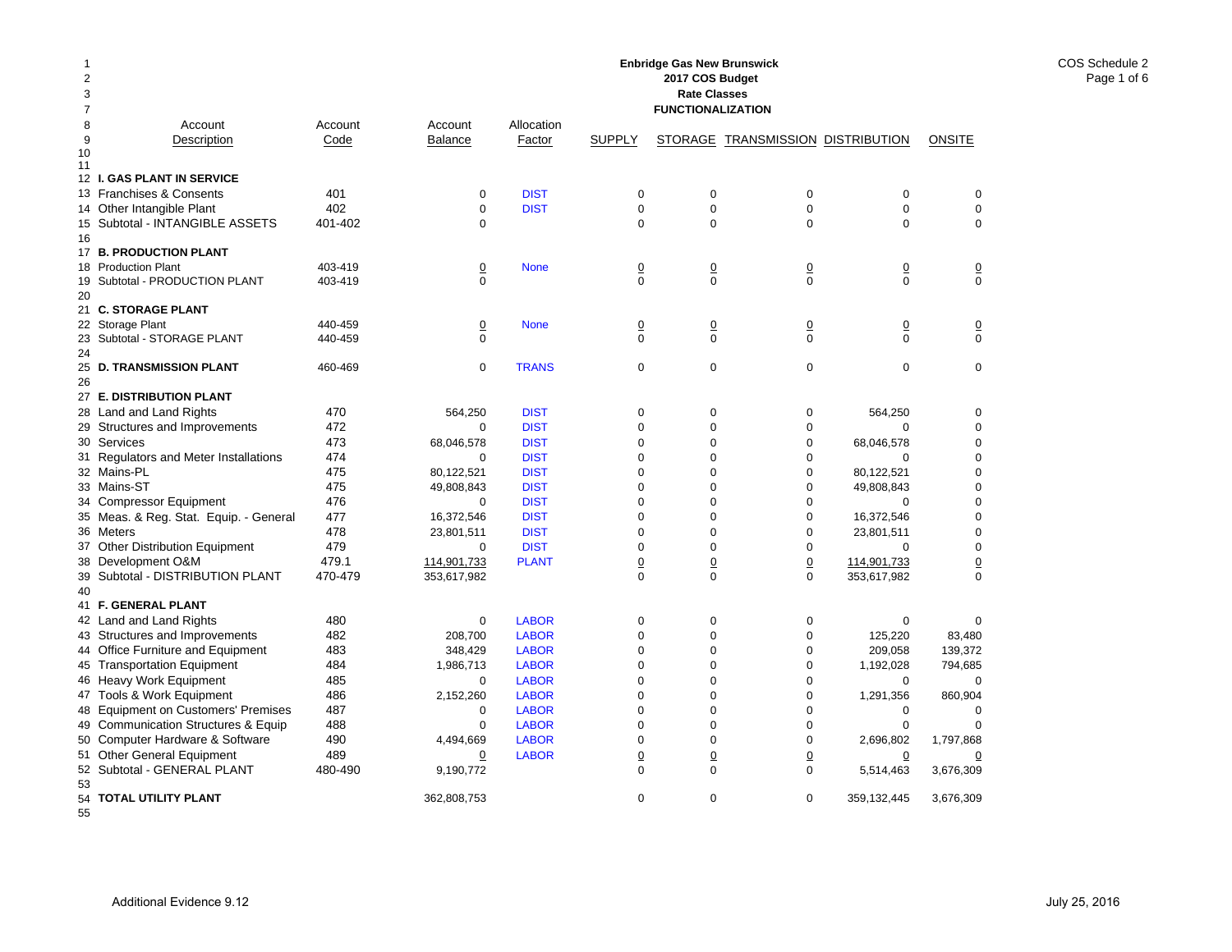**Enbridge Gas New Brunswick**
**2017 COS Budget**
**Rate Classes**
**FUNCTIONALIZATION**

COS Schedule 2
Page 1 of 6

| Line | Account Description | Account Code | Account Balance | Allocation Factor | SUPPLY | STORAGE | TRANSMISSION | DISTRIBUTION | ONSITE |
|---|---|---|---|---|---|---|---|---|---|
| 12 | **I. GAS PLANT IN SERVICE** | | | | | | | | |
| 13 | Franchises & Consents | 401 | 0 | DIST | 0 | 0 | 0 | 0 | 0 |
| 14 | Other Intangible Plant | 402 | 0 | DIST | 0 | 0 | 0 | 0 | 0 |
| 15 | Subtotal - INTANGIBLE ASSETS | 401-402 | 0 | | 0 | 0 | 0 | 0 | 0 |
| 16 | | | | | | | | | |
| 17 | **B. PRODUCTION PLANT** | | | | | | | | |
| 18 | Production Plant | 403-419 | 0 | None | 0 | 0 | 0 | 0 | 0 |
| 19 | Subtotal - PRODUCTION PLANT | 403-419 | 0 | | 0 | 0 | 0 | 0 | 0 |
| 20 | | | | | | | | | |
| 21 | **C. STORAGE PLANT** | | | | | | | | |
| 22 | Storage Plant | 440-459 | 0 | None | 0 | 0 | 0 | 0 | 0 |
| 23 | Subtotal - STORAGE PLANT | 440-459 | 0 | | 0 | 0 | 0 | 0 | 0 |
| 24 | | | | | | | | | |
| 25 | **D. TRANSMISSION PLANT** | 460-469 | 0 | TRANS | 0 | 0 | 0 | 0 | 0 |
| 26 | | | | | | | | | |
| 27 | **E. DISTRIBUTION PLANT** | | | | | | | | |
| 28 | Land and Land Rights | 470 | 564,250 | DIST | 0 | 0 | 0 | 564,250 | 0 |
| 29 | Structures and Improvements | 472 | 0 | DIST | 0 | 0 | 0 | 0 | 0 |
| 30 | Services | 473 | 68,046,578 | DIST | 0 | 0 | 0 | 68,046,578 | 0 |
| 31 | Regulators and Meter Installations | 474 | 0 | DIST | 0 | 0 | 0 | 0 | 0 |
| 32 | Mains-PL | 475 | 80,122,521 | DIST | 0 | 0 | 0 | 80,122,521 | 0 |
| 33 | Mains-ST | 475 | 49,808,843 | DIST | 0 | 0 | 0 | 49,808,843 | 0 |
| 34 | Compressor Equipment | 476 | 0 | DIST | 0 | 0 | 0 | 0 | 0 |
| 35 | Meas. & Reg. Stat. Equip. - General | 477 | 16,372,546 | DIST | 0 | 0 | 0 | 16,372,546 | 0 |
| 36 | Meters | 478 | 23,801,511 | DIST | 0 | 0 | 0 | 23,801,511 | 0 |
| 37 | Other Distribution Equipment | 479 | 0 | DIST | 0 | 0 | 0 | 0 | 0 |
| 38 | Development O&M | 479.1 | 114,901,733 | PLANT | 0 | 0 | 0 | 114,901,733 | 0 |
| 39 | Subtotal - DISTRIBUTION PLANT | 470-479 | 353,617,982 | | 0 | 0 | 0 | 353,617,982 | 0 |
| 40 | | | | | | | | | |
| 41 | **F. GENERAL PLANT** | | | | | | | | |
| 42 | Land and Land Rights | 480 | 0 | LABOR | 0 | 0 | 0 | 0 | 0 |
| 43 | Structures and Improvements | 482 | 208,700 | LABOR | 0 | 0 | 0 | 125,220 | 83,480 |
| 44 | Office Furniture and Equipment | 483 | 348,429 | LABOR | 0 | 0 | 0 | 209,058 | 139,372 |
| 45 | Transportation Equipment | 484 | 1,986,713 | LABOR | 0 | 0 | 0 | 1,192,028 | 794,685 |
| 46 | Heavy Work Equipment | 485 | 0 | LABOR | 0 | 0 | 0 | 0 | 0 |
| 47 | Tools & Work Equipment | 486 | 2,152,260 | LABOR | 0 | 0 | 0 | 1,291,356 | 860,904 |
| 48 | Equipment on Customers' Premises | 487 | 0 | LABOR | 0 | 0 | 0 | 0 | 0 |
| 49 | Communication Structures & Equip | 488 | 0 | LABOR | 0 | 0 | 0 | 0 | 0 |
| 50 | Computer Hardware & Software | 490 | 4,494,669 | LABOR | 0 | 0 | 0 | 2,696,802 | 1,797,868 |
| 51 | Other General Equipment | 489 | 0 | LABOR | 0 | 0 | 0 | 0 | 0 |
| 52 | Subtotal - GENERAL PLANT | 480-490 | 9,190,772 | | 0 | 0 | 0 | 5,514,463 | 3,676,309 |
| 53 | | | | | | | | | |
| 54 | **TOTAL UTILITY PLANT** | | 362,808,753 | | 0 | 0 | 0 | 359,132,445 | 3,676,309 |

Additional Evidence 9.12

July 25, 2016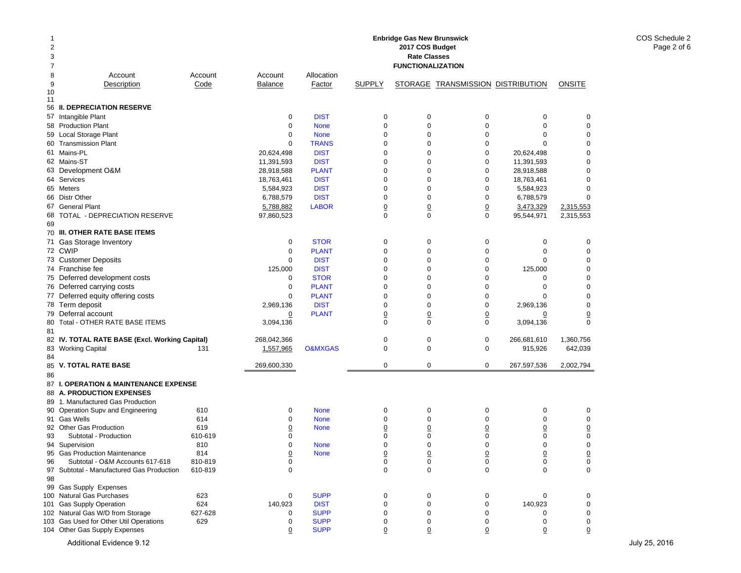**Enbridge Gas New Brunswick**
**2017 COS Budget**
**Rate Classes**
**FUNCTIONALIZATION**

COS Schedule 2
Page 2 of 6

| | Account Description | Account Code | Account Balance | Allocation Factor | SUPPLY | STORAGE | TRANSMISSION | DISTRIBUTION | ONSITE |
|---|---|---|---|---|---|---|---|---|---|
| 56 | **II. DEPRECIATION RESERVE** | | | | | | | | |
| 57 | Intangible Plant | | 0 | DIST | 0 | 0 | 0 | 0 | 0 |
| 58 | Production Plant | | 0 | None | 0 | 0 | 0 | 0 | 0 |
| 59 | Local Storage Plant | | 0 | None | 0 | 0 | 0 | 0 | 0 |
| 60 | Transmission Plant | | 0 | TRANS | 0 | 0 | 0 | 0 | 0 |
| 61 | Mains-PL | | 20,624,498 | DIST | 0 | 0 | 0 | 20,624,498 | 0 |
| 62 | Mains-ST | | 11,391,593 | DIST | 0 | 0 | 0 | 11,391,593 | 0 |
| 63 | Development O&M | | 28,918,588 | PLANT | 0 | 0 | 0 | 28,918,588 | 0 |
| 64 | Services | | 18,763,461 | DIST | 0 | 0 | 0 | 18,763,461 | 0 |
| 65 | Meters | | 5,584,923 | DIST | 0 | 0 | 0 | 5,584,923 | 0 |
| 66 | Distr Other | | 6,788,579 | DIST | 0 | 0 | 0 | 6,788,579 | 0 |
| 67 | General Plant | | 5,788,882 | LABOR | 0 | 0 | 0 | 3,473,329 | 2,315,553 |
| 68 | TOTAL - DEPRECIATION RESERVE | | 97,860,523 | | 0 | 0 | 0 | 95,544,971 | 2,315,553 |
| 69 | | | | | | | | | |
| 70 | **III. OTHER RATE BASE ITEMS** | | | | | | | | |
| 71 | Gas Storage Inventory | | 0 | STOR | 0 | 0 | 0 | 0 | 0 |
| 72 | CWIP | | 0 | PLANT | 0 | 0 | 0 | 0 | 0 |
| 73 | Customer Deposits | | 0 | DIST | 0 | 0 | 0 | 0 | 0 |
| 74 | Franchise fee | | 125,000 | DIST | 0 | 0 | 0 | 125,000 | 0 |
| 75 | Deferred development costs | | 0 | STOR | 0 | 0 | 0 | 0 | 0 |
| 76 | Deferred carrying costs | | 0 | PLANT | 0 | 0 | 0 | 0 | 0 |
| 77 | Deferred equity offering costs | | 0 | PLANT | 0 | 0 | 0 | 0 | 0 |
| 78 | Term deposit | | 2,969,136 | DIST | 0 | 0 | 0 | 2,969,136 | 0 |
| 79 | Deferral account | | 0 | PLANT | 0 | 0 | 0 | 0 | 0 |
| 80 | Total - OTHER RATE BASE ITEMS | | 3,094,136 | | 0 | 0 | 0 | 3,094,136 | 0 |
| 81 | | | | | | | | | |
| 82 | **IV. TOTAL RATE BASE (Excl. Working Capital)** | | 268,042,366 | | 0 | 0 | 0 | 266,681,610 | 1,360,756 |
| 83 | Working Capital | 131 | 1,557,965 | O&MXGAS | 0 | 0 | 0 | 915,926 | 642,039 |
| 84 | | | | | | | | | |
| 85 | **V. TOTAL RATE BASE** | | 269,600,330 | | 0 | 0 | 0 | 267,597,536 | 2,002,794 |
| 86 | | | | | | | | | |
| 87 | **I. OPERATION & MAINTENANCE EXPENSE** | | | | | | | | |
| 88 | **A. PRODUCTION EXPENSES** | | | | | | | | |
| 89 | 1. Manufactured Gas Production | | | | | | | | |
| 90 | Operation Supv and Engineering | 610 | 0 | None | 0 | 0 | 0 | 0 | 0 |
| 91 | Gas Wells | 614 | 0 | None | 0 | 0 | 0 | 0 | 0 |
| 92 | Other Gas Production | 619 | 0 | None | 0 | 0 | 0 | 0 | 0 |
| 93 | Subtotal - Production | 610-619 | 0 | | 0 | 0 | 0 | 0 | 0 |
| 94 | Supervision | 810 | 0 | None | 0 | 0 | 0 | 0 | 0 |
| 95 | Gas Production Maintenance | 814 | 0 | None | 0 | 0 | 0 | 0 | 0 |
| 96 | Subtotal - O&M Accounts 617-618 | 810-819 | 0 | | 0 | 0 | 0 | 0 | 0 |
| 97 | Subtotal - Manufactured Gas Production | 610-819 | 0 | | 0 | 0 | 0 | 0 | 0 |
| 98 | | | | | | | | | |
| 99 | Gas Supply Expenses | | | | | | | | |
| 100 | Natural Gas Purchases | 623 | 0 | SUPP | 0 | 0 | 0 | 0 | 0 |
| 101 | Gas Supply Operation | 624 | 140,923 | DIST | 0 | 0 | 0 | 140,923 | 0 |
| 102 | Natural Gas W/D from Storage | 627-628 | 0 | SUPP | 0 | 0 | 0 | 0 | 0 |
| 103 | Gas Used for Other Util Operations | 629 | 0 | SUPP | 0 | 0 | 0 | 0 | 0 |
| 104 | Other Gas Supply Expenses | | 0 | SUPP | 0 | 0 | 0 | 0 | 0 |

Additional Evidence 9.12 — July 25, 2016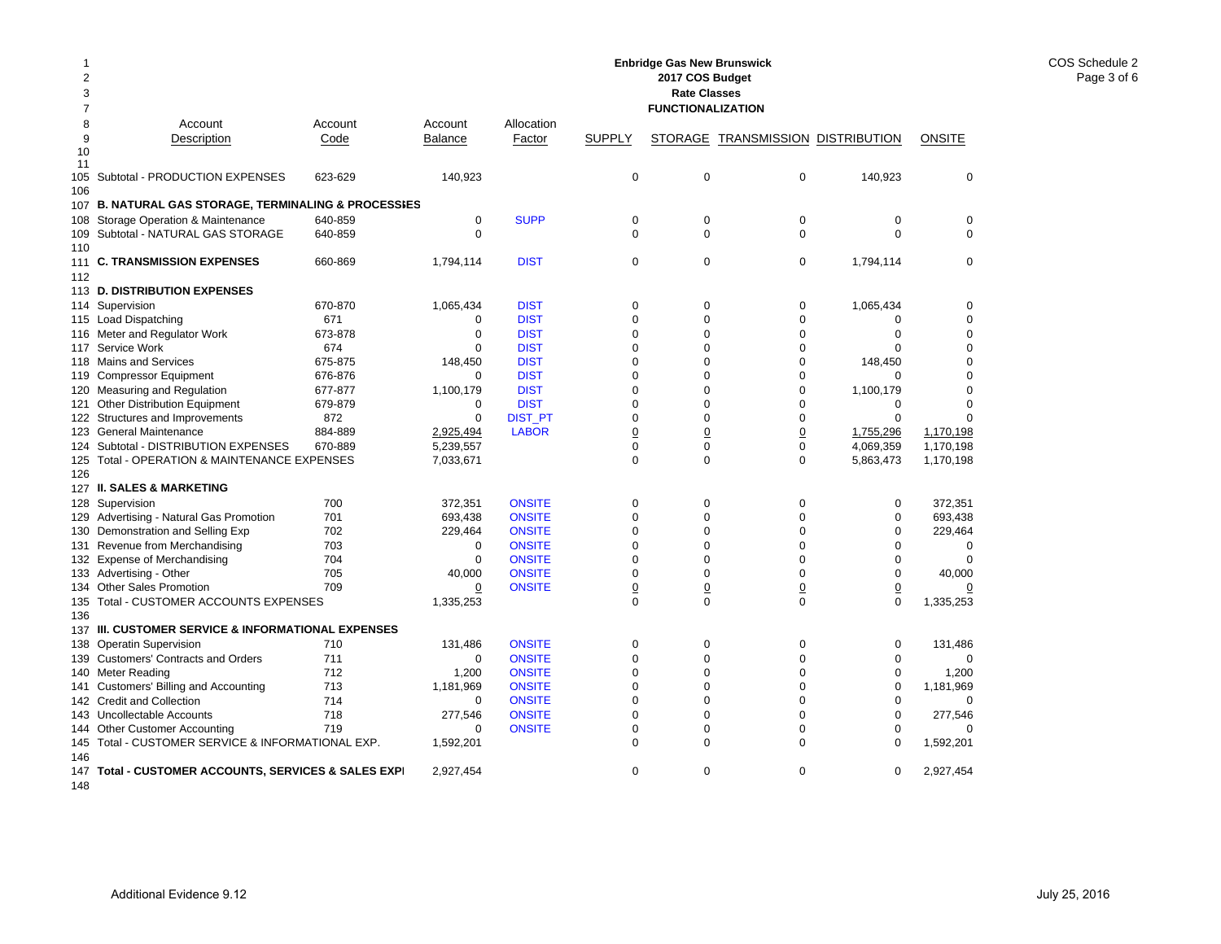**Enbridge Gas New Brunswick**
**2017 COS Budget**
**Rate Classes**
**FUNCTIONALIZATION**

COS Schedule 2
Page 3 of 6

| Line | Account Description | Account Code | Account Balance | Allocation Factor | SUPPLY | STORAGE | TRANSMISSION | DISTRIBUTION | ONSITE |
|---|---|---|---|---|---|---|---|---|---|
| 105 | Subtotal - PRODUCTION EXPENSES | 623-629 | 140,923 | | 0 | 0 | 0 | 140,923 | 0 |
| 106 | | | | | | | | | |
| 107 | **B. NATURAL GAS STORAGE, TERMINALING & PROCESSIES** | | | | | | | | |
| 108 | Storage Operation & Maintenance | 640-859 | 0 | SUPP | 0 | 0 | 0 | 0 | 0 |
| 109 | Subtotal - NATURAL GAS STORAGE | 640-859 | 0 | | 0 | 0 | 0 | 0 | 0 |
| 110 | | | | | | | | | |
| 111 | **C. TRANSMISSION EXPENSES** | 660-869 | 1,794,114 | DIST | 0 | 0 | 0 | 1,794,114 | 0 |
| 112 | | | | | | | | | |
| 113 | **D. DISTRIBUTION EXPENSES** | | | | | | | | |
| 114 | Supervision | 670-870 | 1,065,434 | DIST | 0 | 0 | 0 | 1,065,434 | 0 |
| 115 | Load Dispatching | 671 | 0 | DIST | 0 | 0 | 0 | 0 | 0 |
| 116 | Meter and Regulator Work | 673-878 | 0 | DIST | 0 | 0 | 0 | 0 | 0 |
| 117 | Service Work | 674 | 0 | DIST | 0 | 0 | 0 | 0 | 0 |
| 118 | Mains and Services | 675-875 | 148,450 | DIST | 0 | 0 | 0 | 148,450 | 0 |
| 119 | Compressor Equipment | 676-876 | 0 | DIST | 0 | 0 | 0 | 0 | 0 |
| 120 | Measuring and Regulation | 677-877 | 1,100,179 | DIST | 0 | 0 | 0 | 1,100,179 | 0 |
| 121 | Other Distribution Equipment | 679-879 | 0 | DIST | 0 | 0 | 0 | 0 | 0 |
| 122 | Structures and Improvements | 872 | 0 | DIST_PT | 0 | 0 | 0 | 0 | 0 |
| 123 | General Maintenance | 884-889 | 2,925,494 | LABOR | 0 | 0 | 0 | 1,755,296 | 1,170,198 |
| 124 | Subtotal - DISTRIBUTION EXPENSES | 670-889 | 5,239,557 | | 0 | 0 | 0 | 4,069,359 | 1,170,198 |
| 125 | Total - OPERATION & MAINTENANCE EXPENSES | | 7,033,671 | | 0 | 0 | 0 | 5,863,473 | 1,170,198 |
| 126 | | | | | | | | | |
| 127 | **II. SALES & MARKETING** | | | | | | | | |
| 128 | Supervision | 700 | 372,351 | ONSITE | 0 | 0 | 0 | 0 | 372,351 |
| 129 | Advertising - Natural Gas Promotion | 701 | 693,438 | ONSITE | 0 | 0 | 0 | 0 | 693,438 |
| 130 | Demonstration and Selling Exp | 702 | 229,464 | ONSITE | 0 | 0 | 0 | 0 | 229,464 |
| 131 | Revenue from Merchandising | 703 | 0 | ONSITE | 0 | 0 | 0 | 0 | 0 |
| 132 | Expense of Merchandising | 704 | 0 | ONSITE | 0 | 0 | 0 | 0 | 0 |
| 133 | Advertising - Other | 705 | 40,000 | ONSITE | 0 | 0 | 0 | 0 | 40,000 |
| 134 | Other Sales Promotion | 709 | 0 | ONSITE | 0 | 0 | 0 | 0 | 0 |
| 135 | Total - CUSTOMER ACCOUNTS EXPENSES | | 1,335,253 | | 0 | 0 | 0 | 0 | 1,335,253 |
| 136 | | | | | | | | | |
| 137 | **III. CUSTOMER SERVICE & INFORMATIONAL EXPENSES** | | | | | | | | |
| 138 | Operatin Supervision | 710 | 131,486 | ONSITE | 0 | 0 | 0 | 0 | 131,486 |
| 139 | Customers' Contracts and Orders | 711 | 0 | ONSITE | 0 | 0 | 0 | 0 | 0 |
| 140 | Meter Reading | 712 | 1,200 | ONSITE | 0 | 0 | 0 | 0 | 1,200 |
| 141 | Customers' Billing and Accounting | 713 | 1,181,969 | ONSITE | 0 | 0 | 0 | 0 | 1,181,969 |
| 142 | Credit and Collection | 714 | 0 | ONSITE | 0 | 0 | 0 | 0 | 0 |
| 143 | Uncollectable Accounts | 718 | 277,546 | ONSITE | 0 | 0 | 0 | 0 | 277,546 |
| 144 | Other Customer Accounting | 719 | 0 | ONSITE | 0 | 0 | 0 | 0 | 0 |
| 145 | Total - CUSTOMER SERVICE & INFORMATIONAL EXP. | | 1,592,201 | | 0 | 0 | 0 | 0 | 1,592,201 |
| 146 | | | | | | | | | |
| 147 | **Total - CUSTOMER ACCOUNTS, SERVICES & SALES EXPI** | | 2,927,454 | | 0 | 0 | 0 | 0 | 2,927,454 |
| 148 | | | | | | | | | |

Additional Evidence 9.12 — July 25, 2016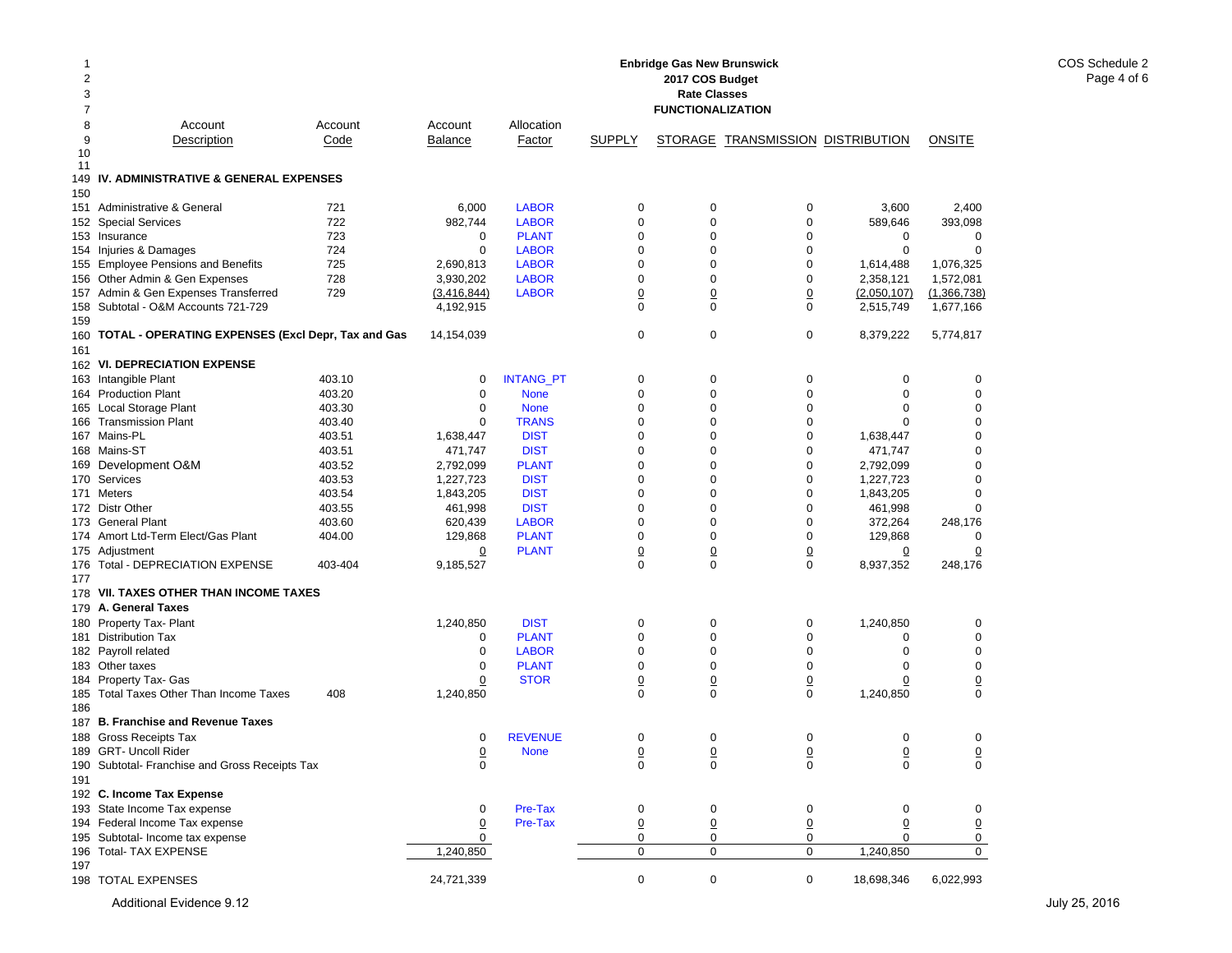**Enbridge Gas New Brunswick**
**2017 COS Budget**
**Rate Classes**
**FUNCTIONALIZATION**

COS Schedule 2
Page 4 of 6

| Line | Account Description | Account Code | Account Balance | Allocation Factor | SUPPLY | STORAGE | TRANSMISSION | DISTRIBUTION | ONSITE |
|---|---|---|---|---|---|---|---|---|---|
| 149 | **IV. ADMINISTRATIVE & GENERAL EXPENSES** | | | | | | | | |
| 150 | | | | | | | | | |
| 151 | Administrative & General | 721 | 6,000 | LABOR | 0 | 0 | 0 | 3,600 | 2,400 |
| 152 | Special Services | 722 | 982,744 | LABOR | 0 | 0 | 0 | 589,646 | 393,098 |
| 153 | Insurance | 723 | 0 | PLANT | 0 | 0 | 0 | 0 | 0 |
| 154 | Injuries & Damages | 724 | 0 | LABOR | 0 | 0 | 0 | 0 | 0 |
| 155 | Employee Pensions and Benefits | 725 | 2,690,813 | LABOR | 0 | 0 | 0 | 1,614,488 | 1,076,325 |
| 156 | Other Admin & Gen Expenses | 728 | 3,930,202 | LABOR | 0 | 0 | 0 | 2,358,121 | 1,572,081 |
| 157 | Admin & Gen Expenses Transferred | 729 | (3,416,844) | LABOR | 0 | 0 | 0 | (2,050,107) | (1,366,738) |
| 158 | Subtotal - O&M Accounts 721-729 | | 4,192,915 | | 0 | 0 | 0 | 2,515,749 | 1,677,166 |
| 159 | | | | | | | | | |
| 160 | **TOTAL - OPERATING EXPENSES (Excl Depr, Tax and Gas** | | 14,154,039 | | 0 | 0 | 0 | 8,379,222 | 5,774,817 |
| 161 | | | | | | | | | |
| 162 | **VI. DEPRECIATION EXPENSE** | | | | | | | | |
| 163 | Intangible Plant | 403.10 | 0 | INTANG_PT | 0 | 0 | 0 | 0 | 0 |
| 164 | Production Plant | 403.20 | 0 | None | 0 | 0 | 0 | 0 | 0 |
| 165 | Local Storage Plant | 403.30 | 0 | None | 0 | 0 | 0 | 0 | 0 |
| 166 | Transmission Plant | 403.40 | 0 | TRANS | 0 | 0 | 0 | 0 | 0 |
| 167 | Mains-PL | 403.51 | 1,638,447 | DIST | 0 | 0 | 0 | 1,638,447 | 0 |
| 168 | Mains-ST | 403.51 | 471,747 | DIST | 0 | 0 | 0 | 471,747 | 0 |
| 169 | Development O&M | 403.52 | 2,792,099 | PLANT | 0 | 0 | 0 | 2,792,099 | 0 |
| 170 | Services | 403.53 | 1,227,723 | DIST | 0 | 0 | 0 | 1,227,723 | 0 |
| 171 | Meters | 403.54 | 1,843,205 | DIST | 0 | 0 | 0 | 1,843,205 | 0 |
| 172 | Distr Other | 403.55 | 461,998 | DIST | 0 | 0 | 0 | 461,998 | 0 |
| 173 | General Plant | 403.60 | 620,439 | LABOR | 0 | 0 | 0 | 372,264 | 248,176 |
| 174 | Amort Ltd-Term Elect/Gas Plant | 404.00 | 129,868 | PLANT | 0 | 0 | 0 | 129,868 | 0 |
| 175 | Adjustment | | 0 | PLANT | 0 | 0 | 0 | 0 | 0 |
| 176 | Total - DEPRECIATION EXPENSE | 403-404 | 9,185,527 | | 0 | 0 | 0 | 8,937,352 | 248,176 |
| 177 | | | | | | | | | |
| 178 | **VII. TAXES OTHER THAN INCOME TAXES** | | | | | | | | |
| 179 | **A. General Taxes** | | | | | | | | |
| 180 | Property Tax- Plant | | 1,240,850 | DIST | 0 | 0 | 0 | 1,240,850 | 0 |
| 181 | Distribution Tax | | 0 | PLANT | 0 | 0 | 0 | 0 | 0 |
| 182 | Payroll related | | 0 | LABOR | 0 | 0 | 0 | 0 | 0 |
| 183 | Other taxes | | 0 | PLANT | 0 | 0 | 0 | 0 | 0 |
| 184 | Property Tax- Gas | | 0 | STOR | 0 | 0 | 0 | 0 | 0 |
| 185 | Total Taxes Other Than Income Taxes | 408 | 1,240,850 | | 0 | 0 | 0 | 1,240,850 | 0 |
| 186 | | | | | | | | | |
| 187 | **B. Franchise and Revenue Taxes** | | | | | | | | |
| 188 | Gross Receipts Tax | | 0 | REVENUE | 0 | 0 | 0 | 0 | 0 |
| 189 | GRT- Uncoll Rider | | 0 | None | 0 | 0 | 0 | 0 | 0 |
| 190 | Subtotal- Franchise and Gross Receipts Tax | | 0 | | 0 | 0 | 0 | 0 | 0 |
| 191 | | | | | | | | | |
| 192 | **C. Income Tax Expense** | | | | | | | | |
| 193 | State Income Tax expense | | 0 | Pre-Tax | 0 | 0 | 0 | 0 | 0 |
| 194 | Federal Income Tax expense | | 0 | Pre-Tax | 0 | 0 | 0 | 0 | 0 |
| 195 | Subtotal- Income tax expense | | 0 | | 0 | 0 | 0 | 0 | 0 |
| 196 | Total- TAX EXPENSE | | 1,240,850 | | 0 | 0 | 0 | 1,240,850 | 0 |
| 197 | | | | | | | | | |
| 198 | TOTAL EXPENSES | | 24,721,339 | | 0 | 0 | 0 | 18,698,346 | 6,022,993 |

Additional Evidence 9.12

July 25, 2016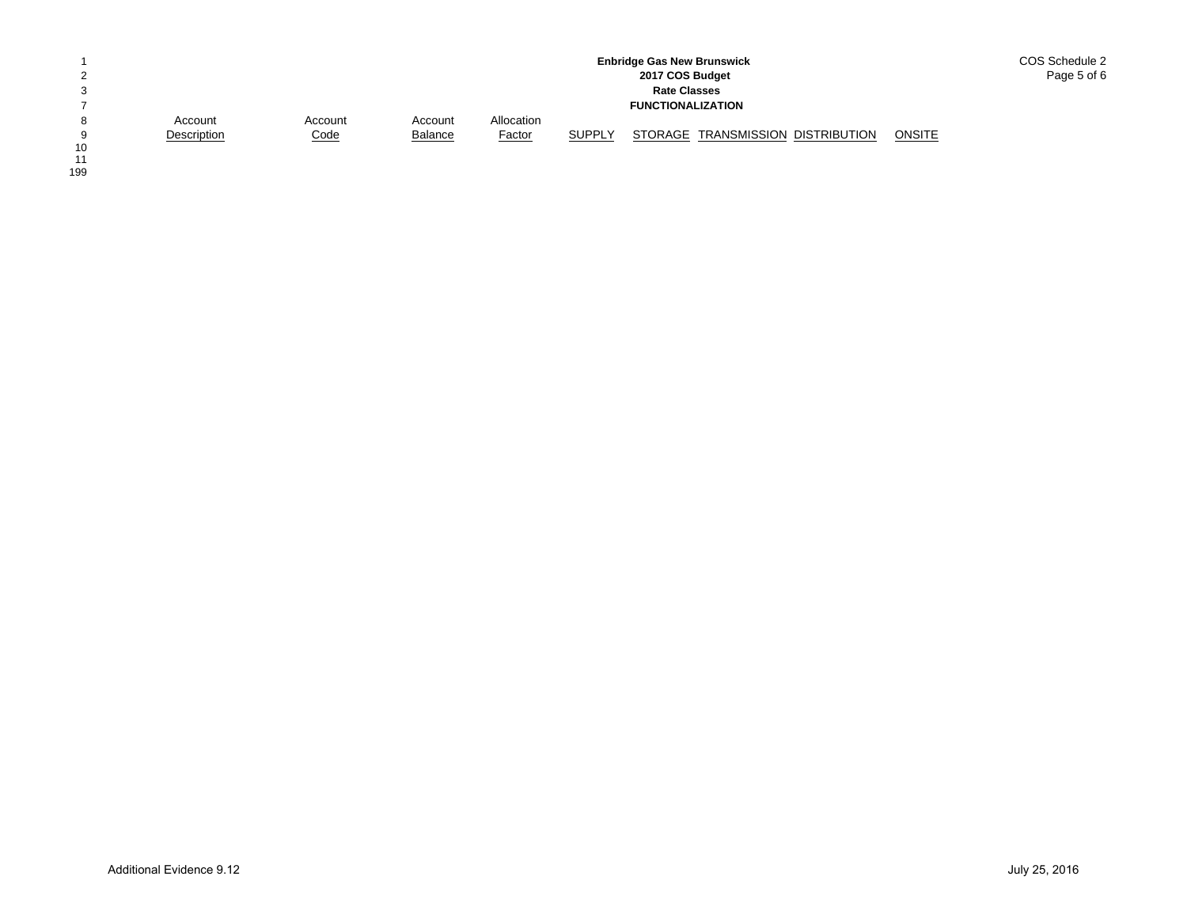**Enbridge Gas New Brunswick**
**2017 COS Budget**
**Rate Classes**
**FUNCTIONALIZATION**

COS Schedule 2
Page 5 of 6

| Account Description | Account Code | Account Balance | Allocation Factor | SUPPLY | STORAGE | TRANSMISSION | DISTRIBUTION | ONSITE |
|---|---|---|---|---|---|---|---|---|

Additional Evidence 9.12

July 25, 2016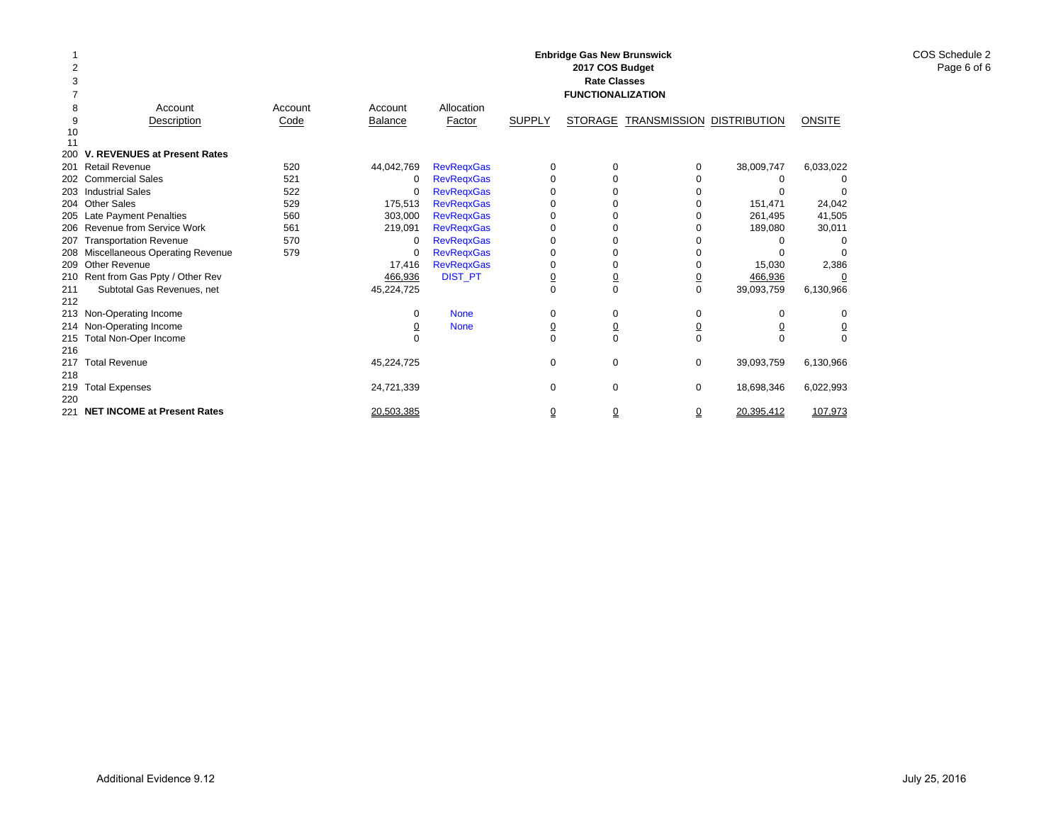# Enbridge Gas New Brunswick
## 2017 COS Budget
### Rate Classes
### FUNCTIONALIZATION

COS Schedule 2
Page 6 of 6

| Line | Account Description | Account Code | Account Balance | Allocation Factor | SUPPLY | STORAGE | TRANSMISSION | DISTRIBUTION | ONSITE |
|---|---|---|---|---|---|---|---|---|---|
| 200 | **V. REVENUES at Present Rates** | | | | | | | | |
| 201 | Retail Revenue | 520 | 44,042,769 | RevReqxGas | 0 | 0 | 0 | 38,009,747 | 6,033,022 |
| 202 | Commercial Sales | 521 | 0 | RevReqxGas | 0 | 0 | 0 | 0 | 0 |
| 203 | Industrial Sales | 522 | 0 | RevReqxGas | 0 | 0 | 0 | 0 | 0 |
| 204 | Other Sales | 529 | 175,513 | RevReqxGas | 0 | 0 | 0 | 151,471 | 24,042 |
| 205 | Late Payment Penalties | 560 | 303,000 | RevReqxGas | 0 | 0 | 0 | 261,495 | 41,505 |
| 206 | Revenue from Service Work | 561 | 219,091 | RevReqxGas | 0 | 0 | 0 | 189,080 | 30,011 |
| 207 | Transportation Revenue | 570 | 0 | RevReqxGas | 0 | 0 | 0 | 0 | 0 |
| 208 | Miscellaneous Operating Revenue | 579 | 0 | RevReqxGas | 0 | 0 | 0 | 0 | 0 |
| 209 | Other Revenue | | 17,416 | RevReqxGas | 0 | 0 | 0 | 15,030 | 2,386 |
| 210 | Rent from Gas Ppty / Other Rev | | 466,936 | DIST_PT | 0 | 0 | 0 | 466,936 | 0 |
| 211 | Subtotal Gas Revenues, net | | 45,224,725 | | 0 | 0 | 0 | 39,093,759 | 6,130,966 |
| 212 | | | | | | | | | |
| 213 | Non-Operating Income | | 0 | None | 0 | 0 | 0 | 0 | 0 |
| 214 | Non-Operating Income | | 0 | None | 0 | 0 | 0 | 0 | 0 |
| 215 | Total Non-Oper Income | | 0 | | 0 | 0 | 0 | 0 | 0 |
| 216 | | | | | | | | | |
| 217 | Total Revenue | | 45,224,725 | | 0 | 0 | 0 | 39,093,759 | 6,130,966 |
| 218 | | | | | | | | | |
| 219 | Total Expenses | | 24,721,339 | | 0 | 0 | 0 | 18,698,346 | 6,022,993 |
| 220 | | | | | | | | | |
| 221 | **NET INCOME at Present Rates** | | 20,503,385 | | 0 | 0 | 0 | 20,395,412 | 107,973 |

Additional Evidence 9.12

July 25, 2016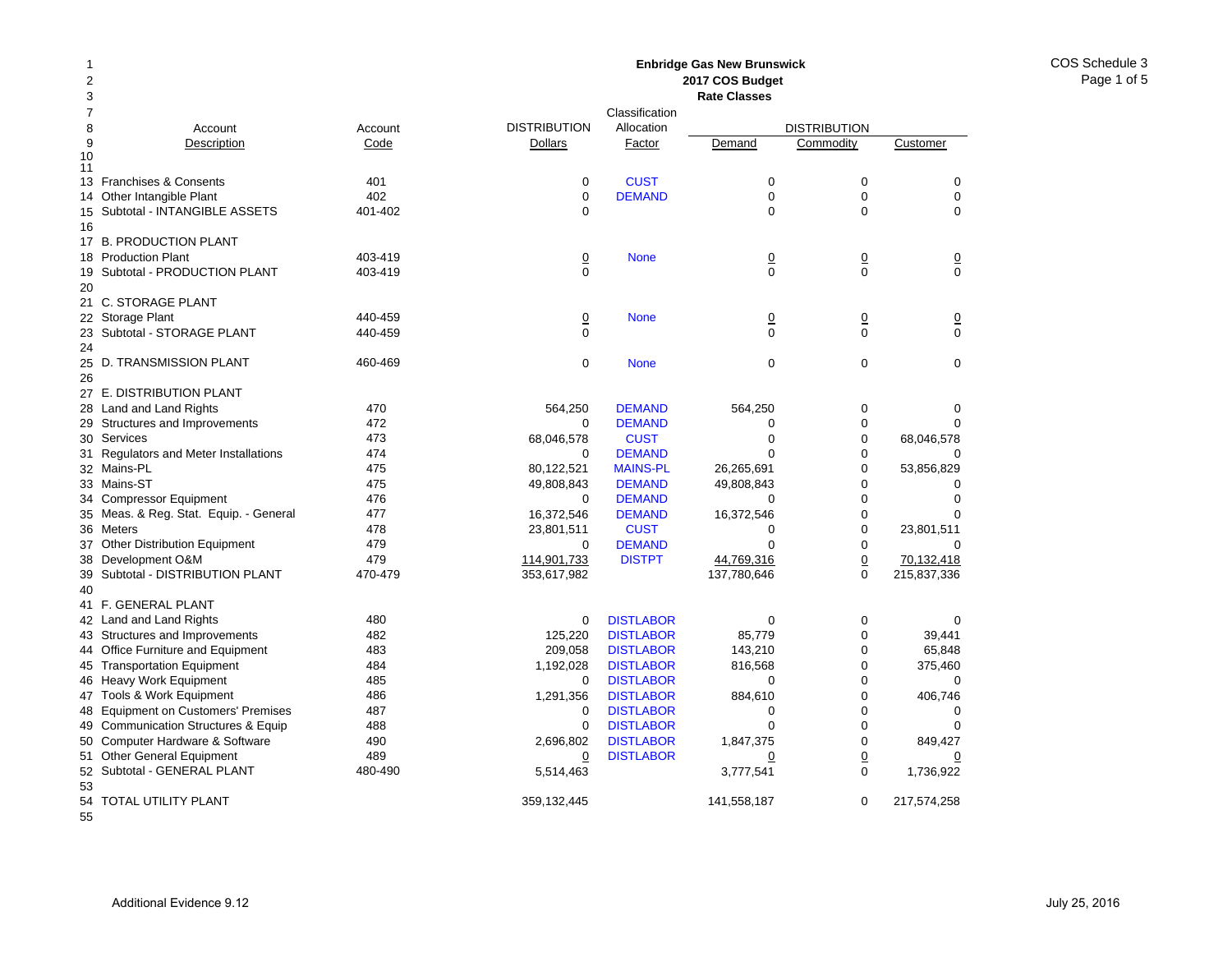**Enbridge Gas New Brunswick**
**2017 COS Budget**
**Rate Classes**

COS Schedule 3

| Line | Account Description | Account Code | DISTRIBUTION Dollars | Classification Allocation Factor | DISTRIBUTION Demand | DISTRIBUTION Commodity | DISTRIBUTION Customer |
|---|---|---|---|---|---|---|---|
| 13 | Franchises & Consents | 401 | 0 | CUST | 0 | 0 | 0 |
| 14 | Other Intangible Plant | 402 | 0 | DEMAND | 0 | 0 | 0 |
| 15 | Subtotal - INTANGIBLE ASSETS | 401-402 | 0 | | 0 | 0 | 0 |
| 16 | | | | | | | |
| 17 | B. PRODUCTION PLANT | | | | | | |
| 18 | Production Plant | 403-419 | 0 | None | 0 | 0 | 0 |
| 19 | Subtotal - PRODUCTION PLANT | 403-419 | 0 | | 0 | 0 | 0 |
| 20 | | | | | | | |
| 21 | C. STORAGE PLANT | | | | | | |
| 22 | Storage Plant | 440-459 | 0 | None | 0 | 0 | 0 |
| 23 | Subtotal - STORAGE PLANT | 440-459 | 0 | | 0 | 0 | 0 |
| 24 | | | | | | | |
| 25 | D. TRANSMISSION PLANT | 460-469 | 0 | None | 0 | 0 | 0 |
| 26 | | | | | | | |
| 27 | E. DISTRIBUTION PLANT | | | | | | |
| 28 | Land and Land Rights | 470 | 564,250 | DEMAND | 564,250 | 0 | 0 |
| 29 | Structures and Improvements | 472 | 0 | DEMAND | 0 | 0 | 0 |
| 30 | Services | 473 | 68,046,578 | CUST | 0 | 0 | 68,046,578 |
| 31 | Regulators and Meter Installations | 474 | 0 | DEMAND | 0 | 0 | 0 |
| 32 | Mains-PL | 475 | 80,122,521 | MAINS-PL | 26,265,691 | 0 | 53,856,829 |
| 33 | Mains-ST | 475 | 49,808,843 | DEMAND | 49,808,843 | 0 | 0 |
| 34 | Compressor Equipment | 476 | 0 | DEMAND | 0 | 0 | 0 |
| 35 | Meas. & Reg. Stat. Equip. - General | 477 | 16,372,546 | DEMAND | 16,372,546 | 0 | 0 |
| 36 | Meters | 478 | 23,801,511 | CUST | 0 | 0 | 23,801,511 |
| 37 | Other Distribution Equipment | 479 | 0 | DEMAND | 0 | 0 | 0 |
| 38 | Development O&M | 479 | 114,901,733 | DISTPT | 44,769,316 | 0 | 70,132,418 |
| 39 | Subtotal - DISTRIBUTION PLANT | 470-479 | 353,617,982 | | 137,780,646 | 0 | 215,837,336 |
| 40 | | | | | | | |
| 41 | F. GENERAL PLANT | | | | | | |
| 42 | Land and Land Rights | 480 | 0 | DISTLABOR | 0 | 0 | 0 |
| 43 | Structures and Improvements | 482 | 125,220 | DISTLABOR | 85,779 | 0 | 39,441 |
| 44 | Office Furniture and Equipment | 483 | 209,058 | DISTLABOR | 143,210 | 0 | 65,848 |
| 45 | Transportation Equipment | 484 | 1,192,028 | DISTLABOR | 816,568 | 0 | 375,460 |
| 46 | Heavy Work Equipment | 485 | 0 | DISTLABOR | 0 | 0 | 0 |
| 47 | Tools & Work Equipment | 486 | 1,291,356 | DISTLABOR | 884,610 | 0 | 406,746 |
| 48 | Equipment on Customers' Premises | 487 | 0 | DISTLABOR | 0 | 0 | 0 |
| 49 | Communication Structures & Equip | 488 | 0 | DISTLABOR | 0 | 0 | 0 |
| 50 | Computer Hardware & Software | 490 | 2,696,802 | DISTLABOR | 1,847,375 | 0 | 849,427 |
| 51 | Other General Equipment | 489 | 0 | DISTLABOR | 0 | 0 | 0 |
| 52 | Subtotal - GENERAL PLANT | 480-490 | 5,514,463 | | 3,777,541 | 0 | 1,736,922 |
| 53 | | | | | | | |
| 54 | TOTAL UTILITY PLANT | | 359,132,445 | | 141,558,187 | 0 | 217,574,258 |

Additional Evidence 9.12 — July 25, 2016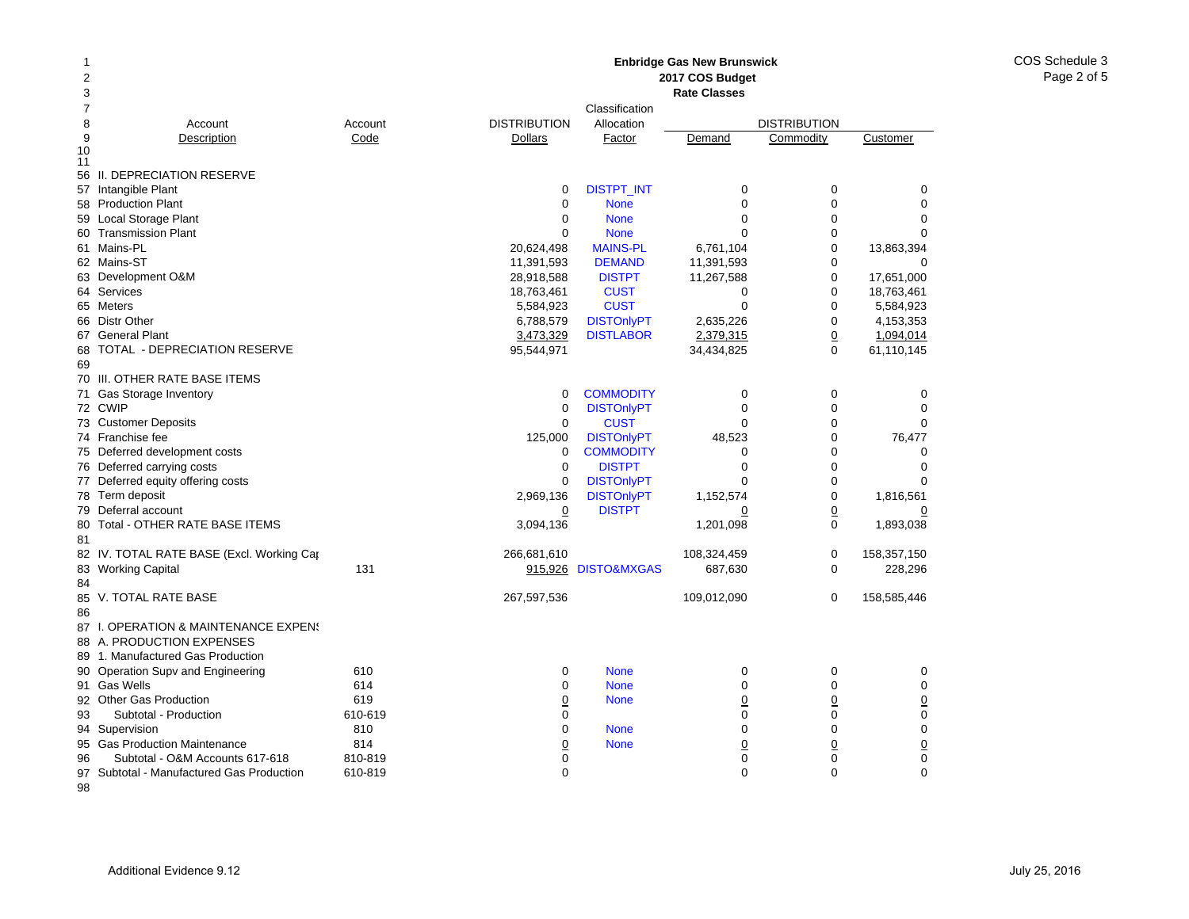**Enbridge Gas New Brunswick**
**2017 COS Budget**
**Rate Classes**

| Line | Account Description | Account Code | DISTRIBUTION Dollars | Classification Allocation Factor | DISTRIBUTION Demand | DISTRIBUTION Commodity | DISTRIBUTION Customer |
|---|---|---|---|---|---|---|---|
| 56 | II. DEPRECIATION RESERVE | | | | | | |
| 57 | Intangible Plant | | 0 | DISTPT_INT | 0 | 0 | 0 |
| 58 | Production Plant | | 0 | None | 0 | 0 | 0 |
| 59 | Local Storage Plant | | 0 | None | 0 | 0 | 0 |
| 60 | Transmission Plant | | 0 | None | 0 | 0 | 0 |
| 61 | Mains-PL | | 20,624,498 | MAINS-PL | 6,761,104 | 0 | 13,863,394 |
| 62 | Mains-ST | | 11,391,593 | DEMAND | 11,391,593 | 0 | 0 |
| 63 | Development O&M | | 28,918,588 | DISTPT | 11,267,588 | 0 | 17,651,000 |
| 64 | Services | | 18,763,461 | CUST | 0 | 0 | 18,763,461 |
| 65 | Meters | | 5,584,923 | CUST | 0 | 0 | 5,584,923 |
| 66 | Distr Other | | 6,788,579 | DISTOnlyPT | 2,635,226 | 0 | 4,153,353 |
| 67 | General Plant | | 3,473,329 | DISTLABOR | 2,379,315 | 0 | 1,094,014 |
| 68 | TOTAL - DEPRECIATION RESERVE | | 95,544,971 | | 34,434,825 | 0 | 61,110,145 |
| 69 | | | | | | | |
| 70 | III. OTHER RATE BASE ITEMS | | | | | | |
| 71 | Gas Storage Inventory | | 0 | COMMODITY | 0 | 0 | 0 |
| 72 | CWIP | | 0 | DISTOnlyPT | 0 | 0 | 0 |
| 73 | Customer Deposits | | 0 | CUST | 0 | 0 | 0 |
| 74 | Franchise fee | | 125,000 | DISTOnlyPT | 48,523 | 0 | 76,477 |
| 75 | Deferred development costs | | 0 | COMMODITY | 0 | 0 | 0 |
| 76 | Deferred carrying costs | | 0 | DISTPT | 0 | 0 | 0 |
| 77 | Deferred equity offering costs | | 0 | DISTOnlyPT | 0 | 0 | 0 |
| 78 | Term deposit | | 2,969,136 | DISTOnlyPT | 1,152,574 | 0 | 1,816,561 |
| 79 | Deferral account | | 0 | DISTPT | 0 | 0 | 0 |
| 80 | Total - OTHER RATE BASE ITEMS | | 3,094,136 | | 1,201,098 | 0 | 1,893,038 |
| 81 | | | | | | | |
| 82 | IV. TOTAL RATE BASE (Excl. Working Cap | | 266,681,610 | | 108,324,459 | 0 | 158,357,150 |
| 83 | Working Capital | 131 | 915,926 | DISTO&MXGAS | 687,630 | 0 | 228,296 |
| 84 | | | | | | | |
| 85 | V. TOTAL RATE BASE | | 267,597,536 | | 109,012,090 | 0 | 158,585,446 |
| 86 | | | | | | | |
| 87 | I. OPERATION & MAINTENANCE EXPENS | | | | | | |
| 88 | A. PRODUCTION EXPENSES | | | | | | |
| 89 | 1. Manufactured Gas Production | | | | | | |
| 90 | Operation Supv and Engineering | 610 | 0 | None | 0 | 0 | 0 |
| 91 | Gas Wells | 614 | 0 | None | 0 | 0 | 0 |
| 92 | Other Gas Production | 619 | 0 | None | 0 | 0 | 0 |
| 93 | Subtotal - Production | 610-619 | 0 | | 0 | 0 | 0 |
| 94 | Supervision | 810 | 0 | None | 0 | 0 | 0 |
| 95 | Gas Production Maintenance | 814 | 0 | None | 0 | 0 | 0 |
| 96 | Subtotal - O&M Accounts 617-618 | 810-819 | 0 | | 0 | 0 | 0 |
| 97 | Subtotal - Manufactured Gas Production | 610-819 | 0 | | 0 | 0 | 0 |
| 98 | | | | | | | |

Additional Evidence 9.12 — July 25, 2016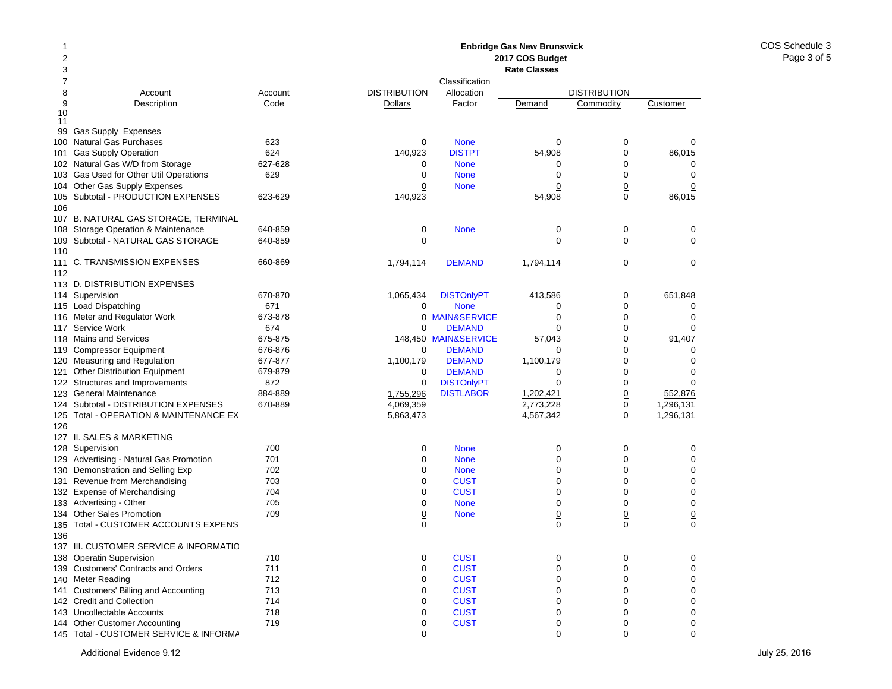**Enbridge Gas New Brunswick**
**2017 COS Budget**
**Rate Classes**

| Line | Account Description | Account Code | DISTRIBUTION Dollars | Classification Allocation Factor | DISTRIBUTION Demand | DISTRIBUTION Commodity | DISTRIBUTION Customer |
|---|---|---|---|---|---|---|---|
| 99 | Gas Supply Expenses | | | | | | |
| 100 | Natural Gas Purchases | 623 | 0 | None | 0 | 0 | 0 |
| 101 | Gas Supply Operation | 624 | 140,923 | DISTPT | 54,908 | 0 | 86,015 |
| 102 | Natural Gas W/D from Storage | 627-628 | 0 | None | 0 | 0 | 0 |
| 103 | Gas Used for Other Util Operations | 629 | 0 | None | 0 | 0 | 0 |
| 104 | Other Gas Supply Expenses | | 0 | None | 0 | 0 | 0 |
| 105 | Subtotal - PRODUCTION EXPENSES | 623-629 | 140,923 | | 54,908 | 0 | 86,015 |
| 106 | | | | | | | |
| 107 | B. NATURAL GAS STORAGE, TERMINAL | | | | | | |
| 108 | Storage Operation & Maintenance | 640-859 | 0 | None | 0 | 0 | 0 |
| 109 | Subtotal - NATURAL GAS STORAGE | 640-859 | 0 | | 0 | 0 | 0 |
| 110 | | | | | | | |
| 111 | C. TRANSMISSION EXPENSES | 660-869 | 1,794,114 | DEMAND | 1,794,114 | 0 | 0 |
| 112 | | | | | | | |
| 113 | D. DISTRIBUTION EXPENSES | | | | | | |
| 114 | Supervision | 670-870 | 1,065,434 | DISTOnlyPT | 413,586 | 0 | 651,848 |
| 115 | Load Dispatching | 671 | 0 | None | 0 | 0 | 0 |
| 116 | Meter and Regulator Work | 673-878 | 0 | MAIN&SERVICE | 0 | 0 | 0 |
| 117 | Service Work | 674 | 0 | DEMAND | 0 | 0 | 0 |
| 118 | Mains and Services | 675-875 | 148,450 | MAIN&SERVICE | 57,043 | 0 | 91,407 |
| 119 | Compressor Equipment | 676-876 | 0 | DEMAND | 0 | 0 | 0 |
| 120 | Measuring and Regulation | 677-877 | 1,100,179 | DEMAND | 1,100,179 | 0 | 0 |
| 121 | Other Distribution Equipment | 679-879 | 0 | DEMAND | 0 | 0 | 0 |
| 122 | Structures and Improvements | 872 | 0 | DISTOnlyPT | 0 | 0 | 0 |
| 123 | General Maintenance | 884-889 | 1,755,296 | DISTLABOR | 1,202,421 | 0 | 552,876 |
| 124 | Subtotal - DISTRIBUTION EXPENSES | 670-889 | 4,069,359 | | 2,773,228 | 0 | 1,296,131 |
| 125 | Total - OPERATION & MAINTENANCE EX | | 5,863,473 | | 4,567,342 | 0 | 1,296,131 |
| 126 | | | | | | | |
| 127 | II. SALES & MARKETING | | | | | | |
| 128 | Supervision | 700 | 0 | None | 0 | 0 | 0 |
| 129 | Advertising - Natural Gas Promotion | 701 | 0 | None | 0 | 0 | 0 |
| 130 | Demonstration and Selling Exp | 702 | 0 | None | 0 | 0 | 0 |
| 131 | Revenue from Merchandising | 703 | 0 | CUST | 0 | 0 | 0 |
| 132 | Expense of Merchandising | 704 | 0 | CUST | 0 | 0 | 0 |
| 133 | Advertising - Other | 705 | 0 | None | 0 | 0 | 0 |
| 134 | Other Sales Promotion | 709 | 0 | None | 0 | 0 | 0 |
| 135 | Total - CUSTOMER ACCOUNTS EXPENS | | 0 | | 0 | 0 | 0 |
| 136 | | | | | | | |
| 137 | III. CUSTOMER SERVICE & INFORMATIC | | | | | | |
| 138 | Operatin Supervision | 710 | 0 | CUST | 0 | 0 | 0 |
| 139 | Customers' Contracts and Orders | 711 | 0 | CUST | 0 | 0 | 0 |
| 140 | Meter Reading | 712 | 0 | CUST | 0 | 0 | 0 |
| 141 | Customers' Billing and Accounting | 713 | 0 | CUST | 0 | 0 | 0 |
| 142 | Credit and Collection | 714 | 0 | CUST | 0 | 0 | 0 |
| 143 | Uncollectable Accounts | 718 | 0 | CUST | 0 | 0 | 0 |
| 144 | Other Customer Accounting | 719 | 0 | CUST | 0 | 0 | 0 |
| 145 | Total - CUSTOMER SERVICE & INFORMA | | 0 | | 0 | 0 | 0 |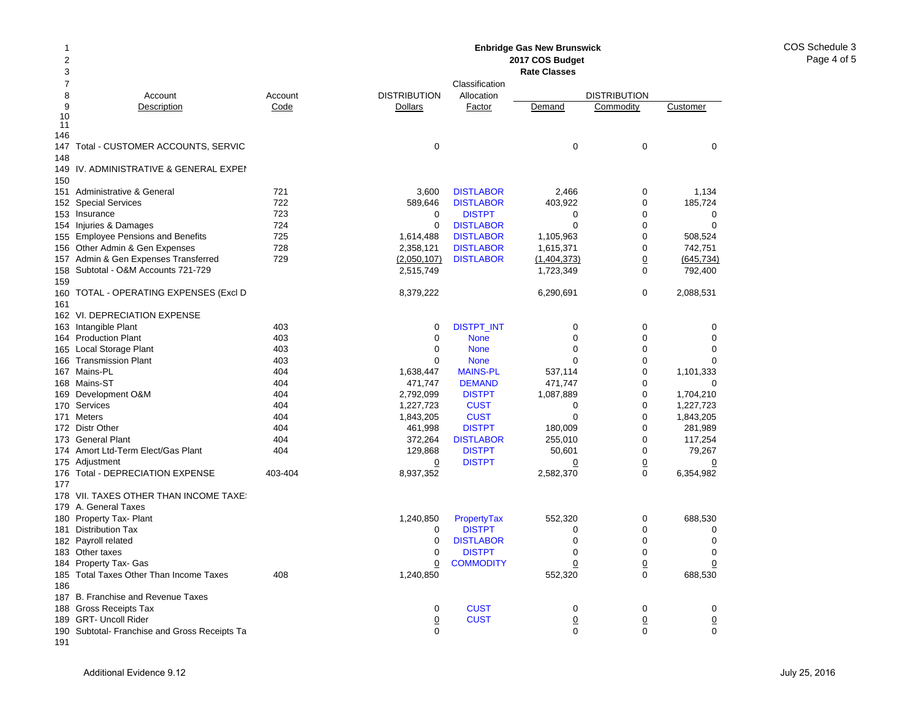**Enbridge Gas New Brunswick**
**2017 COS Budget**
**Rate Classes**

COS Schedule 3

| Line | Account Description | Account Code | DISTRIBUTION Dollars | Classification Allocation Factor | DISTRIBUTION Demand | DISTRIBUTION Commodity | DISTRIBUTION Customer |
|---|---|---|---|---|---|---|---|
| 147 | Total - CUSTOMER ACCOUNTS, SERVIC | | 0 | | 0 | 0 | 0 |
| 148 | | | | | | | |
| 149 | IV. ADMINISTRATIVE & GENERAL EXPEI | | | | | | |
| 150 | | | | | | | |
| 151 | Administrative & General | 721 | 3,600 | DISTLABOR | 2,466 | 0 | 1,134 |
| 152 | Special Services | 722 | 589,646 | DISTLABOR | 403,922 | 0 | 185,724 |
| 153 | Insurance | 723 | 0 | DISTPT | 0 | 0 | 0 |
| 154 | Injuries & Damages | 724 | 0 | DISTLABOR | 0 | 0 | 0 |
| 155 | Employee Pensions and Benefits | 725 | 1,614,488 | DISTLABOR | 1,105,963 | 0 | 508,524 |
| 156 | Other Admin & Gen Expenses | 728 | 2,358,121 | DISTLABOR | 1,615,371 | 0 | 742,751 |
| 157 | Admin & Gen Expenses Transferred | 729 | (2,050,107) | DISTLABOR | (1,404,373) | 0 | (645,734) |
| 158 | Subtotal - O&M Accounts 721-729 | | 2,515,749 | | 1,723,349 | 0 | 792,400 |
| 159 | | | | | | | |
| 160 | TOTAL - OPERATING EXPENSES (Excl D | | 8,379,222 | | 6,290,691 | 0 | 2,088,531 |
| 161 | | | | | | | |
| 162 | VI. DEPRECIATION EXPENSE | | | | | | |
| 163 | Intangible Plant | 403 | 0 | DISTPT_INT | 0 | 0 | 0 |
| 164 | Production Plant | 403 | 0 | None | 0 | 0 | 0 |
| 165 | Local Storage Plant | 403 | 0 | None | 0 | 0 | 0 |
| 166 | Transmission Plant | 403 | 0 | None | 0 | 0 | 0 |
| 167 | Mains-PL | 404 | 1,638,447 | MAINS-PL | 537,114 | 0 | 1,101,333 |
| 168 | Mains-ST | 404 | 471,747 | DEMAND | 471,747 | 0 | 0 |
| 169 | Development O&M | 404 | 2,792,099 | DISTPT | 1,087,889 | 0 | 1,704,210 |
| 170 | Services | 404 | 1,227,723 | CUST | 0 | 0 | 1,227,723 |
| 171 | Meters | 404 | 1,843,205 | CUST | 0 | 0 | 1,843,205 |
| 172 | Distr Other | 404 | 461,998 | DISTPT | 180,009 | 0 | 281,989 |
| 173 | General Plant | 404 | 372,264 | DISTLABOR | 255,010 | 0 | 117,254 |
| 174 | Amort Ltd-Term Elect/Gas Plant | 404 | 129,868 | DISTPT | 50,601 | 0 | 79,267 |
| 175 | Adjustment | | 0 | DISTPT | 0 | 0 | 0 |
| 176 | Total - DEPRECIATION EXPENSE | 403-404 | 8,937,352 | | 2,582,370 | 0 | 6,354,982 |
| 177 | | | | | | | |
| 178 | VII. TAXES OTHER THAN INCOME TAXE | | | | | | |
| 179 | A. General Taxes | | | | | | |
| 180 | Property Tax- Plant | | 1,240,850 | PropertyTax | 552,320 | 0 | 688,530 |
| 181 | Distribution Tax | | 0 | DISTPT | 0 | 0 | 0 |
| 182 | Payroll related | | 0 | DISTLABOR | 0 | 0 | 0 |
| 183 | Other taxes | | 0 | DISTPT | 0 | 0 | 0 |
| 184 | Property Tax- Gas | | 0 | COMMODITY | 0 | 0 | 0 |
| 185 | Total Taxes Other Than Income Taxes | 408 | 1,240,850 | | 552,320 | 0 | 688,530 |
| 186 | | | | | | | |
| 187 | B. Franchise and Revenue Taxes | | | | | | |
| 188 | Gross Receipts Tax | | 0 | CUST | 0 | 0 | 0 |
| 189 | GRT- Uncoll Rider | | 0 | CUST | 0 | 0 | 0 |
| 190 | Subtotal- Franchise and Gross Receipts Ta | | 0 | | 0 | 0 | 0 |
| 191 | | | | | | | |

Additional Evidence 9.12

July 25, 2016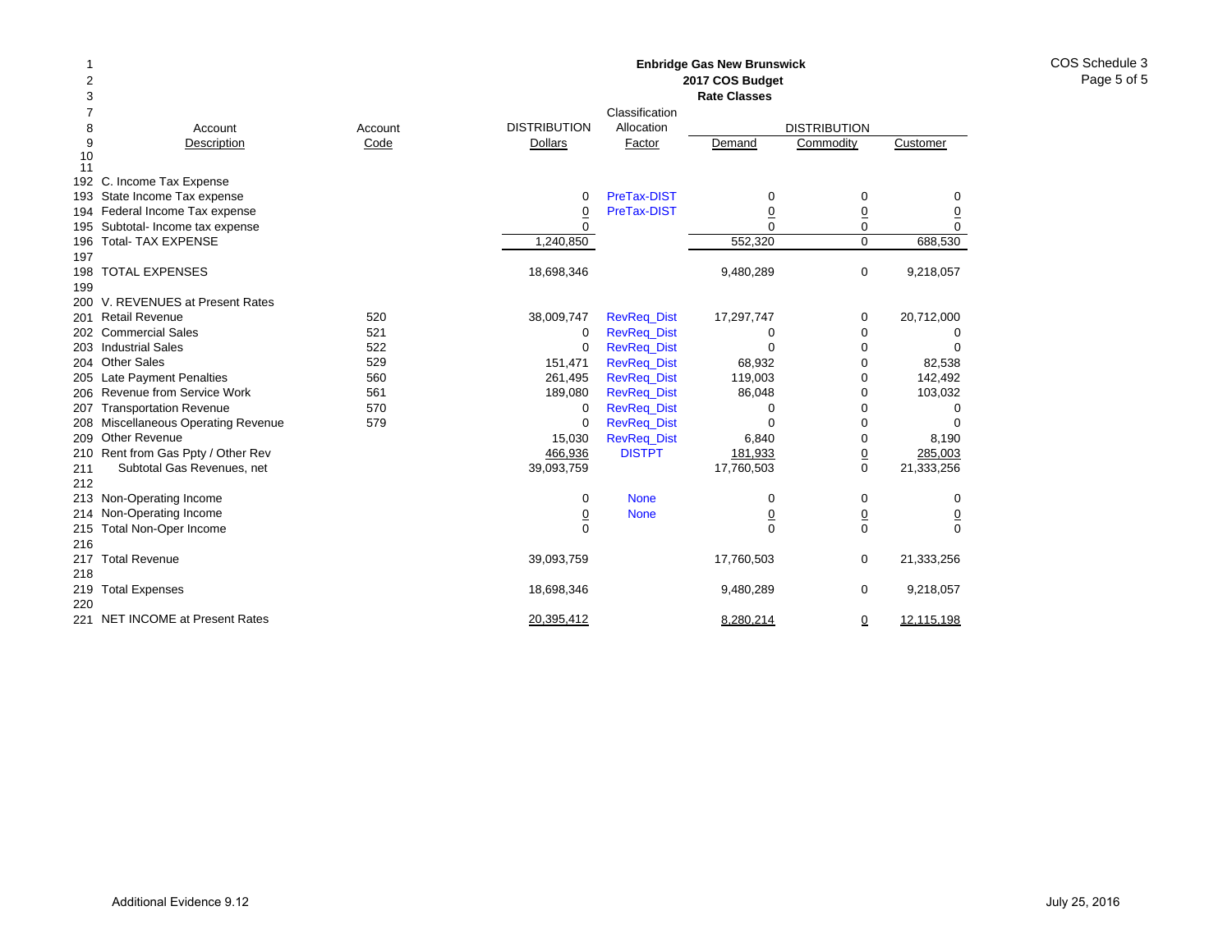**Enbridge Gas New Brunswick**
**2017 COS Budget**
**Rate Classes**

COS Schedule 3

| | Account Description | Account Code | DISTRIBUTION Dollars | Classification Allocation Factor | DISTRIBUTION Demand | DISTRIBUTION Commodity | DISTRIBUTION Customer |
|---|---|---|---|---|---|---|---|
| 192 | C. Income Tax Expense | | | | | | |
| 193 | State Income Tax expense | | 0 | PreTax-DIST | 0 | 0 | 0 |
| 194 | Federal Income Tax expense | | 0 | PreTax-DIST | 0 | 0 | 0 |
| 195 | Subtotal- Income tax expense | | 0 | | 0 | 0 | 0 |
| 196 | Total- TAX EXPENSE | | 1,240,850 | | 552,320 | 0 | 688,530 |
| 197 | | | | | | | |
| 198 | TOTAL EXPENSES | | 18,698,346 | | 9,480,289 | 0 | 9,218,057 |
| 199 | | | | | | | |
| 200 | V. REVENUES at Present Rates | | | | | | |
| 201 | Retail Revenue | 520 | 38,009,747 | RevReq_Dist | 17,297,747 | 0 | 20,712,000 |
| 202 | Commercial Sales | 521 | 0 | RevReq_Dist | 0 | 0 | 0 |
| 203 | Industrial Sales | 522 | 0 | RevReq_Dist | 0 | 0 | 0 |
| 204 | Other Sales | 529 | 151,471 | RevReq_Dist | 68,932 | 0 | 82,538 |
| 205 | Late Payment Penalties | 560 | 261,495 | RevReq_Dist | 119,003 | 0 | 142,492 |
| 206 | Revenue from Service Work | 561 | 189,080 | RevReq_Dist | 86,048 | 0 | 103,032 |
| 207 | Transportation Revenue | 570 | 0 | RevReq_Dist | 0 | 0 | 0 |
| 208 | Miscellaneous Operating Revenue | 579 | 0 | RevReq_Dist | 0 | 0 | 0 |
| 209 | Other Revenue | | 15,030 | RevReq_Dist | 6,840 | 0 | 8,190 |
| 210 | Rent from Gas Ppty / Other Rev | | 466,936 | DISTPT | 181,933 | 0 | 285,003 |
| 211 | Subtotal Gas Revenues, net | | 39,093,759 | | 17,760,503 | 0 | 21,333,256 |
| 212 | | | | | | | |
| 213 | Non-Operating Income | | 0 | None | 0 | 0 | 0 |
| 214 | Non-Operating Income | | 0 | None | 0 | 0 | 0 |
| 215 | Total Non-Oper Income | | 0 | | 0 | 0 | 0 |
| 216 | | | | | | | |
| 217 | Total Revenue | | 39,093,759 | | 17,760,503 | 0 | 21,333,256 |
| 218 | | | | | | | |
| 219 | Total Expenses | | 18,698,346 | | 9,480,289 | 0 | 9,218,057 |
| 220 | | | | | | | |
| 221 | NET INCOME at Present Rates | | 20,395,412 | | 8,280,214 | 0 | 12,115,198 |

Additional Evidence 9.12 July 25, 2016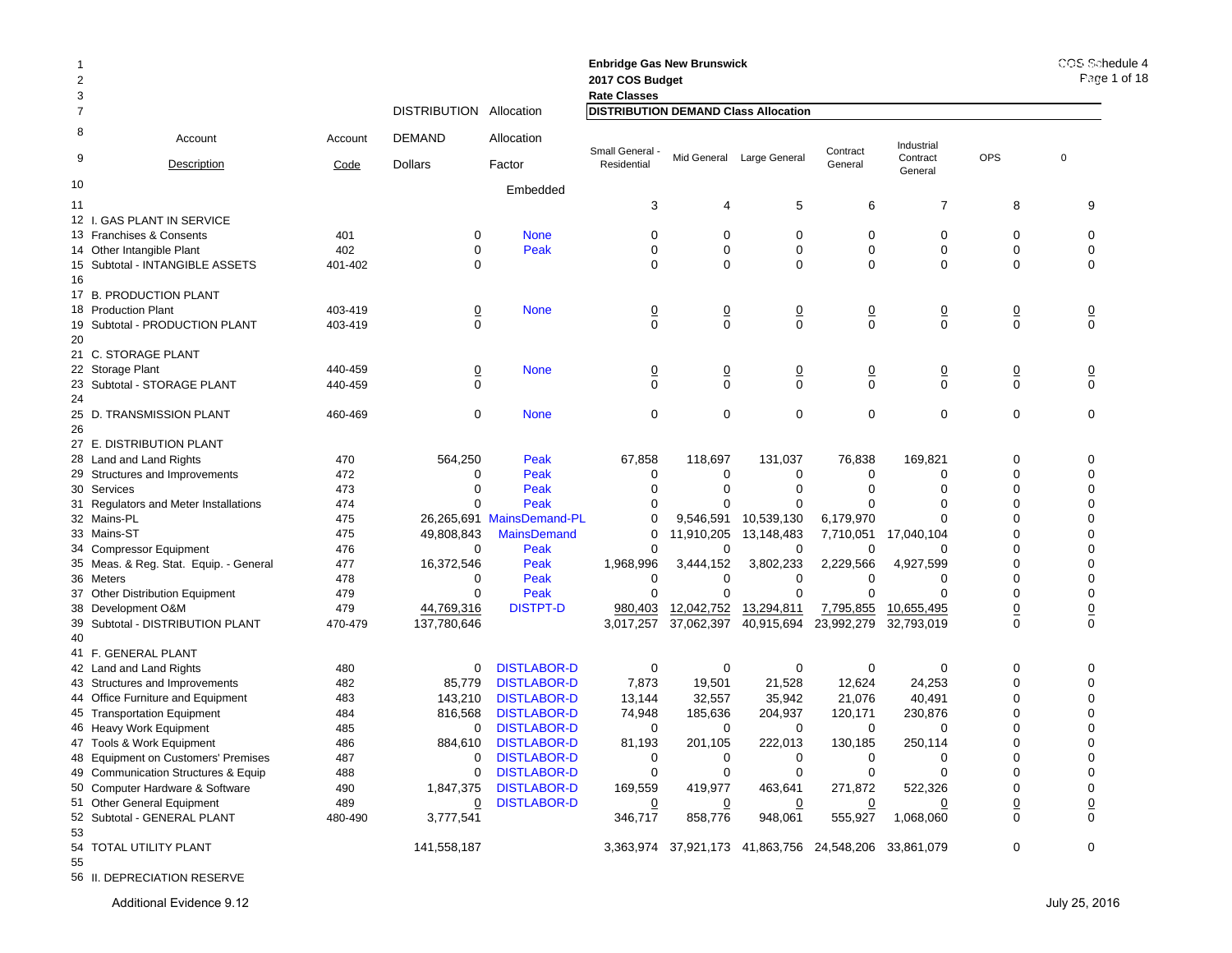Enbridge Gas New Brunswick
2017 COS Budget
Rate Classes

COS Schedule 4

| | Account Description | Account Code | DISTRIBUTION DEMAND Dollars | Allocation Factor | Small General - Residential | Mid General | Large General | Contract General | Industrial Contract General | OPS | 0 |
|---|---|---|---|---|---|---|---|---|---|---|---|
| 7 | | | | | DISTRIBUTION DEMAND Class Allocation | | | | | | |
| 10 | | | | Embedded | | | | | | | |
| 11 | | | | | 3 | 4 | 5 | 6 | 7 | 8 | 9 |
| 12 | I. GAS PLANT IN SERVICE | | | | | | | | | | |
| 13 | Franchises & Consents | 401 | 0 | None | 0 | 0 | 0 | 0 | 0 | 0 | 0 |
| 14 | Other Intangible Plant | 402 | 0 | Peak | 0 | 0 | 0 | 0 | 0 | 0 | 0 |
| 15 | Subtotal - INTANGIBLE ASSETS | 401-402 | 0 | | 0 | 0 | 0 | 0 | 0 | 0 | 0 |
| 16 | | | | | | | | | | | |
| 17 | B. PRODUCTION PLANT | | | | | | | | | | |
| 18 | Production Plant | 403-419 | 0 | None | 0 | 0 | 0 | 0 | 0 | 0 | 0 |
| 19 | Subtotal - PRODUCTION PLANT | 403-419 | 0 | | 0 | 0 | 0 | 0 | 0 | 0 | 0 |
| 20 | | | | | | | | | | | |
| 21 | C. STORAGE PLANT | | | | | | | | | | |
| 22 | Storage Plant | 440-459 | 0 | None | 0 | 0 | 0 | 0 | 0 | 0 | 0 |
| 23 | Subtotal - STORAGE PLANT | 440-459 | 0 | | 0 | 0 | 0 | 0 | 0 | 0 | 0 |
| 24 | | | | | | | | | | | |
| 25 | D. TRANSMISSION PLANT | 460-469 | 0 | None | 0 | 0 | 0 | 0 | 0 | 0 | 0 |
| 26 | | | | | | | | | | | |
| 27 | E. DISTRIBUTION PLANT | | | | | | | | | | |
| 28 | Land and Land Rights | 470 | 564,250 | Peak | 67,858 | 118,697 | 131,037 | 76,838 | 169,821 | 0 | 0 |
| 29 | Structures and Improvements | 472 | 0 | Peak | 0 | 0 | 0 | 0 | 0 | 0 | 0 |
| 30 | Services | 473 | 0 | Peak | 0 | 0 | 0 | 0 | 0 | 0 | 0 |
| 31 | Regulators and Meter Installations | 474 | 0 | Peak | 0 | 0 | 0 | 0 | 0 | 0 | 0 |
| 32 | Mains-PL | 475 | 26,265,691 | MainsDemand-PL | 0 | 9,546,591 | 10,539,130 | 6,179,970 | 0 | 0 | 0 |
| 33 | Mains-ST | 475 | 49,808,843 | MainsDemand | 0 | 11,910,205 | 13,148,483 | 7,710,051 | 17,040,104 | 0 | 0 |
| 34 | Compressor Equipment | 476 | 0 | Peak | 0 | 0 | 0 | 0 | 0 | 0 | 0 |
| 35 | Meas. & Reg. Stat. Equip. - General | 477 | 16,372,546 | Peak | 1,968,996 | 3,444,152 | 3,802,233 | 2,229,566 | 4,927,599 | 0 | 0 |
| 36 | Meters | 478 | 0 | Peak | 0 | 0 | 0 | 0 | 0 | 0 | 0 |
| 37 | Other Distribution Equipment | 479 | 0 | Peak | 0 | 0 | 0 | 0 | 0 | 0 | 0 |
| 38 | Development O&M | 479 | 44,769,316 | DISTPT-D | 980,403 | 12,042,752 | 13,294,811 | 7,795,855 | 10,655,495 | 0 | 0 |
| 39 | Subtotal - DISTRIBUTION PLANT | 470-479 | 137,780,646 | | 3,017,257 | 37,062,397 | 40,915,694 | 23,992,279 | 32,793,019 | 0 | 0 |
| 40 | | | | | | | | | | | |
| 41 | F. GENERAL PLANT | | | | | | | | | | |
| 42 | Land and Land Rights | 480 | 0 | DISTLABOR-D | 0 | 0 | 0 | 0 | 0 | 0 | 0 |
| 43 | Structures and Improvements | 482 | 85,779 | DISTLABOR-D | 7,873 | 19,501 | 21,528 | 12,624 | 24,253 | 0 | 0 |
| 44 | Office Furniture and Equipment | 483 | 143,210 | DISTLABOR-D | 13,144 | 32,557 | 35,942 | 21,076 | 40,491 | 0 | 0 |
| 45 | Transportation Equipment | 484 | 816,568 | DISTLABOR-D | 74,948 | 185,636 | 204,937 | 120,171 | 230,876 | 0 | 0 |
| 46 | Heavy Work Equipment | 485 | 0 | DISTLABOR-D | 0 | 0 | 0 | 0 | 0 | 0 | 0 |
| 47 | Tools & Work Equipment | 486 | 884,610 | DISTLABOR-D | 81,193 | 201,105 | 222,013 | 130,185 | 250,114 | 0 | 0 |
| 48 | Equipment on Customers' Premises | 487 | 0 | DISTLABOR-D | 0 | 0 | 0 | 0 | 0 | 0 | 0 |
| 49 | Communication Structures & Equip | 488 | 0 | DISTLABOR-D | 0 | 0 | 0 | 0 | 0 | 0 | 0 |
| 50 | Computer Hardware & Software | 490 | 1,847,375 | DISTLABOR-D | 169,559 | 419,977 | 463,641 | 271,872 | 522,326 | 0 | 0 |
| 51 | Other General Equipment | 489 | 0 | DISTLABOR-D | 0 | 0 | 0 | 0 | 0 | 0 | 0 |
| 52 | Subtotal - GENERAL PLANT | 480-490 | 3,777,541 | | 346,717 | 858,776 | 948,061 | 555,927 | 1,068,060 | 0 | 0 |
| 53 | | | | | | | | | | | |
| 54 | TOTAL UTILITY PLANT | | 141,558,187 | | 3,363,974 | 37,921,173 | 41,863,756 | 24,548,206 | 33,861,079 | 0 | 0 |
| 55 | | | | | | | | | | | |
| 56 | II. DEPRECIATION RESERVE | | | | | | | | | | |

Additional Evidence 9.12

July 25, 2016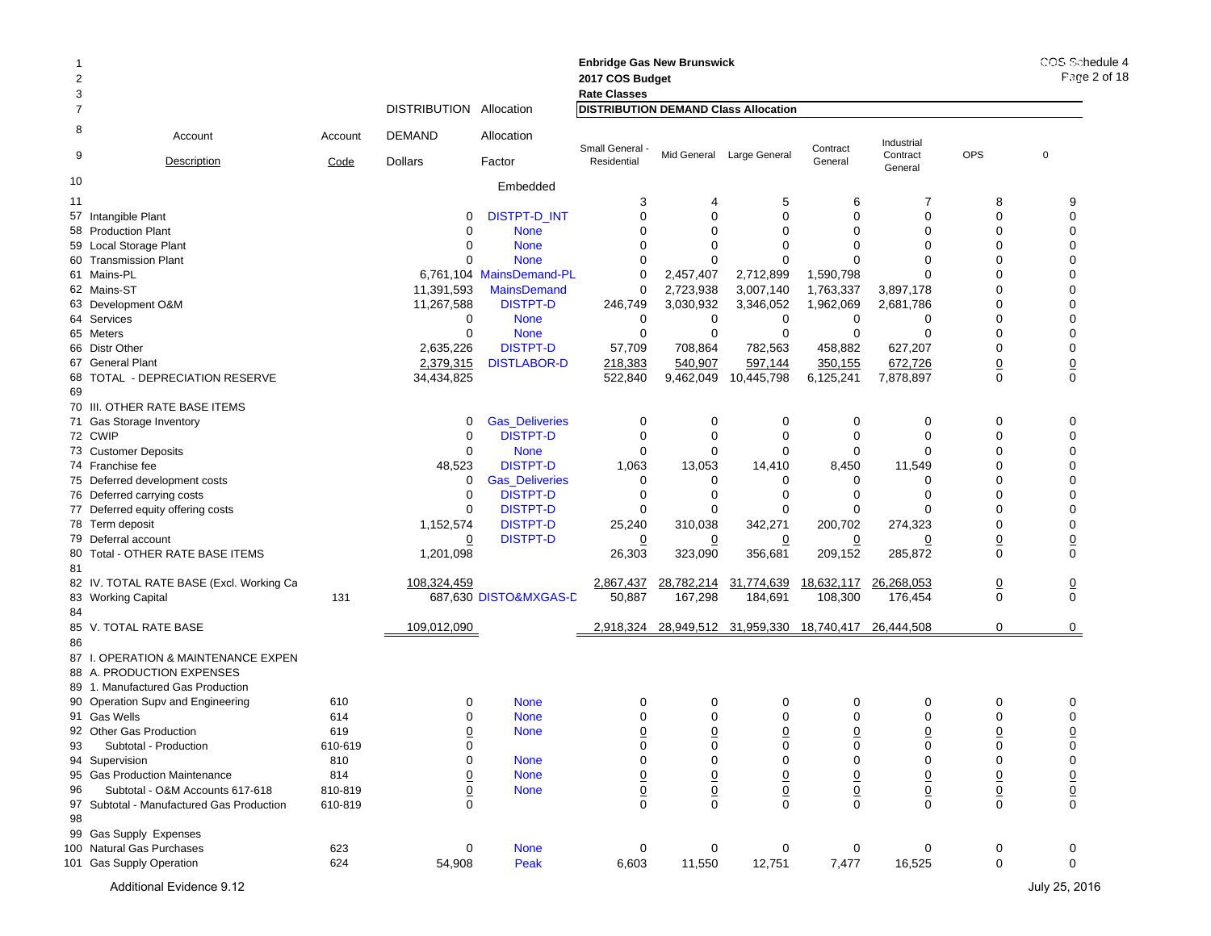**Enbridge Gas New Brunswick**
**2017 COS Budget**
**Rate Classes**

COS Schedule 4
Page 2 of 18

**DISTRIBUTION DEMAND Class Allocation**

| Line | Account Description | Account Code | DISTRIBUTION DEMAND Dollars | Allocation Factor Embedded | Small General - Residential | Mid General | Large General | Contract General | Industrial Contract General | OPS | 0 |
|---|---|---|---|---|---|---|---|---|---|---|---|
| 11 | | | | | 3 | 4 | 5 | 6 | 7 | 8 | 9 |
| 57 | Intangible Plant | | 0 | DISTPT-D_INT | 0 | 0 | 0 | 0 | 0 | 0 | 0 |
| 58 | Production Plant | | 0 | None | 0 | 0 | 0 | 0 | 0 | 0 | 0 |
| 59 | Local Storage Plant | | 0 | None | 0 | 0 | 0 | 0 | 0 | 0 | 0 |
| 60 | Transmission Plant | | 0 | None | 0 | 0 | 0 | 0 | 0 | 0 | 0 |
| 61 | Mains-PL | | 6,761,104 | MainsDemand-PL | 0 | 2,457,407 | 2,712,899 | 1,590,798 | 0 | 0 | 0 |
| 62 | Mains-ST | | 11,391,593 | MainsDemand | 0 | 2,723,938 | 3,007,140 | 1,763,337 | 3,897,178 | 0 | 0 |
| 63 | Development O&M | | 11,267,588 | DISTPT-D | 246,749 | 3,030,932 | 3,346,052 | 1,962,069 | 2,681,786 | 0 | 0 |
| 64 | Services | | 0 | None | 0 | 0 | 0 | 0 | 0 | 0 | 0 |
| 65 | Meters | | 0 | None | 0 | 0 | 0 | 0 | 0 | 0 | 0 |
| 66 | Distr Other | | 2,635,226 | DISTPT-D | 57,709 | 708,864 | 782,563 | 458,882 | 627,207 | 0 | 0 |
| 67 | General Plant | | 2,379,315 | DISTLABOR-D | 218,383 | 540,907 | 597,144 | 350,155 | 672,726 | 0 | 0 |
| 68 | TOTAL - DEPRECIATION RESERVE | | 34,434,825 | | 522,840 | 9,462,049 | 10,445,798 | 6,125,241 | 7,878,897 | 0 | 0 |
| 69 | | | | | | | | | | | |
| 70 | III. OTHER RATE BASE ITEMS | | | | | | | | | | |
| 71 | Gas Storage Inventory | | 0 | Gas_Deliveries | 0 | 0 | 0 | 0 | 0 | 0 | 0 |
| 72 | CWIP | | 0 | DISTPT-D | 0 | 0 | 0 | 0 | 0 | 0 | 0 |
| 73 | Customer Deposits | | 0 | None | 0 | 0 | 0 | 0 | 0 | 0 | 0 |
| 74 | Franchise fee | | 48,523 | DISTPT-D | 1,063 | 13,053 | 14,410 | 8,450 | 11,549 | 0 | 0 |
| 75 | Deferred development costs | | 0 | Gas_Deliveries | 0 | 0 | 0 | 0 | 0 | 0 | 0 |
| 76 | Deferred carrying costs | | 0 | DISTPT-D | 0 | 0 | 0 | 0 | 0 | 0 | 0 |
| 77 | Deferred equity offering costs | | 0 | DISTPT-D | 0 | 0 | 0 | 0 | 0 | 0 | 0 |
| 78 | Term deposit | | 1,152,574 | DISTPT-D | 25,240 | 310,038 | 342,271 | 200,702 | 274,323 | 0 | 0 |
| 79 | Deferral account | | 0 | DISTPT-D | 0 | 0 | 0 | 0 | 0 | 0 | 0 |
| 80 | Total - OTHER RATE BASE ITEMS | | 1,201,098 | | 26,303 | 323,090 | 356,681 | 209,152 | 285,872 | 0 | 0 |
| 81 | | | | | | | | | | | |
| 82 | IV. TOTAL RATE BASE (Excl. Working Ca | | 108,324,459 | | 2,867,437 | 28,782,214 | 31,774,639 | 18,632,117 | 26,268,053 | 0 | 0 |
| 83 | Working Capital | 131 | 687,630 | DISTO&MXGAS-D | 50,887 | 167,298 | 184,691 | 108,300 | 176,454 | 0 | 0 |
| 84 | | | | | | | | | | | |
| 85 | V. TOTAL RATE BASE | | 109,012,090 | | 2,918,324 | 28,949,512 | 31,959,330 | 18,740,417 | 26,444,508 | 0 | 0 |
| 86 | | | | | | | | | | | |
| 87 | I. OPERATION & MAINTENANCE EXPEN | | | | | | | | | | |
| 88 | A. PRODUCTION EXPENSES | | | | | | | | | | |
| 89 | 1. Manufactured Gas Production | | | | | | | | | | |
| 90 | Operation Supv and Engineering | 610 | 0 | None | 0 | 0 | 0 | 0 | 0 | 0 | 0 |
| 91 | Gas Wells | 614 | 0 | None | 0 | 0 | 0 | 0 | 0 | 0 | 0 |
| 92 | Other Gas Production | 619 | 0 | None | 0 | 0 | 0 | 0 | 0 | 0 | 0 |
| 93 | Subtotal - Production | 610-619 | 0 | | 0 | 0 | 0 | 0 | 0 | 0 | 0 |
| 94 | Supervision | 810 | 0 | None | 0 | 0 | 0 | 0 | 0 | 0 | 0 |
| 95 | Gas Production Maintenance | 814 | 0 | None | 0 | 0 | 0 | 0 | 0 | 0 | 0 |
| 96 | Subtotal - O&M Accounts 617-618 | 810-819 | 0 | None | 0 | 0 | 0 | 0 | 0 | 0 | 0 |
| 97 | Subtotal - Manufactured Gas Production | 610-819 | 0 | | 0 | 0 | 0 | 0 | 0 | 0 | 0 |
| 98 | | | | | | | | | | | |
| 99 | Gas Supply Expenses | | | | | | | | | | |
| 100 | Natural Gas Purchases | 623 | 0 | None | 0 | 0 | 0 | 0 | 0 | 0 | 0 |
| 101 | Gas Supply Operation | 624 | 54,908 | Peak | 6,603 | 11,550 | 12,751 | 7,477 | 16,525 | 0 | 0 |

Additional Evidence 9.12

July 25, 2016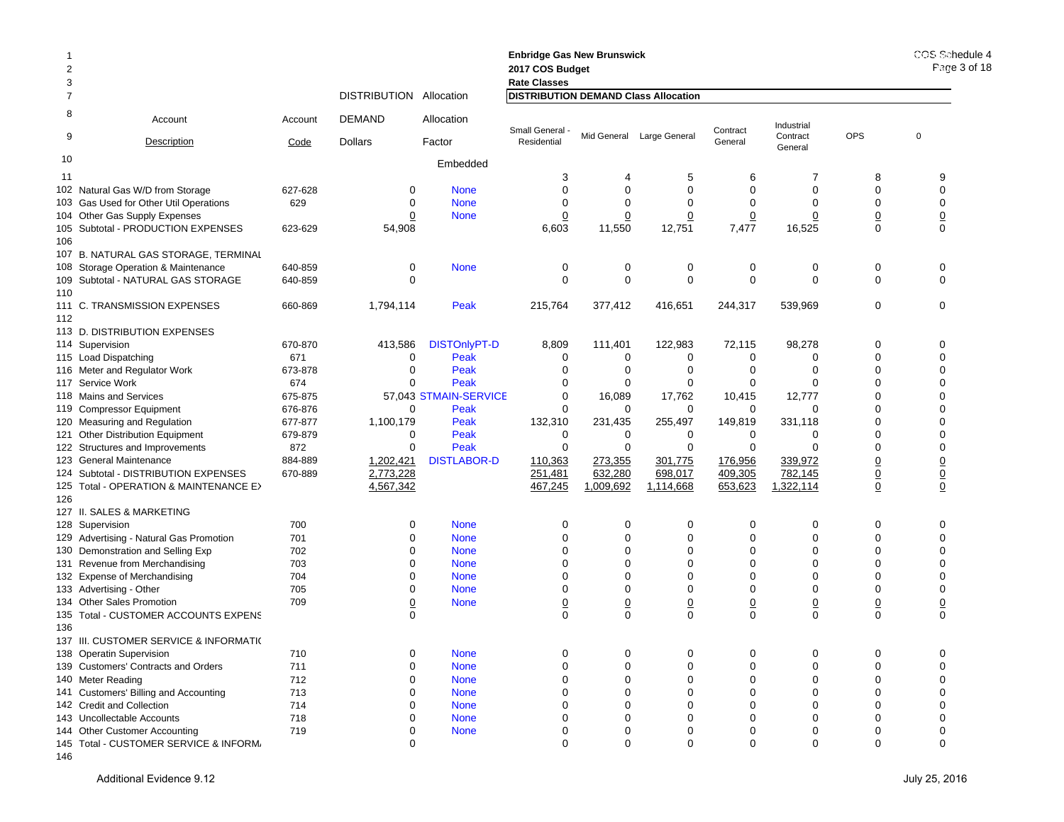**Enbridge Gas New Brunswick**
**2017 COS Budget**
**Rate Classes**

COS Schedule 4
Page 3 of 18

| Line | Account Description | Account Code | DISTRIBUTION DEMAND Dollars | Allocation Factor | Small General - Residential | Mid General | Large General | Contract General | Industrial Contract General | OPS | 0 |
|---|---|---|---|---|---|---|---|---|---|---|---|
| 7 | | | | | **DISTRIBUTION DEMAND Class Allocation** | | | | | | |
| 10 | | | | Embedded | | | | | | | |
| 11 | | | | | 3 | 4 | 5 | 6 | 7 | 8 | 9 |
| 102 | Natural Gas W/D from Storage | 627-628 | 0 | None | 0 | 0 | 0 | 0 | 0 | 0 | 0 |
| 103 | Gas Used for Other Util Operations | 629 | 0 | None | 0 | 0 | 0 | 0 | 0 | 0 | 0 |
| 104 | Other Gas Supply Expenses | | 0 | None | 0 | 0 | 0 | 0 | 0 | 0 | 0 |
| 105 | Subtotal - PRODUCTION EXPENSES | 623-629 | 54,908 | | 6,603 | 11,550 | 12,751 | 7,477 | 16,525 | 0 | 0 |
| 106 | | | | | | | | | | | |
| 107 | B. NATURAL GAS STORAGE, TERMINAL | | | | | | | | | | |
| 108 | Storage Operation & Maintenance | 640-859 | 0 | None | 0 | 0 | 0 | 0 | 0 | 0 | 0 |
| 109 | Subtotal - NATURAL GAS STORAGE | 640-859 | 0 | | 0 | 0 | 0 | 0 | 0 | 0 | 0 |
| 110 | | | | | | | | | | | |
| 111 | C. TRANSMISSION EXPENSES | 660-869 | 1,794,114 | Peak | 215,764 | 377,412 | 416,651 | 244,317 | 539,969 | 0 | 0 |
| 112 | | | | | | | | | | | |
| 113 | D. DISTRIBUTION EXPENSES | | | | | | | | | | |
| 114 | Supervision | 670-870 | 413,586 | DISTOnlyPT-D | 8,809 | 111,401 | 122,983 | 72,115 | 98,278 | 0 | 0 |
| 115 | Load Dispatching | 671 | 0 | Peak | 0 | 0 | 0 | 0 | 0 | 0 | 0 |
| 116 | Meter and Regulator Work | 673-878 | 0 | Peak | 0 | 0 | 0 | 0 | 0 | 0 | 0 |
| 117 | Service Work | 674 | 0 | Peak | 0 | 0 | 0 | 0 | 0 | 0 | 0 |
| 118 | Mains and Services | 675-875 | 57,043 | STMAIN-SERVICE | 0 | 16,089 | 17,762 | 10,415 | 12,777 | 0 | 0 |
| 119 | Compressor Equipment | 676-876 | 0 | Peak | 0 | 0 | 0 | 0 | 0 | 0 | 0 |
| 120 | Measuring and Regulation | 677-877 | 1,100,179 | Peak | 132,310 | 231,435 | 255,497 | 149,819 | 331,118 | 0 | 0 |
| 121 | Other Distribution Equipment | 679-879 | 0 | Peak | 0 | 0 | 0 | 0 | 0 | 0 | 0 |
| 122 | Structures and Improvements | 872 | 0 | Peak | 0 | 0 | 0 | 0 | 0 | 0 | 0 |
| 123 | General Maintenance | 884-889 | 1,202,421 | DISTLABOR-D | 110,363 | 273,355 | 301,775 | 176,956 | 339,972 | 0 | 0 |
| 124 | Subtotal - DISTRIBUTION EXPENSES | 670-889 | 2,773,228 | | 251,481 | 632,280 | 698,017 | 409,305 | 782,145 | 0 | 0 |
| 125 | Total - OPERATION & MAINTENANCE EX | | 4,567,342 | | 467,245 | 1,009,692 | 1,114,668 | 653,623 | 1,322,114 | 0 | 0 |
| 126 | | | | | | | | | | | |
| 127 | II. SALES & MARKETING | | | | | | | | | | |
| 128 | Supervision | 700 | 0 | None | 0 | 0 | 0 | 0 | 0 | 0 | 0 |
| 129 | Advertising - Natural Gas Promotion | 701 | 0 | None | 0 | 0 | 0 | 0 | 0 | 0 | 0 |
| 130 | Demonstration and Selling Exp | 702 | 0 | None | 0 | 0 | 0 | 0 | 0 | 0 | 0 |
| 131 | Revenue from Merchandising | 703 | 0 | None | 0 | 0 | 0 | 0 | 0 | 0 | 0 |
| 132 | Expense of Merchandising | 704 | 0 | None | 0 | 0 | 0 | 0 | 0 | 0 | 0 |
| 133 | Advertising - Other | 705 | 0 | None | 0 | 0 | 0 | 0 | 0 | 0 | 0 |
| 134 | Other Sales Promotion | 709 | 0 | None | 0 | 0 | 0 | 0 | 0 | 0 | 0 |
| 135 | Total - CUSTOMER ACCOUNTS EXPENS | | 0 | | 0 | 0 | 0 | 0 | 0 | 0 | 0 |
| 136 | | | | | | | | | | | |
| 137 | III. CUSTOMER SERVICE & INFORMATIO | | | | | | | | | | |
| 138 | Operatin Supervision | 710 | 0 | None | 0 | 0 | 0 | 0 | 0 | 0 | 0 |
| 139 | Customers' Contracts and Orders | 711 | 0 | None | 0 | 0 | 0 | 0 | 0 | 0 | 0 |
| 140 | Meter Reading | 712 | 0 | None | 0 | 0 | 0 | 0 | 0 | 0 | 0 |
| 141 | Customers' Billing and Accounting | 713 | 0 | None | 0 | 0 | 0 | 0 | 0 | 0 | 0 |
| 142 | Credit and Collection | 714 | 0 | None | 0 | 0 | 0 | 0 | 0 | 0 | 0 |
| 143 | Uncollectable Accounts | 718 | 0 | None | 0 | 0 | 0 | 0 | 0 | 0 | 0 |
| 144 | Other Customer Accounting | 719 | 0 | None | 0 | 0 | 0 | 0 | 0 | 0 | 0 |
| 145 | Total - CUSTOMER SERVICE & INFORM | | 0 | | 0 | 0 | 0 | 0 | 0 | 0 | 0 |
| 146 | | | | | | | | | | | |

Additional Evidence 9.12 July 25, 2016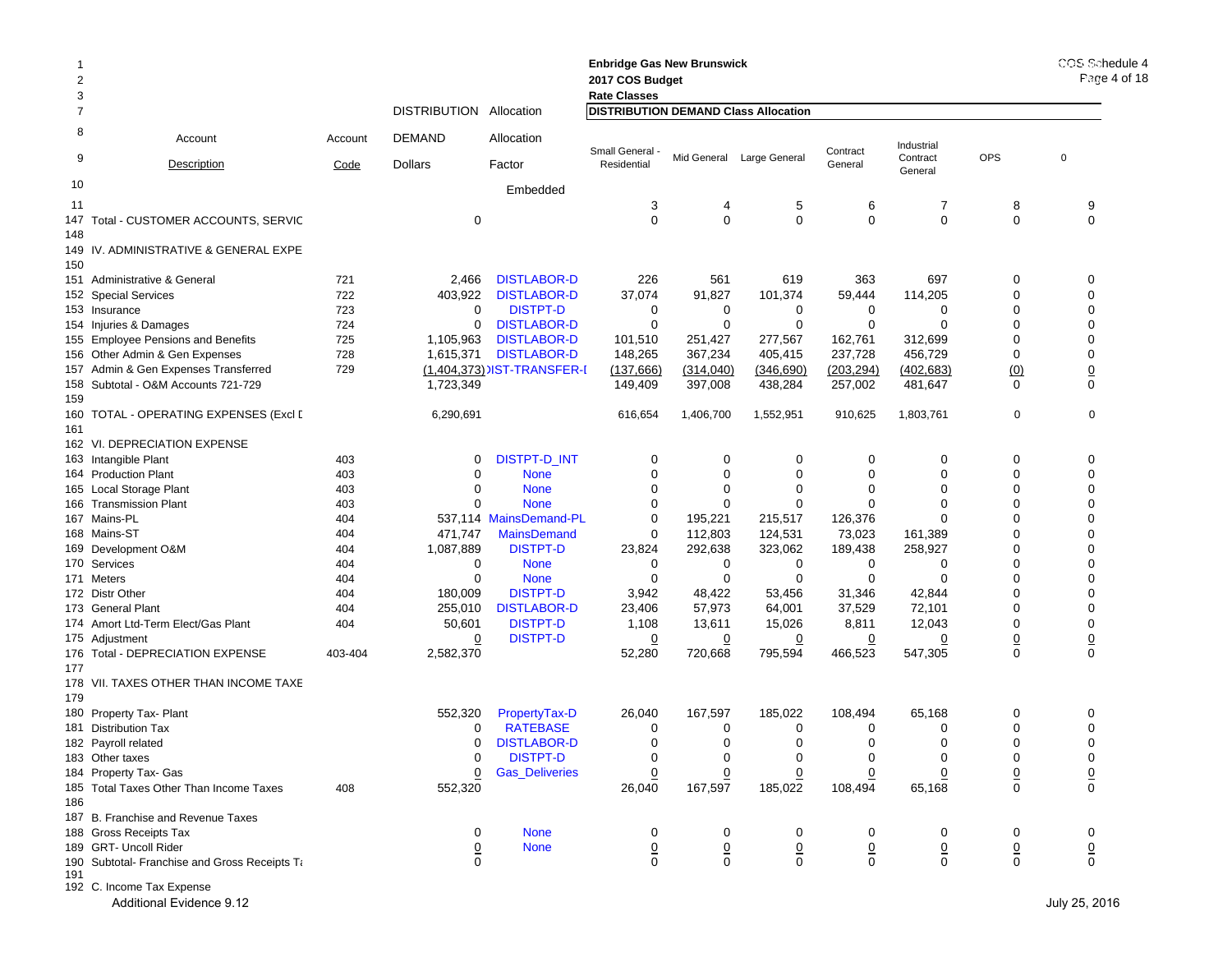**Enbridge Gas New Brunswick**
**2017 COS Budget**
**Rate Classes**

**DISTRIBUTION DEMAND Class Allocation**

| Line | Account Description | Account Code | DISTRIBUTION DEMAND Dollars | Allocation Factor Embedded | Small General - Residential | Mid General | Large General | Contract General | Industrial Contract General | OPS | 0 |
|---|---|---|---|---|---|---|---|---|---|---|---|
| 11 | | | | | 3 | 4 | 5 | 6 | 7 | 8 | 9 |
| 147 | Total - CUSTOMER ACCOUNTS, SERVIC | | 0 | | 0 | 0 | 0 | 0 | 0 | 0 | 0 |
| 148 | | | | | | | | | | | |
| 149 | IV. ADMINISTRATIVE & GENERAL EXPE | | | | | | | | | | |
| 150 | | | | | | | | | | | |
| 151 | Administrative & General | 721 | 2,466 | DISTLABOR-D | 226 | 561 | 619 | 363 | 697 | 0 | 0 |
| 152 | Special Services | 722 | 403,922 | DISTLABOR-D | 37,074 | 91,827 | 101,374 | 59,444 | 114,205 | 0 | 0 |
| 153 | Insurance | 723 | 0 | DISTPT-D | 0 | 0 | 0 | 0 | 0 | 0 | 0 |
| 154 | Injuries & Damages | 724 | 0 | DISTLABOR-D | 0 | 0 | 0 | 0 | 0 | 0 | 0 |
| 155 | Employee Pensions and Benefits | 725 | 1,105,963 | DISTLABOR-D | 101,510 | 251,427 | 277,567 | 162,761 | 312,699 | 0 | 0 |
| 156 | Other Admin & Gen Expenses | 728 | 1,615,371 | DISTLABOR-D | 148,265 | 367,234 | 405,415 | 237,728 | 456,729 | 0 | 0 |
| 157 | Admin & Gen Expenses Transferred | 729 | (1,404,373) | DIST-TRANSFER-I | (137,666) | (314,040) | (346,690) | (203,294) | (402,683) | (0) | 0 |
| 158 | Subtotal - O&M Accounts 721-729 | | 1,723,349 | | 149,409 | 397,008 | 438,284 | 257,002 | 481,647 | 0 | 0 |
| 159 | | | | | | | | | | | |
| 160 | TOTAL - OPERATING EXPENSES (Excl D | | 6,290,691 | | 616,654 | 1,406,700 | 1,552,951 | 910,625 | 1,803,761 | 0 | 0 |
| 161 | | | | | | | | | | | |
| 162 | VI. DEPRECIATION EXPENSE | | | | | | | | | | |
| 163 | Intangible Plant | 403 | 0 | DISTPT-D_INT | 0 | 0 | 0 | 0 | 0 | 0 | 0 |
| 164 | Production Plant | 403 | 0 | None | 0 | 0 | 0 | 0 | 0 | 0 | 0 |
| 165 | Local Storage Plant | 403 | 0 | None | 0 | 0 | 0 | 0 | 0 | 0 | 0 |
| 166 | Transmission Plant | 403 | 0 | None | 0 | 0 | 0 | 0 | 0 | 0 | 0 |
| 167 | Mains-PL | 404 | 537,114 | MainsDemand-PL | 0 | 195,221 | 215,517 | 126,376 | 0 | 0 | 0 |
| 168 | Mains-ST | 404 | 471,747 | MainsDemand | 0 | 112,803 | 124,531 | 73,023 | 161,389 | 0 | 0 |
| 169 | Development O&M | 404 | 1,087,889 | DISTPT-D | 23,824 | 292,638 | 323,062 | 189,438 | 258,927 | 0 | 0 |
| 170 | Services | 404 | 0 | None | 0 | 0 | 0 | 0 | 0 | 0 | 0 |
| 171 | Meters | 404 | 0 | None | 0 | 0 | 0 | 0 | 0 | 0 | 0 |
| 172 | Distr Other | 404 | 180,009 | DISTPT-D | 3,942 | 48,422 | 53,456 | 31,346 | 42,844 | 0 | 0 |
| 173 | General Plant | 404 | 255,010 | DISTLABOR-D | 23,406 | 57,973 | 64,001 | 37,529 | 72,101 | 0 | 0 |
| 174 | Amort Ltd-Term Elect/Gas Plant | 404 | 50,601 | DISTPT-D | 1,108 | 13,611 | 15,026 | 8,811 | 12,043 | 0 | 0 |
| 175 | Adjustment | | 0 | DISTPT-D | 0 | 0 | 0 | 0 | 0 | 0 | 0 |
| 176 | Total - DEPRECIATION EXPENSE | 403-404 | 2,582,370 | | 52,280 | 720,668 | 795,594 | 466,523 | 547,305 | 0 | 0 |
| 177 | | | | | | | | | | | |
| 178 | VII. TAXES OTHER THAN INCOME TAXE | | | | | | | | | | |
| 179 | | | | | | | | | | | |
| 180 | Property Tax- Plant | | 552,320 | PropertyTax-D | 26,040 | 167,597 | 185,022 | 108,494 | 65,168 | 0 | 0 |
| 181 | Distribution Tax | | 0 | RATEBASE | 0 | 0 | 0 | 0 | 0 | 0 | 0 |
| 182 | Payroll related | | 0 | DISTLABOR-D | 0 | 0 | 0 | 0 | 0 | 0 | 0 |
| 183 | Other taxes | | 0 | DISTPT-D | 0 | 0 | 0 | 0 | 0 | 0 | 0 |
| 184 | Property Tax- Gas | | 0 | Gas_Deliveries | 0 | 0 | 0 | 0 | 0 | 0 | 0 |
| 185 | Total Taxes Other Than Income Taxes | 408 | 552,320 | | 26,040 | 167,597 | 185,022 | 108,494 | 65,168 | 0 | 0 |
| 186 | | | | | | | | | | | |
| 187 | B. Franchise and Revenue Taxes | | | | | | | | | | |
| 188 | Gross Receipts Tax | | 0 | None | 0 | 0 | 0 | 0 | 0 | 0 | 0 |
| 189 | GRT- Uncoll Rider | | 0 | None | 0 | 0 | 0 | 0 | 0 | 0 | 0 |
| 190 | Subtotal- Franchise and Gross Receipts Ta | | 0 | | 0 | 0 | 0 | 0 | 0 | 0 | 0 |
| 191 | | | | | | | | | | | |
| 192 | C. Income Tax Expense | | | | | | | | | | |

Additional Evidence 9.12

July 25, 2016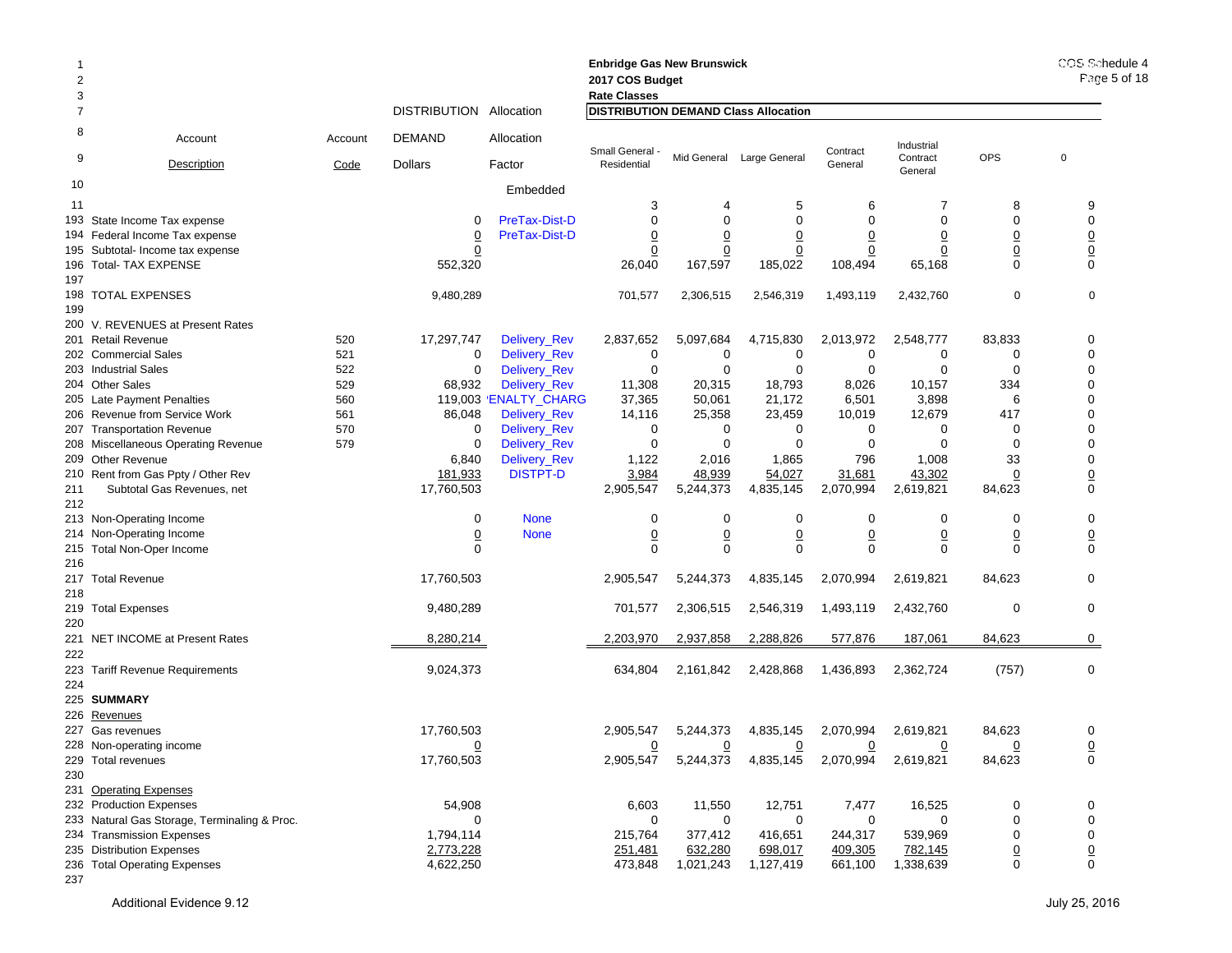**Enbridge Gas New Brunswick**
**2017 COS Budget**
**Rate Classes**

| Line | Account Description | Account Code | DISTRIBUTION DEMAND Dollars | Allocation Factor | Small General - Residential | Mid General | Large General | Contract General | Industrial Contract General | OPS | 0 |
|---|---|---|---|---|---|---|---|---|---|---|---|
| 7 | | | | | **DISTRIBUTION DEMAND Class Allocation** | | | | | | |
| 10 | | | | Embedded | | | | | | | |
| 11 | | | | | 3 | 4 | 5 | 6 | 7 | 8 | 9 |
| 193 | State Income Tax expense | | 0 | PreTax-Dist-D | 0 | 0 | 0 | 0 | 0 | 0 | 0 |
| 194 | Federal Income Tax expense | | 0 | PreTax-Dist-D | 0 | 0 | 0 | 0 | 0 | 0 | 0 |
| 195 | Subtotal- Income tax expense | | 0 | | 0 | 0 | 0 | 0 | 0 | 0 | 0 |
| 196 | Total- TAX EXPENSE | | 552,320 | | 26,040 | 167,597 | 185,022 | 108,494 | 65,168 | 0 | 0 |
| 197 | | | | | | | | | | | |
| 198 | TOTAL EXPENSES | | 9,480,289 | | 701,577 | 2,306,515 | 2,546,319 | 1,493,119 | 2,432,760 | 0 | 0 |
| 199 | | | | | | | | | | | |
| 200 | V. REVENUES at Present Rates | | | | | | | | | | |
| 201 | Retail Revenue | 520 | 17,297,747 | Delivery_Rev | 2,837,652 | 5,097,684 | 4,715,830 | 2,013,972 | 2,548,777 | 83,833 | 0 |
| 202 | Commercial Sales | 521 | 0 | Delivery_Rev | 0 | 0 | 0 | 0 | 0 | 0 | 0 |
| 203 | Industrial Sales | 522 | 0 | Delivery_Rev | 0 | 0 | 0 | 0 | 0 | 0 | 0 |
| 204 | Other Sales | 529 | 68,932 | Delivery_Rev | 11,308 | 20,315 | 18,793 | 8,026 | 10,157 | 334 | 0 |
| 205 | Late Payment Penalties | 560 | 119,003 | 'ENALTY_CHARG | 37,365 | 50,061 | 21,172 | 6,501 | 3,898 | 6 | 0 |
| 206 | Revenue from Service Work | 561 | 86,048 | Delivery_Rev | 14,116 | 25,358 | 23,459 | 10,019 | 12,679 | 417 | 0 |
| 207 | Transportation Revenue | 570 | 0 | Delivery_Rev | 0 | 0 | 0 | 0 | 0 | 0 | 0 |
| 208 | Miscellaneous Operating Revenue | 579 | 0 | Delivery_Rev | 0 | 0 | 0 | 0 | 0 | 0 | 0 |
| 209 | Other Revenue | | 6,840 | Delivery_Rev | 1,122 | 2,016 | 1,865 | 796 | 1,008 | 33 | 0 |
| 210 | Rent from Gas Ppty / Other Rev | | 181,933 | DISTPT-D | 3,984 | 48,939 | 54,027 | 31,681 | 43,302 | 0 | 0 |
| 211 | Subtotal Gas Revenues, net | | 17,760,503 | | 2,905,547 | 5,244,373 | 4,835,145 | 2,070,994 | 2,619,821 | 84,623 | 0 |
| 212 | | | | | | | | | | | |
| 213 | Non-Operating Income | | 0 | None | 0 | 0 | 0 | 0 | 0 | 0 | 0 |
| 214 | Non-Operating Income | | 0 | None | 0 | 0 | 0 | 0 | 0 | 0 | 0 |
| 215 | Total Non-Oper Income | | 0 | | 0 | 0 | 0 | 0 | 0 | 0 | 0 |
| 216 | | | | | | | | | | | |
| 217 | Total Revenue | | 17,760,503 | | 2,905,547 | 5,244,373 | 4,835,145 | 2,070,994 | 2,619,821 | 84,623 | 0 |
| 218 | | | | | | | | | | | |
| 219 | Total Expenses | | 9,480,289 | | 701,577 | 2,306,515 | 2,546,319 | 1,493,119 | 2,432,760 | 0 | 0 |
| 220 | | | | | | | | | | | |
| 221 | NET INCOME at Present Rates | | 8,280,214 | | 2,203,970 | 2,937,858 | 2,288,826 | 577,876 | 187,061 | 84,623 | 0 |
| 222 | | | | | | | | | | | |
| 223 | Tariff Revenue Requirements | | 9,024,373 | | 634,804 | 2,161,842 | 2,428,868 | 1,436,893 | 2,362,724 | (757) | 0 |
| 224 | | | | | | | | | | | |
| 225 | **SUMMARY** | | | | | | | | | | |
| 226 | Revenues | | | | | | | | | | |
| 227 | Gas revenues | | 17,760,503 | | 2,905,547 | 5,244,373 | 4,835,145 | 2,070,994 | 2,619,821 | 84,623 | 0 |
| 228 | Non-operating income | | 0 | | 0 | 0 | 0 | 0 | 0 | 0 | 0 |
| 229 | Total revenues | | 17,760,503 | | 2,905,547 | 5,244,373 | 4,835,145 | 2,070,994 | 2,619,821 | 84,623 | 0 |
| 230 | | | | | | | | | | | |
| 231 | Operating Expenses | | | | | | | | | | |
| 232 | Production Expenses | | 54,908 | | 6,603 | 11,550 | 12,751 | 7,477 | 16,525 | 0 | 0 |
| 233 | Natural Gas Storage, Terminaling & Proc. | | 0 | | 0 | 0 | 0 | 0 | 0 | 0 | 0 |
| 234 | Transmission Expenses | | 1,794,114 | | 215,764 | 377,412 | 416,651 | 244,317 | 539,969 | 0 | 0 |
| 235 | Distribution Expenses | | 2,773,228 | | 251,481 | 632,280 | 698,017 | 409,305 | 782,145 | 0 | 0 |
| 236 | Total Operating Expenses | | 4,622,250 | | 473,848 | 1,021,243 | 1,127,419 | 661,100 | 1,338,639 | 0 | 0 |
| 237 | | | | | | | | | | | |

Additional Evidence 9.12 — July 25, 2016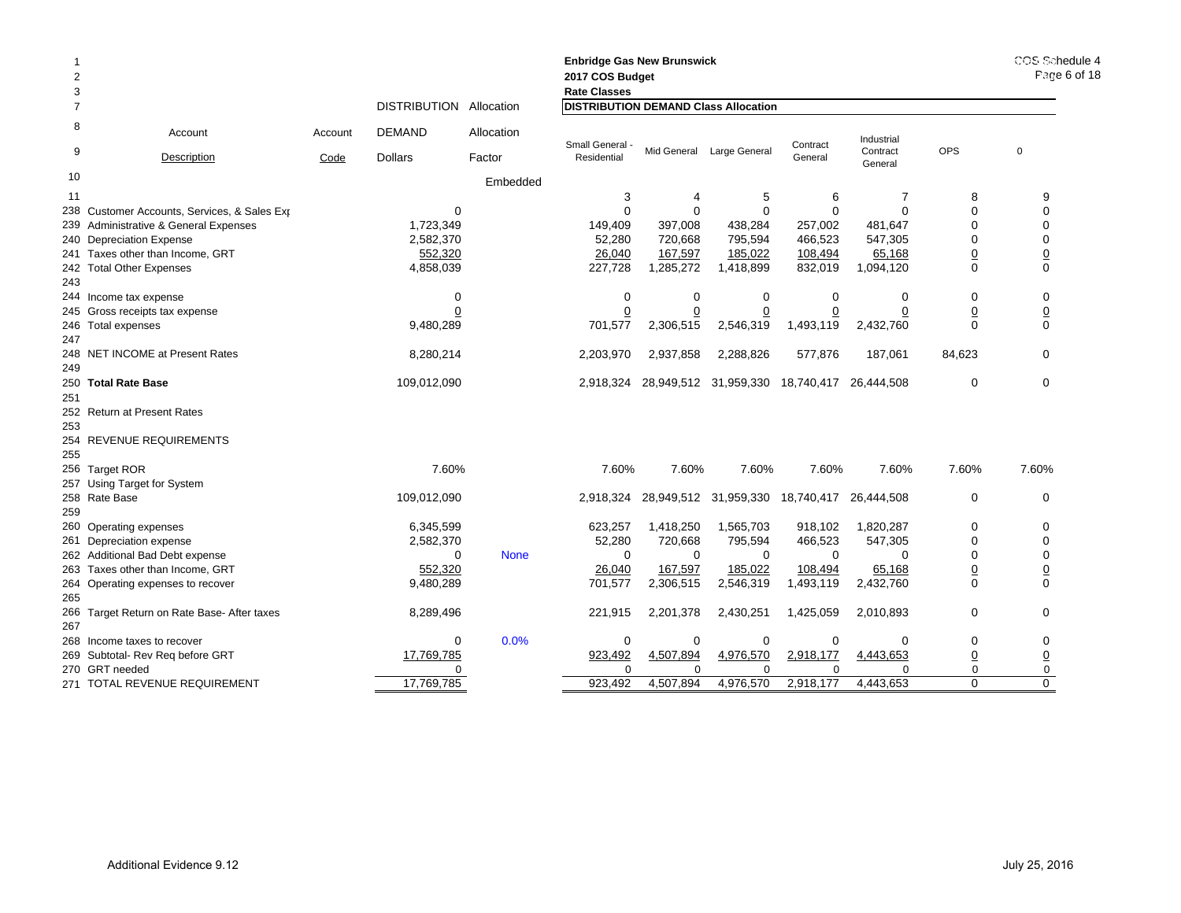**Enbridge Gas New Brunswick**
**2017 COS Budget**
**Rate Classes**

| Line | Account Description | Account Code | DISTRIBUTION DEMAND Dollars | Allocation Factor | Small General - Residential | Mid General | Large General | Contract General | Industrial Contract General | OPS | 0 |
|---|---|---|---|---|---|---|---|---|---|---|---|
| | | | | | **DISTRIBUTION DEMAND Class Allocation** | | | | | | |
| 10 | | | | Embedded | | | | | | | |
| 11 | | | | | 3 | 4 | 5 | 6 | 7 | 8 | 9 |
| 238 | Customer Accounts, Services, & Sales Exp | | 0 | | 0 | 0 | 0 | 0 | 0 | 0 | 0 |
| 239 | Administrative & General Expenses | | 1,723,349 | | 149,409 | 397,008 | 438,284 | 257,002 | 481,647 | 0 | 0 |
| 240 | Depreciation Expense | | 2,582,370 | | 52,280 | 720,668 | 795,594 | 466,523 | 547,305 | 0 | 0 |
| 241 | Taxes other than Income, GRT | | 552,320 | | 26,040 | 167,597 | 185,022 | 108,494 | 65,168 | 0 | 0 |
| 242 | Total Other Expenses | | 4,858,039 | | 227,728 | 1,285,272 | 1,418,899 | 832,019 | 1,094,120 | 0 | 0 |
| 243 | | | | | | | | | | | |
| 244 | Income tax expense | | 0 | | 0 | 0 | 0 | 0 | 0 | 0 | 0 |
| 245 | Gross receipts tax expense | | 0 | | 0 | 0 | 0 | 0 | 0 | 0 | 0 |
| 246 | Total expenses | | 9,480,289 | | 701,577 | 2,306,515 | 2,546,319 | 1,493,119 | 2,432,760 | 0 | 0 |
| 247 | | | | | | | | | | | |
| 248 | NET INCOME at Present Rates | | 8,280,214 | | 2,203,970 | 2,937,858 | 2,288,826 | 577,876 | 187,061 | 84,623 | 0 |
| 249 | | | | | | | | | | | |
| 250 | **Total Rate Base** | | 109,012,090 | | 2,918,324 | 28,949,512 | 31,959,330 | 18,740,417 | 26,444,508 | 0 | 0 |
| 251 | | | | | | | | | | | |
| 252 | Return at Present Rates | | | | | | | | | | |
| 253 | | | | | | | | | | | |
| 254 | REVENUE REQUIREMENTS | | | | | | | | | | |
| 255 | | | | | | | | | | | |
| 256 | Target ROR | | 7.60% | | 7.60% | 7.60% | 7.60% | 7.60% | 7.60% | 7.60% | 7.60% |
| 257 | Using Target for System | | | | | | | | | | |
| 258 | Rate Base | | 109,012,090 | | 2,918,324 | 28,949,512 | 31,959,330 | 18,740,417 | 26,444,508 | 0 | 0 |
| 259 | | | | | | | | | | | |
| 260 | Operating expenses | | 6,345,599 | | 623,257 | 1,418,250 | 1,565,703 | 918,102 | 1,820,287 | 0 | 0 |
| 261 | Depreciation expense | | 2,582,370 | | 52,280 | 720,668 | 795,594 | 466,523 | 547,305 | 0 | 0 |
| 262 | Additional Bad Debt expense | | 0 | None | 0 | 0 | 0 | 0 | 0 | 0 | 0 |
| 263 | Taxes other than Income, GRT | | 552,320 | | 26,040 | 167,597 | 185,022 | 108,494 | 65,168 | 0 | 0 |
| 264 | Operating expenses to recover | | 9,480,289 | | 701,577 | 2,306,515 | 2,546,319 | 1,493,119 | 2,432,760 | 0 | 0 |
| 265 | | | | | | | | | | | |
| 266 | Target Return on Rate Base- After taxes | | 8,289,496 | | 221,915 | 2,201,378 | 2,430,251 | 1,425,059 | 2,010,893 | 0 | 0 |
| 267 | | | | | | | | | | | |
| 268 | Income taxes to recover | | 0 | 0.0% | 0 | 0 | 0 | 0 | 0 | 0 | 0 |
| 269 | Subtotal- Rev Req before GRT | | 17,769,785 | | 923,492 | 4,507,894 | 4,976,570 | 2,918,177 | 4,443,653 | 0 | 0 |
| 270 | GRT needed | | 0 | | 0 | 0 | 0 | 0 | 0 | 0 | 0 |
| 271 | TOTAL REVENUE REQUIREMENT | | 17,769,785 | | 923,492 | 4,507,894 | 4,976,570 | 2,918,177 | 4,443,653 | 0 | 0 |

Additional Evidence 9.12

July 25, 2016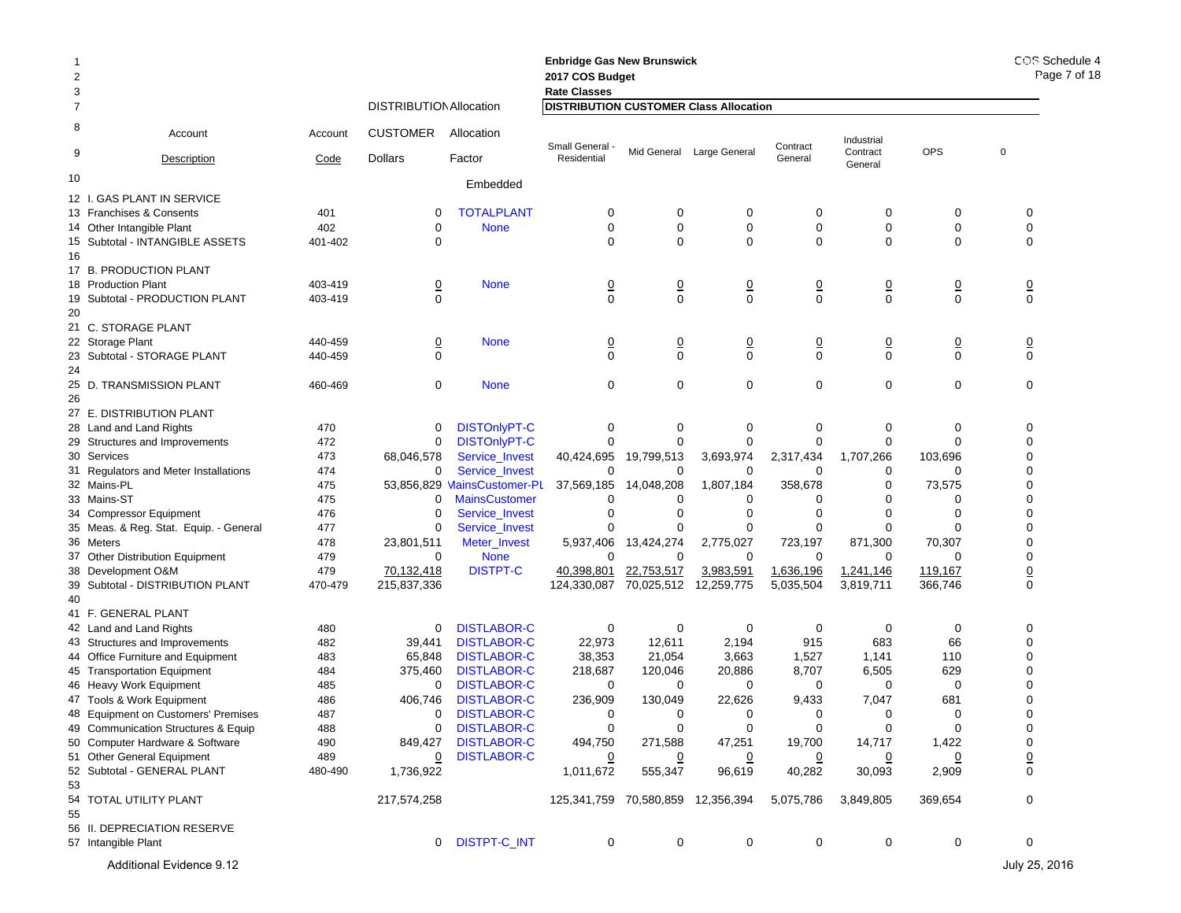**Enbridge Gas New Brunswick**
**2017 COS Budget**
**Rate Classes**

COS Schedule 4

| | Account Description | Account Code | DISTRIBUTION Allocation CUSTOMER Dollars | Allocation Factor | DISTRIBUTION CUSTOMER Class Allocation: Small General - Residential | Mid General | Large General | Contract General | Industrial Contract General | OPS | 0 |
|---|---|---|---|---|---|---|---|---|---|---|---|
| 10 | | | | Embedded | | | | | | | |
| 12 | I. GAS PLANT IN SERVICE | | | | | | | | | | |
| 13 | Franchises & Consents | 401 | 0 | TOTALPLANT | 0 | 0 | 0 | 0 | 0 | 0 | 0 |
| 14 | Other Intangible Plant | 402 | 0 | None | 0 | 0 | 0 | 0 | 0 | 0 | 0 |
| 15 | Subtotal - INTANGIBLE ASSETS | 401-402 | 0 | | 0 | 0 | 0 | 0 | 0 | 0 | 0 |
| 16 | | | | | | | | | | | |
| 17 | B. PRODUCTION PLANT | | | | | | | | | | |
| 18 | Production Plant | 403-419 | 0 | None | 0 | 0 | 0 | 0 | 0 | 0 | 0 |
| 19 | Subtotal - PRODUCTION PLANT | 403-419 | 0 | | 0 | 0 | 0 | 0 | 0 | 0 | 0 |
| 20 | | | | | | | | | | | |
| 21 | C. STORAGE PLANT | | | | | | | | | | |
| 22 | Storage Plant | 440-459 | 0 | None | 0 | 0 | 0 | 0 | 0 | 0 | 0 |
| 23 | Subtotal - STORAGE PLANT | 440-459 | 0 | | 0 | 0 | 0 | 0 | 0 | 0 | 0 |
| 24 | | | | | | | | | | | |
| 25 | D. TRANSMISSION PLANT | 460-469 | 0 | None | 0 | 0 | 0 | 0 | 0 | 0 | 0 |
| 26 | | | | | | | | | | | |
| 27 | E. DISTRIBUTION PLANT | | | | | | | | | | |
| 28 | Land and Land Rights | 470 | 0 | DISTOnlyPT-C | 0 | 0 | 0 | 0 | 0 | 0 | 0 |
| 29 | Structures and Improvements | 472 | 0 | DISTOnlyPT-C | 0 | 0 | 0 | 0 | 0 | 0 | 0 |
| 30 | Services | 473 | 68,046,578 | Service_Invest | 40,424,695 | 19,799,513 | 3,693,974 | 2,317,434 | 1,707,266 | 103,696 | 0 |
| 31 | Regulators and Meter Installations | 474 | 0 | Service_Invest | 0 | 0 | 0 | 0 | 0 | 0 | 0 |
| 32 | Mains-PL | 475 | 53,856,829 | MainsCustomer-PL | 37,569,185 | 14,048,208 | 1,807,184 | 358,678 | 0 | 73,575 | 0 |
| 33 | Mains-ST | 475 | 0 | MainsCustomer | 0 | 0 | 0 | 0 | 0 | 0 | 0 |
| 34 | Compressor Equipment | 476 | 0 | Service_Invest | 0 | 0 | 0 | 0 | 0 | 0 | 0 |
| 35 | Meas. & Reg. Stat. Equip. - General | 477 | 0 | Service_Invest | 0 | 0 | 0 | 0 | 0 | 0 | 0 |
| 36 | Meters | 478 | 23,801,511 | Meter_Invest | 5,937,406 | 13,424,274 | 2,775,027 | 723,197 | 871,300 | 70,307 | 0 |
| 37 | Other Distribution Equipment | 479 | 0 | None | 0 | 0 | 0 | 0 | 0 | 0 | 0 |
| 38 | Development O&M | 479 | 70,132,418 | DISTPT-C | 40,398,801 | 22,753,517 | 3,983,591 | 1,636,196 | 1,241,146 | 119,167 | 0 |
| 39 | Subtotal - DISTRIBUTION PLANT | 470-479 | 215,837,336 | | 124,330,087 | 70,025,512 | 12,259,775 | 5,035,504 | 3,819,711 | 366,746 | 0 |
| 40 | | | | | | | | | | | |
| 41 | F. GENERAL PLANT | | | | | | | | | | |
| 42 | Land and Land Rights | 480 | 0 | DISTLABOR-C | 0 | 0 | 0 | 0 | 0 | 0 | 0 |
| 43 | Structures and Improvements | 482 | 39,441 | DISTLABOR-C | 22,973 | 12,611 | 2,194 | 915 | 683 | 66 | 0 |
| 44 | Office Furniture and Equipment | 483 | 65,848 | DISTLABOR-C | 38,353 | 21,054 | 3,663 | 1,527 | 1,141 | 110 | 0 |
| 45 | Transportation Equipment | 484 | 375,460 | DISTLABOR-C | 218,687 | 120,046 | 20,886 | 8,707 | 6,505 | 629 | 0 |
| 46 | Heavy Work Equipment | 485 | 0 | DISTLABOR-C | 0 | 0 | 0 | 0 | 0 | 0 | 0 |
| 47 | Tools & Work Equipment | 486 | 406,746 | DISTLABOR-C | 236,909 | 130,049 | 22,626 | 9,433 | 7,047 | 681 | 0 |
| 48 | Equipment on Customers' Premises | 487 | 0 | DISTLABOR-C | 0 | 0 | 0 | 0 | 0 | 0 | 0 |
| 49 | Communication Structures & Equip | 488 | 0 | DISTLABOR-C | 0 | 0 | 0 | 0 | 0 | 0 | 0 |
| 50 | Computer Hardware & Software | 490 | 849,427 | DISTLABOR-C | 494,750 | 271,588 | 47,251 | 19,700 | 14,717 | 1,422 | 0 |
| 51 | Other General Equipment | 489 | 0 | DISTLABOR-C | 0 | 0 | 0 | 0 | 0 | 0 | 0 |
| 52 | Subtotal - GENERAL PLANT | 480-490 | 1,736,922 | | 1,011,672 | 555,347 | 96,619 | 40,282 | 30,093 | 2,909 | 0 |
| 53 | | | | | | | | | | | |
| 54 | TOTAL UTILITY PLANT | | 217,574,258 | | 125,341,759 | 70,580,859 | 12,356,394 | 5,075,786 | 3,849,805 | 369,654 | 0 |
| 55 | | | | | | | | | | | |
| 56 | II. DEPRECIATION RESERVE | | | | | | | | | | |
| 57 | Intangible Plant | | 0 | DISTPT-C_INT | 0 | 0 | 0 | 0 | 0 | 0 | 0 |

Additional Evidence 9.12

July 25, 2016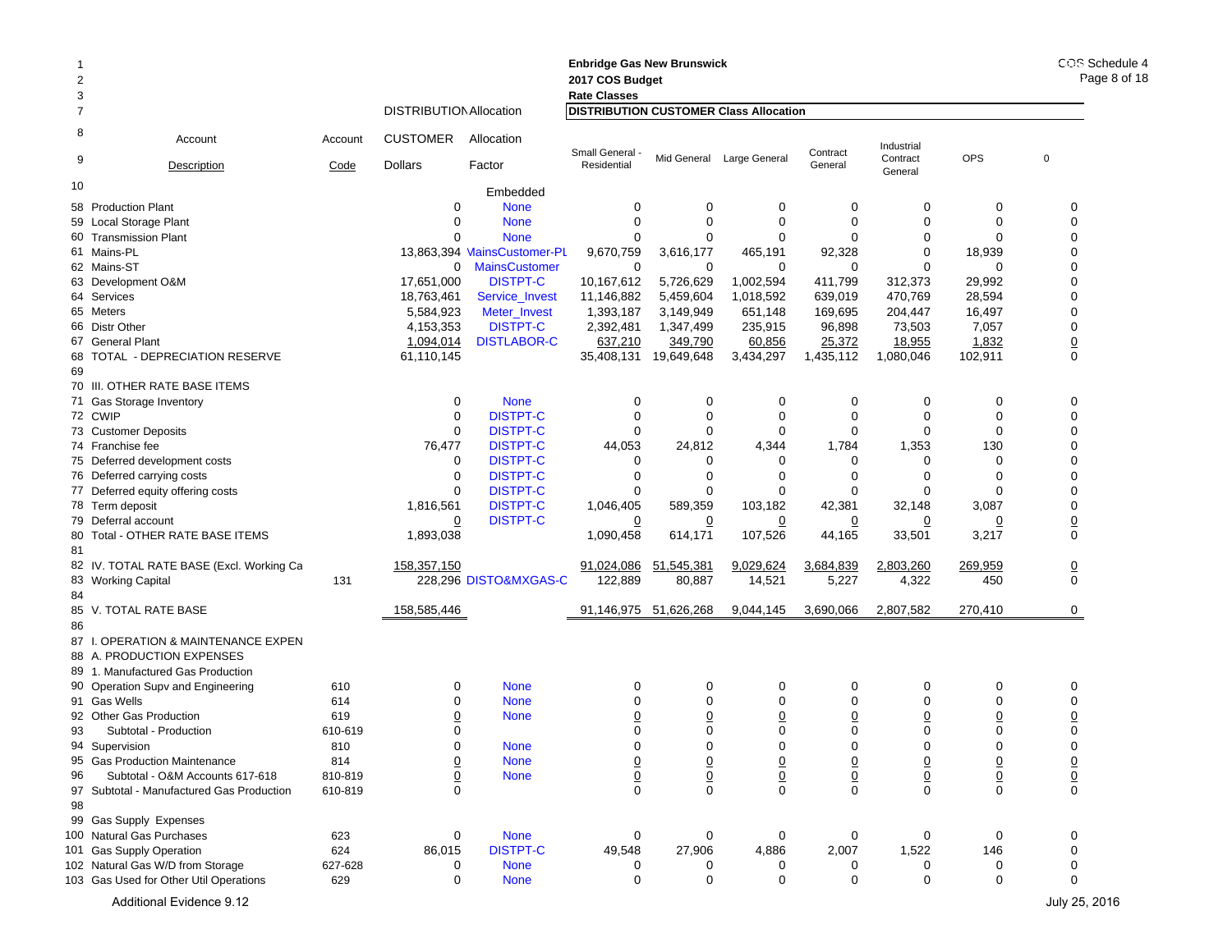Enbridge Gas New Brunswick
2017 COS Budget
Rate Classes

COS Schedule 4

| | Account Description | Account Code | DISTRIBUTION CUSTOMER Dollars | Allocation Factor | Small General - Residential | Mid General | Large General | Contract General | Industrial Contract General | OPS | 0 |
|---|---|---|---|---|---|---|---|---|---|---|---|
| | | | | DISTRIBUTION Allocation | DISTRIBUTION CUSTOMER Class Allocation | | | | | | |
| 10 | | | | Embedded | | | | | | | |
| 58 | Production Plant | | 0 | None | 0 | 0 | 0 | 0 | 0 | 0 | 0 |
| 59 | Local Storage Plant | | 0 | None | 0 | 0 | 0 | 0 | 0 | 0 | 0 |
| 60 | Transmission Plant | | 0 | None | 0 | 0 | 0 | 0 | 0 | 0 | 0 |
| 61 | Mains-PL | | 13,863,394 | MainsCustomer-PL | 9,670,759 | 3,616,177 | 465,191 | 92,328 | 0 | 18,939 | 0 |
| 62 | Mains-ST | | 0 | MainsCustomer | 0 | 0 | 0 | 0 | 0 | 0 | 0 |
| 63 | Development O&M | | 17,651,000 | DISTPT-C | 10,167,612 | 5,726,629 | 1,002,594 | 411,799 | 312,373 | 29,992 | 0 |
| 64 | Services | | 18,763,461 | Service_Invest | 11,146,882 | 5,459,604 | 1,018,592 | 639,019 | 470,769 | 28,594 | 0 |
| 65 | Meters | | 5,584,923 | Meter_Invest | 1,393,187 | 3,149,949 | 651,148 | 169,695 | 204,447 | 16,497 | 0 |
| 66 | Distr Other | | 4,153,353 | DISTPT-C | 2,392,481 | 1,347,499 | 235,915 | 96,898 | 73,503 | 7,057 | 0 |
| 67 | General Plant | | 1,094,014 | DISTLABOR-C | 637,210 | 349,790 | 60,856 | 25,372 | 18,955 | 1,832 | 0 |
| 68 | TOTAL - DEPRECIATION RESERVE | | 61,110,145 | | 35,408,131 | 19,649,648 | 3,434,297 | 1,435,112 | 1,080,046 | 102,911 | 0 |
| 69 | | | | | | | | | | | |
| 70 | III. OTHER RATE BASE ITEMS | | | | | | | | | | |
| 71 | Gas Storage Inventory | | 0 | None | 0 | 0 | 0 | 0 | 0 | 0 | 0 |
| 72 | CWIP | | 0 | DISTPT-C | 0 | 0 | 0 | 0 | 0 | 0 | 0 |
| 73 | Customer Deposits | | 0 | DISTPT-C | 0 | 0 | 0 | 0 | 0 | 0 | 0 |
| 74 | Franchise fee | | 76,477 | DISTPT-C | 44,053 | 24,812 | 4,344 | 1,784 | 1,353 | 130 | 0 |
| 75 | Deferred development costs | | 0 | DISTPT-C | 0 | 0 | 0 | 0 | 0 | 0 | 0 |
| 76 | Deferred carrying costs | | 0 | DISTPT-C | 0 | 0 | 0 | 0 | 0 | 0 | 0 |
| 77 | Deferred equity offering costs | | 0 | DISTPT-C | 0 | 0 | 0 | 0 | 0 | 0 | 0 |
| 78 | Term deposit | | 1,816,561 | DISTPT-C | 1,046,405 | 589,359 | 103,182 | 42,381 | 32,148 | 3,087 | 0 |
| 79 | Deferral account | | 0 | DISTPT-C | 0 | 0 | 0 | 0 | 0 | 0 | 0 |
| 80 | Total - OTHER RATE BASE ITEMS | | 1,893,038 | | 1,090,458 | 614,171 | 107,526 | 44,165 | 33,501 | 3,217 | 0 |
| 81 | | | | | | | | | | | |
| 82 | IV. TOTAL RATE BASE (Excl. Working Ca | | 158,357,150 | | 91,024,086 | 51,545,381 | 9,029,624 | 3,684,839 | 2,803,260 | 269,959 | 0 |
| 83 | Working Capital | 131 | 228,296 | DISTO&MXGAS-C | 122,889 | 80,887 | 14,521 | 5,227 | 4,322 | 450 | 0 |
| 84 | | | | | | | | | | | |
| 85 | V. TOTAL RATE BASE | | 158,585,446 | | 91,146,975 | 51,626,268 | 9,044,145 | 3,690,066 | 2,807,582 | 270,410 | 0 |
| 86 | | | | | | | | | | | |
| 87 | I. OPERATION & MAINTENANCE EXPEN | | | | | | | | | | |
| 88 | A. PRODUCTION EXPENSES | | | | | | | | | | |
| 89 | 1. Manufactured Gas Production | | | | | | | | | | |
| 90 | Operation Supv and Engineering | 610 | 0 | None | 0 | 0 | 0 | 0 | 0 | 0 | 0 |
| 91 | Gas Wells | 614 | 0 | None | 0 | 0 | 0 | 0 | 0 | 0 | 0 |
| 92 | Other Gas Production | 619 | 0 | None | 0 | 0 | 0 | 0 | 0 | 0 | 0 |
| 93 | Subtotal - Production | 610-619 | 0 | | 0 | 0 | 0 | 0 | 0 | 0 | 0 |
| 94 | Supervision | 810 | 0 | None | 0 | 0 | 0 | 0 | 0 | 0 | 0 |
| 95 | Gas Production Maintenance | 814 | 0 | None | 0 | 0 | 0 | 0 | 0 | 0 | 0 |
| 96 | Subtotal - O&M Accounts 617-618 | 810-819 | 0 | None | 0 | 0 | 0 | 0 | 0 | 0 | 0 |
| 97 | Subtotal - Manufactured Gas Production | 610-819 | 0 | | 0 | 0 | 0 | 0 | 0 | 0 | 0 |
| 98 | | | | | | | | | | | |
| 99 | Gas Supply Expenses | | | | | | | | | | |
| 100 | Natural Gas Purchases | 623 | 0 | None | 0 | 0 | 0 | 0 | 0 | 0 | 0 |
| 101 | Gas Supply Operation | 624 | 86,015 | DISTPT-C | 49,548 | 27,906 | 4,886 | 2,007 | 1,522 | 146 | 0 |
| 102 | Natural Gas W/D from Storage | 627-628 | 0 | None | 0 | 0 | 0 | 0 | 0 | 0 | 0 |
| 103 | Gas Used for Other Util Operations | 629 | 0 | None | 0 | 0 | 0 | 0 | 0 | 0 | 0 |

Additional Evidence 9.12

July 25, 2016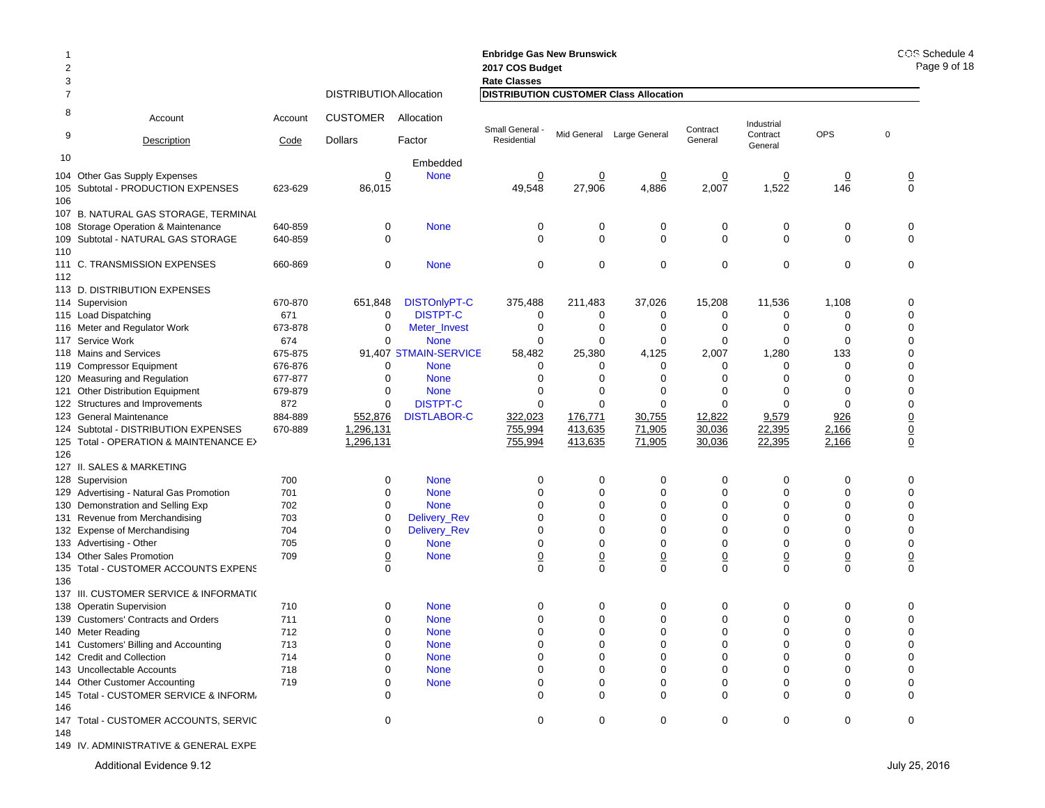Enbridge Gas New Brunswick
2017 COS Budget
Rate Classes

| Line | Account Description | Account Code | DISTRIBUTION CUSTOMER Dollars | Allocation Factor | Small General - Residential | Mid General | Large General | Contract General | Industrial Contract General | OPS | 0 |
|---|---|---|---|---|---|---|---|---|---|---|---|
| 10 | | | | Embedded | | | | | | | |
| 104 | Other Gas Supply Expenses | | 0 | None | 0 | 0 | 0 | 0 | 0 | 0 | 0 |
| 105 | Subtotal - PRODUCTION EXPENSES | 623-629 | 86,015 | | 49,548 | 27,906 | 4,886 | 2,007 | 1,522 | 146 | 0 |
| 106 | | | | | | | | | | | |
| 107 | B. NATURAL GAS STORAGE, TERMINAL | | | | | | | | | | |
| 108 | Storage Operation & Maintenance | 640-859 | 0 | None | 0 | 0 | 0 | 0 | 0 | 0 | 0 |
| 109 | Subtotal - NATURAL GAS STORAGE | 640-859 | 0 | | 0 | 0 | 0 | 0 | 0 | 0 | 0 |
| 110 | | | | | | | | | | | |
| 111 | C. TRANSMISSION EXPENSES | 660-869 | 0 | None | 0 | 0 | 0 | 0 | 0 | 0 | 0 |
| 112 | | | | | | | | | | | |
| 113 | D. DISTRIBUTION EXPENSES | | | | | | | | | | |
| 114 | Supervision | 670-870 | 651,848 | DISTOnlyPT-C | 375,488 | 211,483 | 37,026 | 15,208 | 11,536 | 1,108 | 0 |
| 115 | Load Dispatching | 671 | 0 | DISTPT-C | 0 | 0 | 0 | 0 | 0 | 0 | 0 |
| 116 | Meter and Regulator Work | 673-878 | 0 | Meter_Invest | 0 | 0 | 0 | 0 | 0 | 0 | 0 |
| 117 | Service Work | 674 | 0 | None | 0 | 0 | 0 | 0 | 0 | 0 | 0 |
| 118 | Mains and Services | 675-875 | 91,407 | STMAIN-SERVICE | 58,482 | 25,380 | 4,125 | 2,007 | 1,280 | 133 | 0 |
| 119 | Compressor Equipment | 676-876 | 0 | None | 0 | 0 | 0 | 0 | 0 | 0 | 0 |
| 120 | Measuring and Regulation | 677-877 | 0 | None | 0 | 0 | 0 | 0 | 0 | 0 | 0 |
| 121 | Other Distribution Equipment | 679-879 | 0 | None | 0 | 0 | 0 | 0 | 0 | 0 | 0 |
| 122 | Structures and Improvements | 872 | 0 | DISTPT-C | 0 | 0 | 0 | 0 | 0 | 0 | 0 |
| 123 | General Maintenance | 884-889 | 552,876 | DISTLABOR-C | 322,023 | 176,771 | 30,755 | 12,822 | 9,579 | 926 | 0 |
| 124 | Subtotal - DISTRIBUTION EXPENSES | 670-889 | 1,296,131 | | 755,994 | 413,635 | 71,905 | 30,036 | 22,395 | 2,166 | 0 |
| 125 | Total - OPERATION & MAINTENANCE EX | | 1,296,131 | | 755,994 | 413,635 | 71,905 | 30,036 | 22,395 | 2,166 | 0 |
| 126 | | | | | | | | | | | |
| 127 | II. SALES & MARKETING | | | | | | | | | | |
| 128 | Supervision | 700 | 0 | None | 0 | 0 | 0 | 0 | 0 | 0 | 0 |
| 129 | Advertising - Natural Gas Promotion | 701 | 0 | None | 0 | 0 | 0 | 0 | 0 | 0 | 0 |
| 130 | Demonstration and Selling Exp | 702 | 0 | None | 0 | 0 | 0 | 0 | 0 | 0 | 0 |
| 131 | Revenue from Merchandising | 703 | 0 | Delivery_Rev | 0 | 0 | 0 | 0 | 0 | 0 | 0 |
| 132 | Expense of Merchandising | 704 | 0 | Delivery_Rev | 0 | 0 | 0 | 0 | 0 | 0 | 0 |
| 133 | Advertising - Other | 705 | 0 | None | 0 | 0 | 0 | 0 | 0 | 0 | 0 |
| 134 | Other Sales Promotion | 709 | 0 | None | 0 | 0 | 0 | 0 | 0 | 0 | 0 |
| 135 | Total - CUSTOMER ACCOUNTS EXPENS | | 0 | | 0 | 0 | 0 | 0 | 0 | 0 | 0 |
| 136 | | | | | | | | | | | |
| 137 | III. CUSTOMER SERVICE & INFORMATI | | | | | | | | | | |
| 138 | Operatin Supervision | 710 | 0 | None | 0 | 0 | 0 | 0 | 0 | 0 | 0 |
| 139 | Customers' Contracts and Orders | 711 | 0 | None | 0 | 0 | 0 | 0 | 0 | 0 | 0 |
| 140 | Meter Reading | 712 | 0 | None | 0 | 0 | 0 | 0 | 0 | 0 | 0 |
| 141 | Customers' Billing and Accounting | 713 | 0 | None | 0 | 0 | 0 | 0 | 0 | 0 | 0 |
| 142 | Credit and Collection | 714 | 0 | None | 0 | 0 | 0 | 0 | 0 | 0 | 0 |
| 143 | Uncollectable Accounts | 718 | 0 | None | 0 | 0 | 0 | 0 | 0 | 0 | 0 |
| 144 | Other Customer Accounting | 719 | 0 | None | 0 | 0 | 0 | 0 | 0 | 0 | 0 |
| 145 | Total - CUSTOMER SERVICE & INFORM | | 0 | | 0 | 0 | 0 | 0 | 0 | 0 | 0 |
| 146 | | | | | | | | | | | |
| 147 | Total - CUSTOMER ACCOUNTS, SERVIC | | 0 | | 0 | 0 | 0 | 0 | 0 | 0 | 0 |
| 148 | | | | | | | | | | | |
| 149 | IV. ADMINISTRATIVE & GENERAL EXPE | | | | | | | | | | |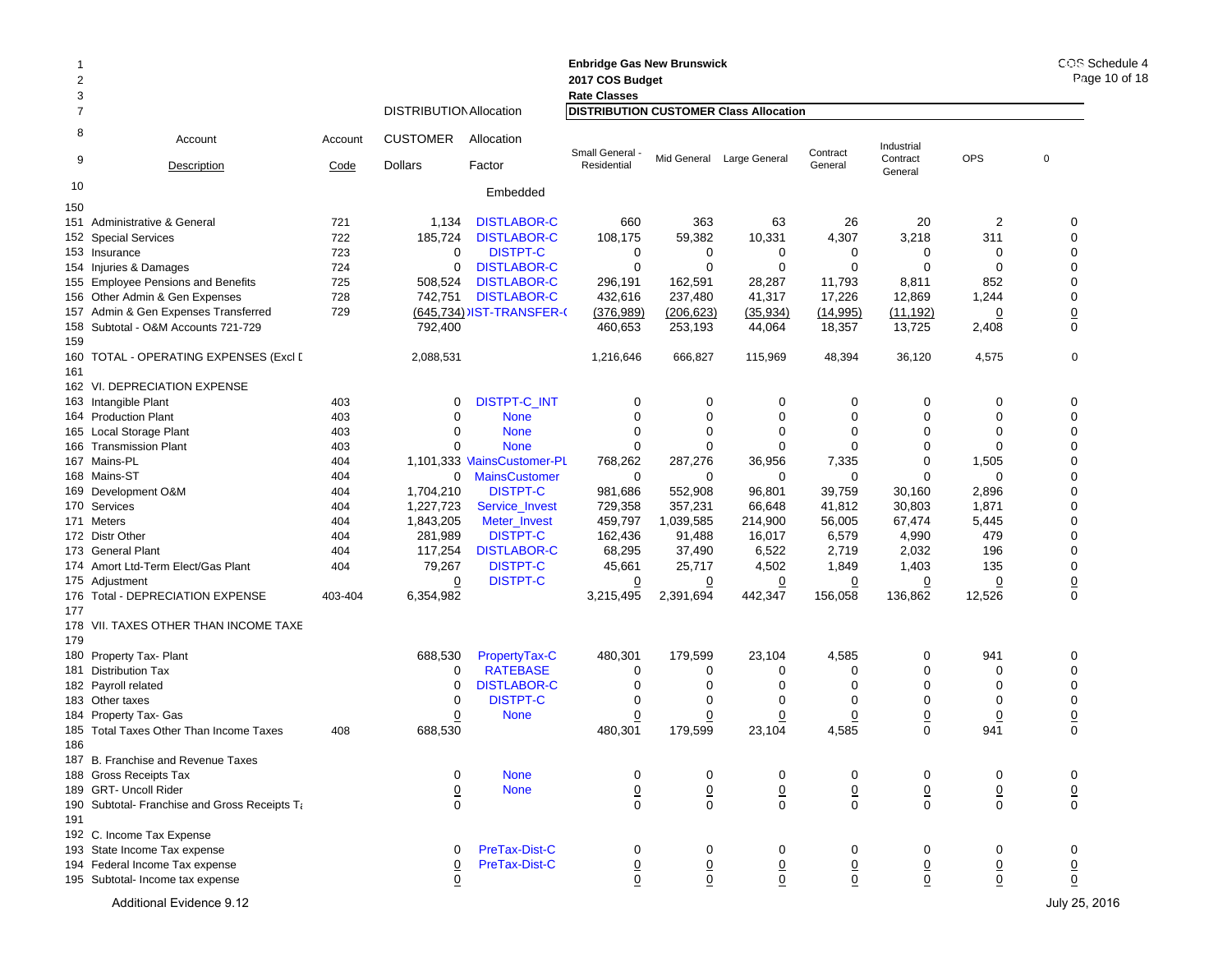Enbridge Gas New Brunswick
2017 COS Budget
Rate Classes

| Line | Account Description | Account Code | DISTRIBUTION CUSTOMER Dollars | Allocation Factor | Small General - Residential | Mid General | Large General | Contract General | Industrial Contract General | OPS | 0 |
|---|---|---|---|---|---|---|---|---|---|---|---|
| 10 | | | | Embedded | | | | | | | |
| 150 | | | | | | | | | | | |
| 151 | Administrative & General | 721 | 1,134 | DISTLABOR-C | 660 | 363 | 63 | 26 | 20 | 2 | 0 |
| 152 | Special Services | 722 | 185,724 | DISTLABOR-C | 108,175 | 59,382 | 10,331 | 4,307 | 3,218 | 311 | 0 |
| 153 | Insurance | 723 | 0 | DISTPT-C | 0 | 0 | 0 | 0 | 0 | 0 | 0 |
| 154 | Injuries & Damages | 724 | 0 | DISTLABOR-C | 0 | 0 | 0 | 0 | 0 | 0 | 0 |
| 155 | Employee Pensions and Benefits | 725 | 508,524 | DISTLABOR-C | 296,191 | 162,591 | 28,287 | 11,793 | 8,811 | 852 | 0 |
| 156 | Other Admin & Gen Expenses | 728 | 742,751 | DISTLABOR-C | 432,616 | 237,480 | 41,317 | 17,226 | 12,869 | 1,244 | 0 |
| 157 | Admin & Gen Expenses Transferred | 729 | (645,734) | DIST-TRANSFER-( | (376,989) | (206,623) | (35,934) | (14,995) | (11,192) | 0 | 0 |
| 158 | Subtotal - O&M Accounts 721-729 | | 792,400 | | 460,653 | 253,193 | 44,064 | 18,357 | 13,725 | 2,408 | 0 |
| 159 | | | | | | | | | | | |
| 160 | TOTAL - OPERATING EXPENSES (Excl I | | 2,088,531 | | 1,216,646 | 666,827 | 115,969 | 48,394 | 36,120 | 4,575 | 0 |
| 161 | | | | | | | | | | | |
| 162 | VI. DEPRECIATION EXPENSE | | | | | | | | | | |
| 163 | Intangible Plant | 403 | 0 | DISTPT-C_INT | 0 | 0 | 0 | 0 | 0 | 0 | 0 |
| 164 | Production Plant | 403 | 0 | None | 0 | 0 | 0 | 0 | 0 | 0 | 0 |
| 165 | Local Storage Plant | 403 | 0 | None | 0 | 0 | 0 | 0 | 0 | 0 | 0 |
| 166 | Transmission Plant | 403 | 0 | None | 0 | 0 | 0 | 0 | 0 | 0 | 0 |
| 167 | Mains-PL | 404 | 1,101,333 | MainsCustomer-PL | 768,262 | 287,276 | 36,956 | 7,335 | 0 | 1,505 | 0 |
| 168 | Mains-ST | 404 | 0 | MainsCustomer | 0 | 0 | 0 | 0 | 0 | 0 | 0 |
| 169 | Development O&M | 404 | 1,704,210 | DISTPT-C | 981,686 | 552,908 | 96,801 | 39,759 | 30,160 | 2,896 | 0 |
| 170 | Services | 404 | 1,227,723 | Service_Invest | 729,358 | 357,231 | 66,648 | 41,812 | 30,803 | 1,871 | 0 |
| 171 | Meters | 404 | 1,843,205 | Meter_Invest | 459,797 | 1,039,585 | 214,900 | 56,005 | 67,474 | 5,445 | 0 |
| 172 | Distr Other | 404 | 281,989 | DISTPT-C | 162,436 | 91,488 | 16,017 | 6,579 | 4,990 | 479 | 0 |
| 173 | General Plant | 404 | 117,254 | DISTLABOR-C | 68,295 | 37,490 | 6,522 | 2,719 | 2,032 | 196 | 0 |
| 174 | Amort Ltd-Term Elect/Gas Plant | 404 | 79,267 | DISTPT-C | 45,661 | 25,717 | 4,502 | 1,849 | 1,403 | 135 | 0 |
| 175 | Adjustment | | 0 | DISTPT-C | 0 | 0 | 0 | 0 | 0 | 0 | 0 |
| 176 | Total - DEPRECIATION EXPENSE | 403-404 | 6,354,982 | | 3,215,495 | 2,391,694 | 442,347 | 156,058 | 136,862 | 12,526 | 0 |
| 177 | | | | | | | | | | | |
| 178 | VII. TAXES OTHER THAN INCOME TAXE | | | | | | | | | | |
| 179 | | | | | | | | | | | |
| 180 | Property Tax- Plant | | 688,530 | PropertyTax-C | 480,301 | 179,599 | 23,104 | 4,585 | 0 | 941 | 0 |
| 181 | Distribution Tax | | 0 | RATEBASE | 0 | 0 | 0 | 0 | 0 | 0 | 0 |
| 182 | Payroll related | | 0 | DISTLABOR-C | 0 | 0 | 0 | 0 | 0 | 0 | 0 |
| 183 | Other taxes | | 0 | DISTPT-C | 0 | 0 | 0 | 0 | 0 | 0 | 0 |
| 184 | Property Tax- Gas | | 0 | None | 0 | 0 | 0 | 0 | 0 | 0 | 0 |
| 185 | Total Taxes Other Than Income Taxes | 408 | 688,530 | | 480,301 | 179,599 | 23,104 | 4,585 | 0 | 941 | 0 |
| 186 | | | | | | | | | | | |
| 187 | B. Franchise and Revenue Taxes | | | | | | | | | | |
| 188 | Gross Receipts Tax | | 0 | None | 0 | 0 | 0 | 0 | 0 | 0 | 0 |
| 189 | GRT- Uncoll Rider | | 0 | None | 0 | 0 | 0 | 0 | 0 | 0 | 0 |
| 190 | Subtotal- Franchise and Gross Receipts Ta | | 0 | | 0 | 0 | 0 | 0 | 0 | 0 | 0 |
| 191 | | | | | | | | | | | |
| 192 | C. Income Tax Expense | | | | | | | | | | |
| 193 | State Income Tax expense | | 0 | PreTax-Dist-C | 0 | 0 | 0 | 0 | 0 | 0 | 0 |
| 194 | Federal Income Tax expense | | 0 | PreTax-Dist-C | 0 | 0 | 0 | 0 | 0 | 0 | 0 |
| 195 | Subtotal- Income tax expense | | 0 | | 0 | 0 | 0 | 0 | 0 | 0 | 0 |

Additional Evidence 9.12

July 25, 2016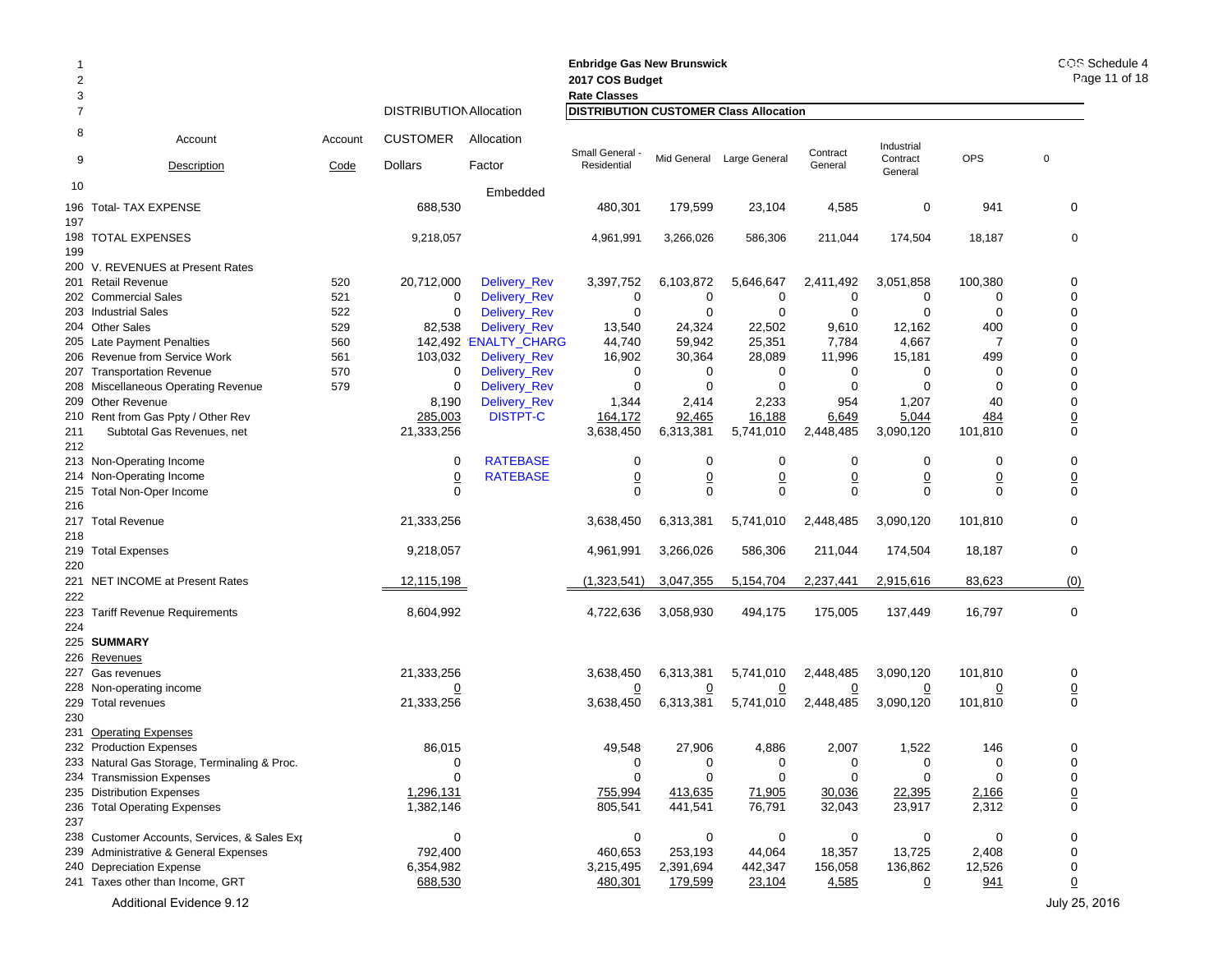**Enbridge Gas New Brunswick**
**2017 COS Budget**
**Rate Classes**

COS Schedule 4
Page 11 of 18

| | Account Description | Account Code | DISTRIBUTION CUSTOMER Dollars | Allocation Factor | Small General - Residential | Mid General | Large General | Contract General | Industrial Contract General | OPS | 0 |
|---|---|---|---|---|---|---|---|---|---|---|---|
| 1-7 | | | DISTRIBUTION Allocation | | DISTRIBUTION CUSTOMER Class Allocation | | | | | | |
| 10 | | | | Embedded | | | | | | | |
| 196 | Total- TAX EXPENSE | | 688,530 | | 480,301 | 179,599 | 23,104 | 4,585 | 0 | 941 | 0 |
| 197 | | | | | | | | | | | |
| 198 | TOTAL EXPENSES | | 9,218,057 | | 4,961,991 | 3,266,026 | 586,306 | 211,044 | 174,504 | 18,187 | 0 |
| 199 | | | | | | | | | | | |
| 200 | V. REVENUES at Present Rates | | | | | | | | | | |
| 201 | Retail Revenue | 520 | 20,712,000 | Delivery_Rev | 3,397,752 | 6,103,872 | 5,646,647 | 2,411,492 | 3,051,858 | 100,380 | 0 |
| 202 | Commercial Sales | 521 | 0 | Delivery_Rev | 0 | 0 | 0 | 0 | 0 | 0 | 0 |
| 203 | Industrial Sales | 522 | 0 | Delivery_Rev | 0 | 0 | 0 | 0 | 0 | 0 | 0 |
| 204 | Other Sales | 529 | 82,538 | Delivery_Rev | 13,540 | 24,324 | 22,502 | 9,610 | 12,162 | 400 | 0 |
| 205 | Late Payment Penalties | 560 | 142,492 | ENALTY_CHARG | 44,740 | 59,942 | 25,351 | 7,784 | 4,667 | 7 | 0 |
| 206 | Revenue from Service Work | 561 | 103,032 | Delivery_Rev | 16,902 | 30,364 | 28,089 | 11,996 | 15,181 | 499 | 0 |
| 207 | Transportation Revenue | 570 | 0 | Delivery_Rev | 0 | 0 | 0 | 0 | 0 | 0 | 0 |
| 208 | Miscellaneous Operating Revenue | 579 | 0 | Delivery_Rev | 0 | 0 | 0 | 0 | 0 | 0 | 0 |
| 209 | Other Revenue | | 8,190 | Delivery_Rev | 1,344 | 2,414 | 2,233 | 954 | 1,207 | 40 | 0 |
| 210 | Rent from Gas Ppty / Other Rev | | 285,003 | DISTPT-C | 164,172 | 92,465 | 16,188 | 6,649 | 5,044 | 484 | 0 |
| 211 | Subtotal Gas Revenues, net | | 21,333,256 | | 3,638,450 | 6,313,381 | 5,741,010 | 2,448,485 | 3,090,120 | 101,810 | 0 |
| 212 | | | | | | | | | | | |
| 213 | Non-Operating Income | | 0 | RATEBASE | 0 | 0 | 0 | 0 | 0 | 0 | 0 |
| 214 | Non-Operating Income | | 0 | RATEBASE | 0 | 0 | 0 | 0 | 0 | 0 | 0 |
| 215 | Total Non-Oper Income | | 0 | | 0 | 0 | 0 | 0 | 0 | 0 | 0 |
| 216 | | | | | | | | | | | |
| 217 | Total Revenue | | 21,333,256 | | 3,638,450 | 6,313,381 | 5,741,010 | 2,448,485 | 3,090,120 | 101,810 | 0 |
| 218 | | | | | | | | | | | |
| 219 | Total Expenses | | 9,218,057 | | 4,961,991 | 3,266,026 | 586,306 | 211,044 | 174,504 | 18,187 | 0 |
| 220 | | | | | | | | | | | |
| 221 | NET INCOME at Present Rates | | 12,115,198 | | (1,323,541) | 3,047,355 | 5,154,704 | 2,237,441 | 2,915,616 | 83,623 | (0) |
| 222 | | | | | | | | | | | |
| 223 | Tariff Revenue Requirements | | 8,604,992 | | 4,722,636 | 3,058,930 | 494,175 | 175,005 | 137,449 | 16,797 | 0 |
| 224 | | | | | | | | | | | |
| 225 | **SUMMARY** | | | | | | | | | | |
| 226 | Revenues | | | | | | | | | | |
| 227 | Gas revenues | | 21,333,256 | | 3,638,450 | 6,313,381 | 5,741,010 | 2,448,485 | 3,090,120 | 101,810 | 0 |
| 228 | Non-operating income | | 0 | | 0 | 0 | 0 | 0 | 0 | 0 | 0 |
| 229 | Total revenues | | 21,333,256 | | 3,638,450 | 6,313,381 | 5,741,010 | 2,448,485 | 3,090,120 | 101,810 | 0 |
| 230 | | | | | | | | | | | |
| 231 | Operating Expenses | | | | | | | | | | |
| 232 | Production Expenses | | 86,015 | | 49,548 | 27,906 | 4,886 | 2,007 | 1,522 | 146 | 0 |
| 233 | Natural Gas Storage, Terminaling & Proc. | | 0 | | 0 | 0 | 0 | 0 | 0 | 0 | 0 |
| 234 | Transmission Expenses | | 0 | | 0 | 0 | 0 | 0 | 0 | 0 | 0 |
| 235 | Distribution Expenses | | 1,296,131 | | 755,994 | 413,635 | 71,905 | 30,036 | 22,395 | 2,166 | 0 |
| 236 | Total Operating Expenses | | 1,382,146 | | 805,541 | 441,541 | 76,791 | 32,043 | 23,917 | 2,312 | 0 |
| 237 | | | | | | | | | | | |
| 238 | Customer Accounts, Services, & Sales Exp | | 0 | | 0 | 0 | 0 | 0 | 0 | 0 | 0 |
| 239 | Administrative & General Expenses | | 792,400 | | 460,653 | 253,193 | 44,064 | 18,357 | 13,725 | 2,408 | 0 |
| 240 | Depreciation Expense | | 6,354,982 | | 3,215,495 | 2,391,694 | 442,347 | 156,058 | 136,862 | 12,526 | 0 |
| 241 | Taxes other than Income, GRT | | 688,530 | | 480,301 | 179,599 | 23,104 | 4,585 | 0 | 941 | 0 |

Additional Evidence 9.12

July 25, 2016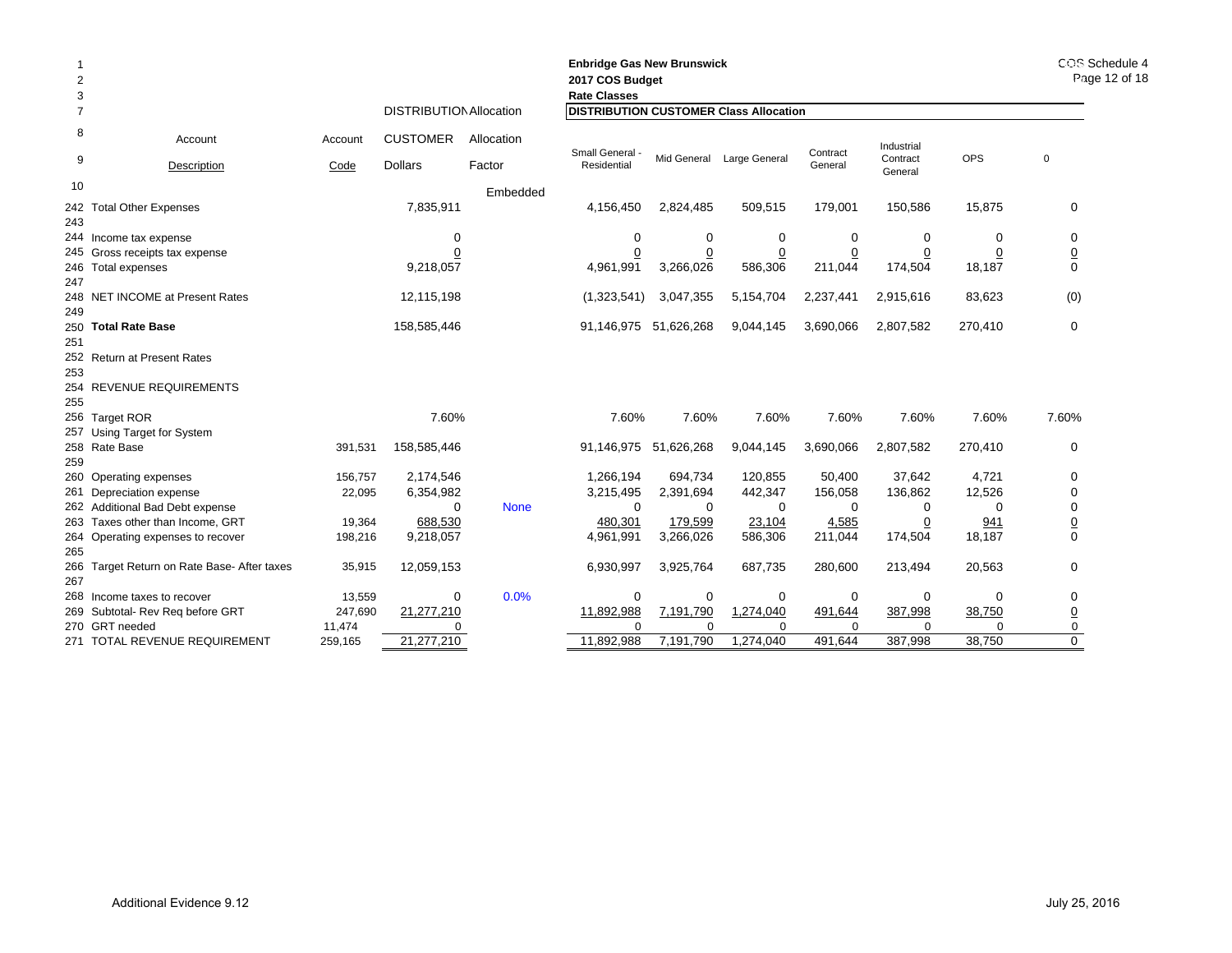**Enbridge Gas New Brunswick**
**2017 COS Budget**
**Rate Classes**

| Line | Account Description | Account Code | DISTRIBUTION CUSTOMER Dollars | Allocation Factor | Small General - Residential | Mid General | Large General | Contract General | Industrial Contract General | OPS | 0 |
|---|---|---|---|---|---|---|---|---|---|---|---|
| 10 | | | | Embedded | | | | | | | |
| 242 | Total Other Expenses | | 7,835,911 | | 4,156,450 | 2,824,485 | 509,515 | 179,001 | 150,586 | 15,875 | 0 |
| 243 | | | | | | | | | | | |
| 244 | Income tax expense | | 0 | | 0 | 0 | 0 | 0 | 0 | 0 | 0 |
| 245 | Gross receipts tax expense | | 0 | | 0 | 0 | 0 | 0 | 0 | 0 | 0 |
| 246 | Total expenses | | 9,218,057 | | 4,961,991 | 3,266,026 | 586,306 | 211,044 | 174,504 | 18,187 | 0 |
| 247 | | | | | | | | | | | |
| 248 | NET INCOME at Present Rates | | 12,115,198 | | (1,323,541) | 3,047,355 | 5,154,704 | 2,237,441 | 2,915,616 | 83,623 | (0) |
| 249 | | | | | | | | | | | |
| 250 | **Total Rate Base** | | 158,585,446 | | 91,146,975 | 51,626,268 | 9,044,145 | 3,690,066 | 2,807,582 | 270,410 | 0 |
| 251 | | | | | | | | | | | |
| 252 | Return at Present Rates | | | | | | | | | | |
| 253 | | | | | | | | | | | |
| 254 | REVENUE REQUIREMENTS | | | | | | | | | | |
| 255 | | | | | | | | | | | |
| 256 | Target ROR | | 7.60% | | 7.60% | 7.60% | 7.60% | 7.60% | 7.60% | 7.60% | 7.60% |
| 257 | Using Target for System | | | | | | | | | | |
| 258 | Rate Base | 391,531 | 158,585,446 | | 91,146,975 | 51,626,268 | 9,044,145 | 3,690,066 | 2,807,582 | 270,410 | 0 |
| 259 | | | | | | | | | | | |
| 260 | Operating expenses | 156,757 | 2,174,546 | | 1,266,194 | 694,734 | 120,855 | 50,400 | 37,642 | 4,721 | 0 |
| 261 | Depreciation expense | 22,095 | 6,354,982 | | 3,215,495 | 2,391,694 | 442,347 | 156,058 | 136,862 | 12,526 | 0 |
| 262 | Additional Bad Debt expense | | 0 | None | 0 | 0 | 0 | 0 | 0 | 0 | 0 |
| 263 | Taxes other than Income, GRT | 19,364 | 688,530 | | 480,301 | 179,599 | 23,104 | 4,585 | 0 | 941 | 0 |
| 264 | Operating expenses to recover | 198,216 | 9,218,057 | | 4,961,991 | 3,266,026 | 586,306 | 211,044 | 174,504 | 18,187 | 0 |
| 265 | | | | | | | | | | | |
| 266 | Target Return on Rate Base- After taxes | 35,915 | 12,059,153 | | 6,930,997 | 3,925,764 | 687,735 | 280,600 | 213,494 | 20,563 | 0 |
| 267 | | | | | | | | | | | |
| 268 | Income taxes to recover | 13,559 | 0 | 0.0% | 0 | 0 | 0 | 0 | 0 | 0 | 0 |
| 269 | Subtotal- Rev Req before GRT | 247,690 | 21,277,210 | | 11,892,988 | 7,191,790 | 1,274,040 | 491,644 | 387,998 | 38,750 | 0 |
| 270 | GRT needed | 11,474 | 0 | | 0 | 0 | 0 | 0 | 0 | 0 | 0 |
| 271 | TOTAL REVENUE REQUIREMENT | 259,165 | 21,277,210 | | 11,892,988 | 7,191,790 | 1,274,040 | 491,644 | 387,998 | 38,750 | 0 |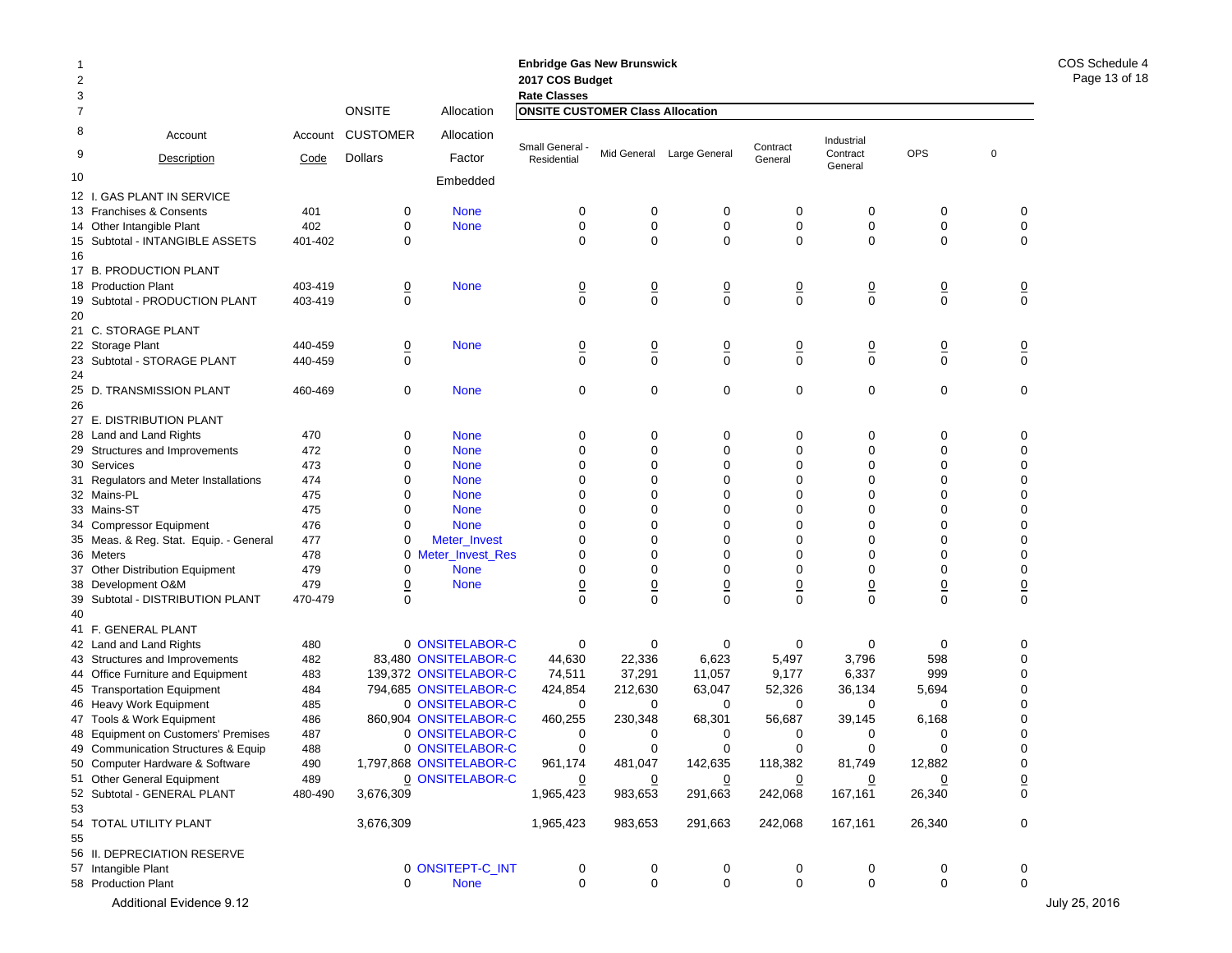# Enbridge Gas New Brunswick
## 2017 COS Budget
### Rate Classes

| | Account Description | Account Code | ONSITE CUSTOMER Dollars | Allocation Factor Embedded | Small General - Residential | Mid General | Large General | Contract General | Industrial Contract General | OPS | 0 |
|---|---|---|---|---|---|---|---|---|---|---|---|
| 12 | I. GAS PLANT IN SERVICE | | | | | | | | | | |
| 13 | Franchises & Consents | 401 | 0 | None | 0 | 0 | 0 | 0 | 0 | 0 | 0 |
| 14 | Other Intangible Plant | 402 | 0 | None | 0 | 0 | 0 | 0 | 0 | 0 | 0 |
| 15 | Subtotal - INTANGIBLE ASSETS | 401-402 | 0 | | 0 | 0 | 0 | 0 | 0 | 0 | 0 |
| 16 | | | | | | | | | | | |
| 17 | B. PRODUCTION PLANT | | | | | | | | | | |
| 18 | Production Plant | 403-419 | 0 | None | 0 | 0 | 0 | 0 | 0 | 0 | 0 |
| 19 | Subtotal - PRODUCTION PLANT | 403-419 | 0 | | 0 | 0 | 0 | 0 | 0 | 0 | 0 |
| 20 | | | | | | | | | | | |
| 21 | C. STORAGE PLANT | | | | | | | | | | |
| 22 | Storage Plant | 440-459 | 0 | None | 0 | 0 | 0 | 0 | 0 | 0 | 0 |
| 23 | Subtotal - STORAGE PLANT | 440-459 | 0 | | 0 | 0 | 0 | 0 | 0 | 0 | 0 |
| 24 | | | | | | | | | | | |
| 25 | D. TRANSMISSION PLANT | 460-469 | 0 | None | 0 | 0 | 0 | 0 | 0 | 0 | 0 |
| 26 | | | | | | | | | | | |
| 27 | E. DISTRIBUTION PLANT | | | | | | | | | | |
| 28 | Land and Land Rights | 470 | 0 | None | 0 | 0 | 0 | 0 | 0 | 0 | 0 |
| 29 | Structures and Improvements | 472 | 0 | None | 0 | 0 | 0 | 0 | 0 | 0 | 0 |
| 30 | Services | 473 | 0 | None | 0 | 0 | 0 | 0 | 0 | 0 | 0 |
| 31 | Regulators and Meter Installations | 474 | 0 | None | 0 | 0 | 0 | 0 | 0 | 0 | 0 |
| 32 | Mains-PL | 475 | 0 | None | 0 | 0 | 0 | 0 | 0 | 0 | 0 |
| 33 | Mains-ST | 475 | 0 | None | 0 | 0 | 0 | 0 | 0 | 0 | 0 |
| 34 | Compressor Equipment | 476 | 0 | None | 0 | 0 | 0 | 0 | 0 | 0 | 0 |
| 35 | Meas. & Reg. Stat. Equip. - General | 477 | 0 | Meter_Invest | 0 | 0 | 0 | 0 | 0 | 0 | 0 |
| 36 | Meters | 478 | 0 | Meter_Invest_Res | 0 | 0 | 0 | 0 | 0 | 0 | 0 |
| 37 | Other Distribution Equipment | 479 | 0 | None | 0 | 0 | 0 | 0 | 0 | 0 | 0 |
| 38 | Development O&M | 479 | 0 | None | 0 | 0 | 0 | 0 | 0 | 0 | 0 |
| 39 | Subtotal - DISTRIBUTION PLANT | 470-479 | 0 | | 0 | 0 | 0 | 0 | 0 | 0 | 0 |
| 40 | | | | | | | | | | | |
| 41 | F. GENERAL PLANT | | | | | | | | | | |
| 42 | Land and Land Rights | 480 | 0 | ONSITELABOR-C | 0 | 0 | 0 | 0 | 0 | 0 | 0 |
| 43 | Structures and Improvements | 482 | 83,480 | ONSITELABOR-C | 44,630 | 22,336 | 6,623 | 5,497 | 3,796 | 598 | 0 |
| 44 | Office Furniture and Equipment | 483 | 139,372 | ONSITELABOR-C | 74,511 | 37,291 | 11,057 | 9,177 | 6,337 | 999 | 0 |
| 45 | Transportation Equipment | 484 | 794,685 | ONSITELABOR-C | 424,854 | 212,630 | 63,047 | 52,326 | 36,134 | 5,694 | 0 |
| 46 | Heavy Work Equipment | 485 | 0 | ONSITELABOR-C | 0 | 0 | 0 | 0 | 0 | 0 | 0 |
| 47 | Tools & Work Equipment | 486 | 860,904 | ONSITELABOR-C | 460,255 | 230,348 | 68,301 | 56,687 | 39,145 | 6,168 | 0 |
| 48 | Equipment on Customers' Premises | 487 | 0 | ONSITELABOR-C | 0 | 0 | 0 | 0 | 0 | 0 | 0 |
| 49 | Communication Structures & Equip | 488 | 0 | ONSITELABOR-C | 0 | 0 | 0 | 0 | 0 | 0 | 0 |
| 50 | Computer Hardware & Software | 490 | 1,797,868 | ONSITELABOR-C | 961,174 | 481,047 | 142,635 | 118,382 | 81,749 | 12,882 | 0 |
| 51 | Other General Equipment | 489 | 0 | ONSITELABOR-C | 0 | 0 | 0 | 0 | 0 | 0 | 0 |
| 52 | Subtotal - GENERAL PLANT | 480-490 | 3,676,309 | | 1,965,423 | 983,653 | 291,663 | 242,068 | 167,161 | 26,340 | 0 |
| 53 | | | | | | | | | | | |
| 54 | TOTAL UTILITY PLANT | | 3,676,309 | | 1,965,423 | 983,653 | 291,663 | 242,068 | 167,161 | 26,340 | 0 |
| 55 | | | | | | | | | | | |
| 56 | II. DEPRECIATION RESERVE | | | | | | | | | | |
| 57 | Intangible Plant | | 0 | ONSITEPT-C_INT | 0 | 0 | 0 | 0 | 0 | 0 | 0 |
| 58 | Production Plant | | 0 | None | 0 | 0 | 0 | 0 | 0 | 0 | 0 |

Additional Evidence 9.12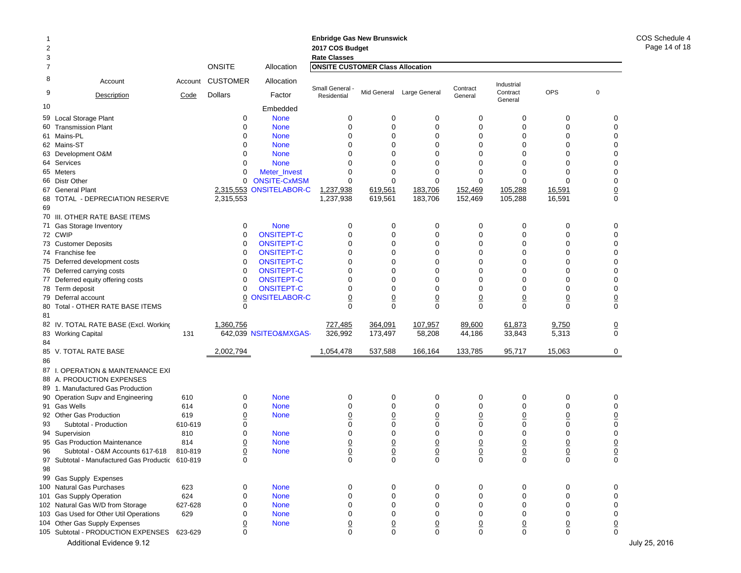Enbridge Gas New Brunswick
2017 COS Budget
Rate Classes

COS Schedule 4
Page 14 of 18

| Line | Account Description | Account Code | ONSITE CUSTOMER Dollars | Allocation Factor | Small General - Residential | Mid General | Large General | Contract General | Industrial Contract General | OPS | 0 |
|---|---|---|---|---|---|---|---|---|---|---|---|
| 7 | | | ONSITE | Allocation | ONSITE CUSTOMER Class Allocation | | | | | | |
| 10 | | | | Embedded | | | | | | | |
| 59 | Local Storage Plant | | 0 | None | 0 | 0 | 0 | 0 | 0 | 0 | 0 |
| 60 | Transmission Plant | | 0 | None | 0 | 0 | 0 | 0 | 0 | 0 | 0 |
| 61 | Mains-PL | | 0 | None | 0 | 0 | 0 | 0 | 0 | 0 | 0 |
| 62 | Mains-ST | | 0 | None | 0 | 0 | 0 | 0 | 0 | 0 | 0 |
| 63 | Development O&M | | 0 | None | 0 | 0 | 0 | 0 | 0 | 0 | 0 |
| 64 | Services | | 0 | None | 0 | 0 | 0 | 0 | 0 | 0 | 0 |
| 65 | Meters | | 0 | Meter_Invest | 0 | 0 | 0 | 0 | 0 | 0 | 0 |
| 66 | Distr Other | | 0 | ONSITE-CxMSM | 0 | 0 | 0 | 0 | 0 | 0 | 0 |
| 67 | General Plant | | 2,315,553 | ONSITELABOR-C | 1,237,938 | 619,561 | 183,706 | 152,469 | 105,288 | 16,591 | 0 |
| 68 | TOTAL - DEPRECIATION RESERVE | | 2,315,553 | | 1,237,938 | 619,561 | 183,706 | 152,469 | 105,288 | 16,591 | 0 |
| 69 | | | | | | | | | | | |
| 70 | III. OTHER RATE BASE ITEMS | | | | | | | | | | |
| 71 | Gas Storage Inventory | | 0 | None | 0 | 0 | 0 | 0 | 0 | 0 | 0 |
| 72 | CWIP | | 0 | ONSITEPT-C | 0 | 0 | 0 | 0 | 0 | 0 | 0 |
| 73 | Customer Deposits | | 0 | ONSITEPT-C | 0 | 0 | 0 | 0 | 0 | 0 | 0 |
| 74 | Franchise fee | | 0 | ONSITEPT-C | 0 | 0 | 0 | 0 | 0 | 0 | 0 |
| 75 | Deferred development costs | | 0 | ONSITEPT-C | 0 | 0 | 0 | 0 | 0 | 0 | 0 |
| 76 | Deferred carrying costs | | 0 | ONSITEPT-C | 0 | 0 | 0 | 0 | 0 | 0 | 0 |
| 77 | Deferred equity offering costs | | 0 | ONSITEPT-C | 0 | 0 | 0 | 0 | 0 | 0 | 0 |
| 78 | Term deposit | | 0 | ONSITEPT-C | 0 | 0 | 0 | 0 | 0 | 0 | 0 |
| 79 | Deferral account | | 0 | ONSITELABOR-C | 0 | 0 | 0 | 0 | 0 | 0 | 0 |
| 80 | Total - OTHER RATE BASE ITEMS | | 0 | | 0 | 0 | 0 | 0 | 0 | 0 | 0 |
| 81 | | | | | | | | | | | |
| 82 | IV. TOTAL RATE BASE (Excl. Working | | 1,360,756 | | 727,485 | 364,091 | 107,957 | 89,600 | 61,873 | 9,750 | 0 |
| 83 | Working Capital | 131 | 642,039 | NSITEO&MXGAS- | 326,992 | 173,497 | 58,208 | 44,186 | 33,843 | 5,313 | 0 |
| 84 | | | | | | | | | | | |
| 85 | V. TOTAL RATE BASE | | 2,002,794 | | 1,054,478 | 537,588 | 166,164 | 133,785 | 95,717 | 15,063 | 0 |
| 86 | | | | | | | | | | | |
| 87 | I. OPERATION & MAINTENANCE EXI | | | | | | | | | | |
| 88 | A. PRODUCTION EXPENSES | | | | | | | | | | |
| 89 | 1. Manufactured Gas Production | | | | | | | | | | |
| 90 | Operation Supv and Engineering | 610 | 0 | None | 0 | 0 | 0 | 0 | 0 | 0 | 0 |
| 91 | Gas Wells | 614 | 0 | None | 0 | 0 | 0 | 0 | 0 | 0 | 0 |
| 92 | Other Gas Production | 619 | 0 | None | 0 | 0 | 0 | 0 | 0 | 0 | 0 |
| 93 | Subtotal - Production | 610-619 | 0 | | 0 | 0 | 0 | 0 | 0 | 0 | 0 |
| 94 | Supervision | 810 | 0 | None | 0 | 0 | 0 | 0 | 0 | 0 | 0 |
| 95 | Gas Production Maintenance | 814 | 0 | None | 0 | 0 | 0 | 0 | 0 | 0 | 0 |
| 96 | Subtotal - O&M Accounts 617-618 | 810-819 | 0 | None | 0 | 0 | 0 | 0 | 0 | 0 | 0 |
| 97 | Subtotal - Manufactured Gas Productic | 610-819 | 0 | | 0 | 0 | 0 | 0 | 0 | 0 | 0 |
| 98 | | | | | | | | | | | |
| 99 | Gas Supply Expenses | | | | | | | | | | |
| 100 | Natural Gas Purchases | 623 | 0 | None | 0 | 0 | 0 | 0 | 0 | 0 | 0 |
| 101 | Gas Supply Operation | 624 | 0 | None | 0 | 0 | 0 | 0 | 0 | 0 | 0 |
| 102 | Natural Gas W/D from Storage | 627-628 | 0 | None | 0 | 0 | 0 | 0 | 0 | 0 | 0 |
| 103 | Gas Used for Other Util Operations | 629 | 0 | None | 0 | 0 | 0 | 0 | 0 | 0 | 0 |
| 104 | Other Gas Supply Expenses | | 0 | None | 0 | 0 | 0 | 0 | 0 | 0 | 0 |
| 105 | Subtotal - PRODUCTION EXPENSES | 623-629 | 0 | | 0 | 0 | 0 | 0 | 0 | 0 | 0 |

Additional Evidence 9.12

July 25, 2016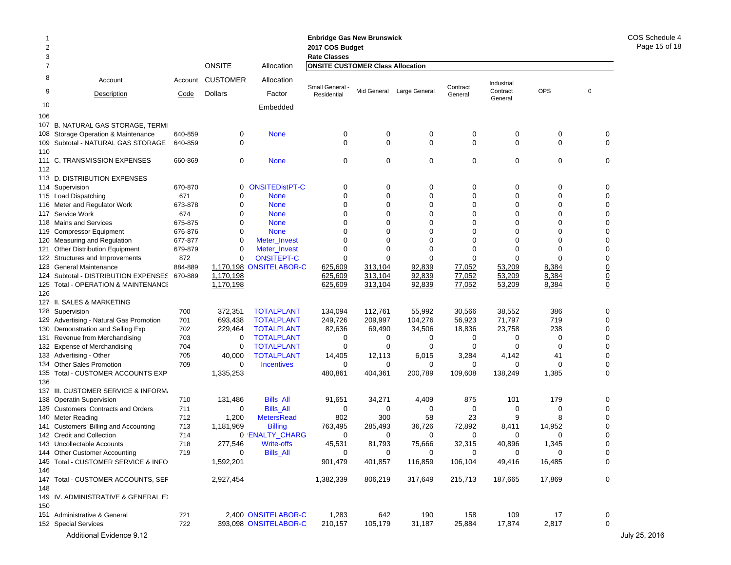**Enbridge Gas New Brunswick**
**2017 COS Budget**
**Rate Classes**

COS Schedule 4

| Line | Account Description | Account Code | ONSITE CUSTOMER Dollars | Allocation Factor Embedded | Small General - Residential | Mid General | Large General | Contract General | Industrial Contract General | OPS | 0 |
|---|---|---|---|---|---|---|---|---|---|---|---|
| 106 | | | | | | | | | | | |
| 107 | B. NATURAL GAS STORAGE, TERMI | | | | | | | | | | |
| 108 | Storage Operation & Maintenance | 640-859 | 0 | None | 0 | 0 | 0 | 0 | 0 | 0 | 0 |
| 109 | Subtotal - NATURAL GAS STORAGE | 640-859 | 0 | | 0 | 0 | 0 | 0 | 0 | 0 | 0 |
| 110 | | | | | | | | | | | |
| 111 | C. TRANSMISSION EXPENSES | 660-869 | 0 | None | 0 | 0 | 0 | 0 | 0 | 0 | 0 |
| 112 | | | | | | | | | | | |
| 113 | D. DISTRIBUTION EXPENSES | | | | | | | | | | |
| 114 | Supervision | 670-870 | 0 | ONSITEDistPT-C | 0 | 0 | 0 | 0 | 0 | 0 | 0 |
| 115 | Load Dispatching | 671 | 0 | None | 0 | 0 | 0 | 0 | 0 | 0 | 0 |
| 116 | Meter and Regulator Work | 673-878 | 0 | None | 0 | 0 | 0 | 0 | 0 | 0 | 0 |
| 117 | Service Work | 674 | 0 | None | 0 | 0 | 0 | 0 | 0 | 0 | 0 |
| 118 | Mains and Services | 675-875 | 0 | None | 0 | 0 | 0 | 0 | 0 | 0 | 0 |
| 119 | Compressor Equipment | 676-876 | 0 | None | 0 | 0 | 0 | 0 | 0 | 0 | 0 |
| 120 | Measuring and Regulation | 677-877 | 0 | Meter_Invest | 0 | 0 | 0 | 0 | 0 | 0 | 0 |
| 121 | Other Distribution Equipment | 679-879 | 0 | Meter_Invest | 0 | 0 | 0 | 0 | 0 | 0 | 0 |
| 122 | Structures and Improvements | 872 | 0 | ONSITEPT-C | 0 | 0 | 0 | 0 | 0 | 0 | 0 |
| 123 | General Maintenance | 884-889 | 1,170,198 | ONSITELABOR-C | 625,609 | 313,104 | 92,839 | 77,052 | 53,209 | 8,384 | 0 |
| 124 | Subtotal - DISTRIBUTION EXPENSES | 670-889 | 1,170,198 | | 625,609 | 313,104 | 92,839 | 77,052 | 53,209 | 8,384 | 0 |
| 125 | Total - OPERATION & MAINTENANCI | | 1,170,198 | | 625,609 | 313,104 | 92,839 | 77,052 | 53,209 | 8,384 | 0 |
| 126 | | | | | | | | | | | |
| 127 | II. SALES & MARKETING | | | | | | | | | | |
| 128 | Supervision | 700 | 372,351 | TOTALPLANT | 134,094 | 112,761 | 55,992 | 30,566 | 38,552 | 386 | 0 |
| 129 | Advertising - Natural Gas Promotion | 701 | 693,438 | TOTALPLANT | 249,726 | 209,997 | 104,276 | 56,923 | 71,797 | 719 | 0 |
| 130 | Demonstration and Selling Exp | 702 | 229,464 | TOTALPLANT | 82,636 | 69,490 | 34,506 | 18,836 | 23,758 | 238 | 0 |
| 131 | Revenue from Merchandising | 703 | 0 | TOTALPLANT | 0 | 0 | 0 | 0 | 0 | 0 | 0 |
| 132 | Expense of Merchandising | 704 | 0 | TOTALPLANT | 0 | 0 | 0 | 0 | 0 | 0 | 0 |
| 133 | Advertising - Other | 705 | 40,000 | TOTALPLANT | 14,405 | 12,113 | 6,015 | 3,284 | 4,142 | 41 | 0 |
| 134 | Other Sales Promotion | 709 | 0 | Incentives | 0 | 0 | 0 | 0 | 0 | 0 | 0 |
| 135 | Total - CUSTOMER ACCOUNTS EXP | | 1,335,253 | | 480,861 | 404,361 | 200,789 | 109,608 | 138,249 | 1,385 | 0 |
| 136 | | | | | | | | | | | |
| 137 | III. CUSTOMER SERVICE & INFORM. | | | | | | | | | | |
| 138 | Operatin Supervision | 710 | 131,486 | Bills_All | 91,651 | 34,271 | 4,409 | 875 | 101 | 179 | 0 |
| 139 | Customers' Contracts and Orders | 711 | 0 | Bills_All | 0 | 0 | 0 | 0 | 0 | 0 | 0 |
| 140 | Meter Reading | 712 | 1,200 | MetersRead | 802 | 300 | 58 | 23 | 9 | 8 | 0 |
| 141 | Customers' Billing and Accounting | 713 | 1,181,969 | Billing | 763,495 | 285,493 | 36,726 | 72,892 | 8,411 | 14,952 | 0 |
| 142 | Credit and Collection | 714 | 0 | 'ENALTY_CHARG | 0 | 0 | 0 | 0 | 0 | 0 | 0 |
| 143 | Uncollectable Accounts | 718 | 277,546 | Write-offs | 45,531 | 81,793 | 75,666 | 32,315 | 40,896 | 1,345 | 0 |
| 144 | Other Customer Accounting | 719 | 0 | Bills_All | 0 | 0 | 0 | 0 | 0 | 0 | 0 |
| 145 | Total - CUSTOMER SERVICE & INFO | | 1,592,201 | | 901,479 | 401,857 | 116,859 | 106,104 | 49,416 | 16,485 | 0 |
| 146 | | | | | | | | | | | |
| 147 | Total - CUSTOMER ACCOUNTS, SEF | | 2,927,454 | | 1,382,339 | 806,219 | 317,649 | 215,713 | 187,665 | 17,869 | 0 |
| 148 | | | | | | | | | | | |
| 149 | IV. ADMINISTRATIVE & GENERAL E) | | | | | | | | | | |
| 150 | | | | | | | | | | | |
| 151 | Administrative & General | 721 | 2,400 | ONSITELABOR-C | 1,283 | 642 | 190 | 158 | 109 | 17 | 0 |
| 152 | Special Services | 722 | 393,098 | ONSITELABOR-C | 210,157 | 105,179 | 31,187 | 25,884 | 17,874 | 2,817 | 0 |

Additional Evidence 9.12

July 25, 2016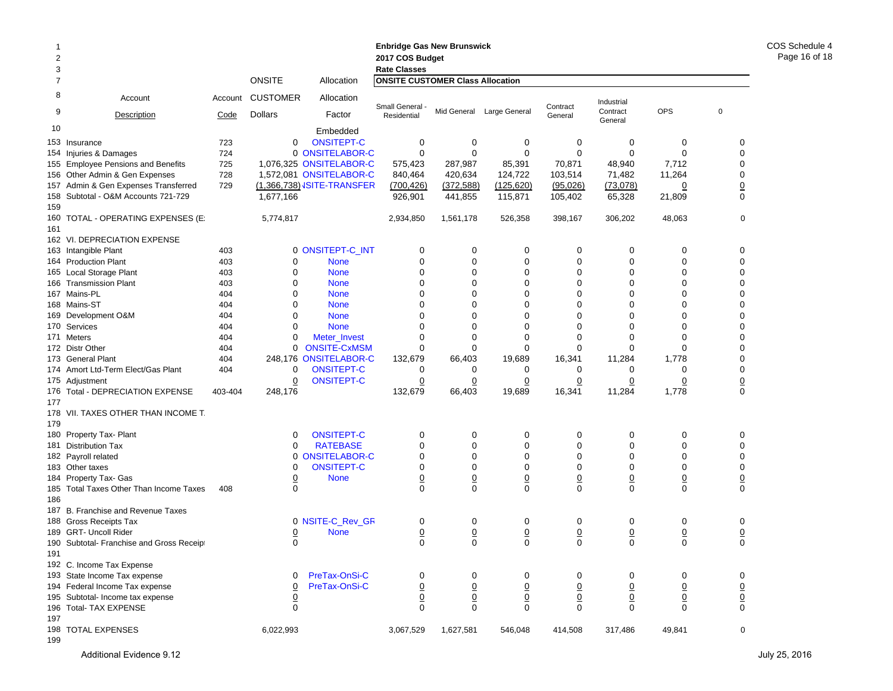**Enbridge Gas New Brunswick**
**2017 COS Budget**
**Rate Classes**

| Line | Account Description | Account Code | ONSITE CUSTOMER Dollars | Allocation Factor | Small General - Residential | Mid General | Large General | Contract General | Industrial Contract General | OPS | 0 |
|---|---|---|---|---|---|---|---|---|---|---|---|
| 10 | | | | Embedded | | | | | | | |
| 153 | Insurance | 723 | 0 | ONSITEPT-C | 0 | 0 | 0 | 0 | 0 | 0 | 0 |
| 154 | Injuries & Damages | 724 | 0 | ONSITELABOR-C | 0 | 0 | 0 | 0 | 0 | 0 | 0 |
| 155 | Employee Pensions and Benefits | 725 | 1,076,325 | ONSITELABOR-C | 575,423 | 287,987 | 85,391 | 70,871 | 48,940 | 7,712 | 0 |
| 156 | Other Admin & Gen Expenses | 728 | 1,572,081 | ONSITELABOR-C | 840,464 | 420,634 | 124,722 | 103,514 | 71,482 | 11,264 | 0 |
| 157 | Admin & Gen Expenses Transferred | 729 | (1,366,738) | ISITE-TRANSFER | (700,426) | (372,588) | (125,620) | (95,026) | (73,078) | 0 | 0 |
| 158 | Subtotal - O&M Accounts 721-729 | | 1,677,166 | | 926,901 | 441,855 | 115,871 | 105,402 | 65,328 | 21,809 | 0 |
| 159 | | | | | | | | | | | |
| 160 | TOTAL - OPERATING EXPENSES (E: | | 5,774,817 | | 2,934,850 | 1,561,178 | 526,358 | 398,167 | 306,202 | 48,063 | 0 |
| 161 | | | | | | | | | | | |
| 162 | VI. DEPRECIATION EXPENSE | | | | | | | | | | |
| 163 | Intangible Plant | 403 | 0 | ONSITEPT-C_INT | 0 | 0 | 0 | 0 | 0 | 0 | 0 |
| 164 | Production Plant | 403 | 0 | None | 0 | 0 | 0 | 0 | 0 | 0 | 0 |
| 165 | Local Storage Plant | 403 | 0 | None | 0 | 0 | 0 | 0 | 0 | 0 | 0 |
| 166 | Transmission Plant | 403 | 0 | None | 0 | 0 | 0 | 0 | 0 | 0 | 0 |
| 167 | Mains-PL | 404 | 0 | None | 0 | 0 | 0 | 0 | 0 | 0 | 0 |
| 168 | Mains-ST | 404 | 0 | None | 0 | 0 | 0 | 0 | 0 | 0 | 0 |
| 169 | Development O&M | 404 | 0 | None | 0 | 0 | 0 | 0 | 0 | 0 | 0 |
| 170 | Services | 404 | 0 | None | 0 | 0 | 0 | 0 | 0 | 0 | 0 |
| 171 | Meters | 404 | 0 | Meter_Invest | 0 | 0 | 0 | 0 | 0 | 0 | 0 |
| 172 | Distr Other | 404 | 0 | ONSITE-CxMSM | 0 | 0 | 0 | 0 | 0 | 0 | 0 |
| 173 | General Plant | 404 | 248,176 | ONSITELABOR-C | 132,679 | 66,403 | 19,689 | 16,341 | 11,284 | 1,778 | 0 |
| 174 | Amort Ltd-Term Elect/Gas Plant | 404 | 0 | ONSITEPT-C | 0 | 0 | 0 | 0 | 0 | 0 | 0 |
| 175 | Adjustment | | 0 | ONSITEPT-C | 0 | 0 | 0 | 0 | 0 | 0 | 0 |
| 176 | Total - DEPRECIATION EXPENSE | 403-404 | 248,176 | | 132,679 | 66,403 | 19,689 | 16,341 | 11,284 | 1,778 | 0 |
| 177 | | | | | | | | | | | |
| 178 | VII. TAXES OTHER THAN INCOME T. | | | | | | | | | | |
| 179 | | | | | | | | | | | |
| 180 | Property Tax- Plant | | 0 | ONSITEPT-C | 0 | 0 | 0 | 0 | 0 | 0 | 0 |
| 181 | Distribution Tax | | 0 | RATEBASE | 0 | 0 | 0 | 0 | 0 | 0 | 0 |
| 182 | Payroll related | | 0 | ONSITELABOR-C | 0 | 0 | 0 | 0 | 0 | 0 | 0 |
| 183 | Other taxes | | 0 | ONSITEPT-C | 0 | 0 | 0 | 0 | 0 | 0 | 0 |
| 184 | Property Tax- Gas | | 0 | None | 0 | 0 | 0 | 0 | 0 | 0 | 0 |
| 185 | Total Taxes Other Than Income Taxes | 408 | 0 | | 0 | 0 | 0 | 0 | 0 | 0 | 0 |
| 186 | | | | | | | | | | | |
| 187 | B. Franchise and Revenue Taxes | | | | | | | | | | |
| 188 | Gross Receipts Tax | | 0 | NSITE-C_Rev_GR | 0 | 0 | 0 | 0 | 0 | 0 | 0 |
| 189 | GRT- Uncoll Rider | | 0 | None | 0 | 0 | 0 | 0 | 0 | 0 | 0 |
| 190 | Subtotal- Franchise and Gross Receipt | | 0 | | 0 | 0 | 0 | 0 | 0 | 0 | 0 |
| 191 | | | | | | | | | | | |
| 192 | C. Income Tax Expense | | | | | | | | | | |
| 193 | State Income Tax expense | | 0 | PreTax-OnSi-C | 0 | 0 | 0 | 0 | 0 | 0 | 0 |
| 194 | Federal Income Tax expense | | 0 | PreTax-OnSi-C | 0 | 0 | 0 | 0 | 0 | 0 | 0 |
| 195 | Subtotal- Income tax expense | | 0 | | 0 | 0 | 0 | 0 | 0 | 0 | 0 |
| 196 | Total- TAX EXPENSE | | 0 | | 0 | 0 | 0 | 0 | 0 | 0 | 0 |
| 197 | | | | | | | | | | | |
| 198 | TOTAL EXPENSES | | 6,022,993 | | 3,067,529 | 1,627,581 | 546,048 | 414,508 | 317,486 | 49,841 | 0 |
| 199 | | | | | | | | | | | |

Additional Evidence 9.12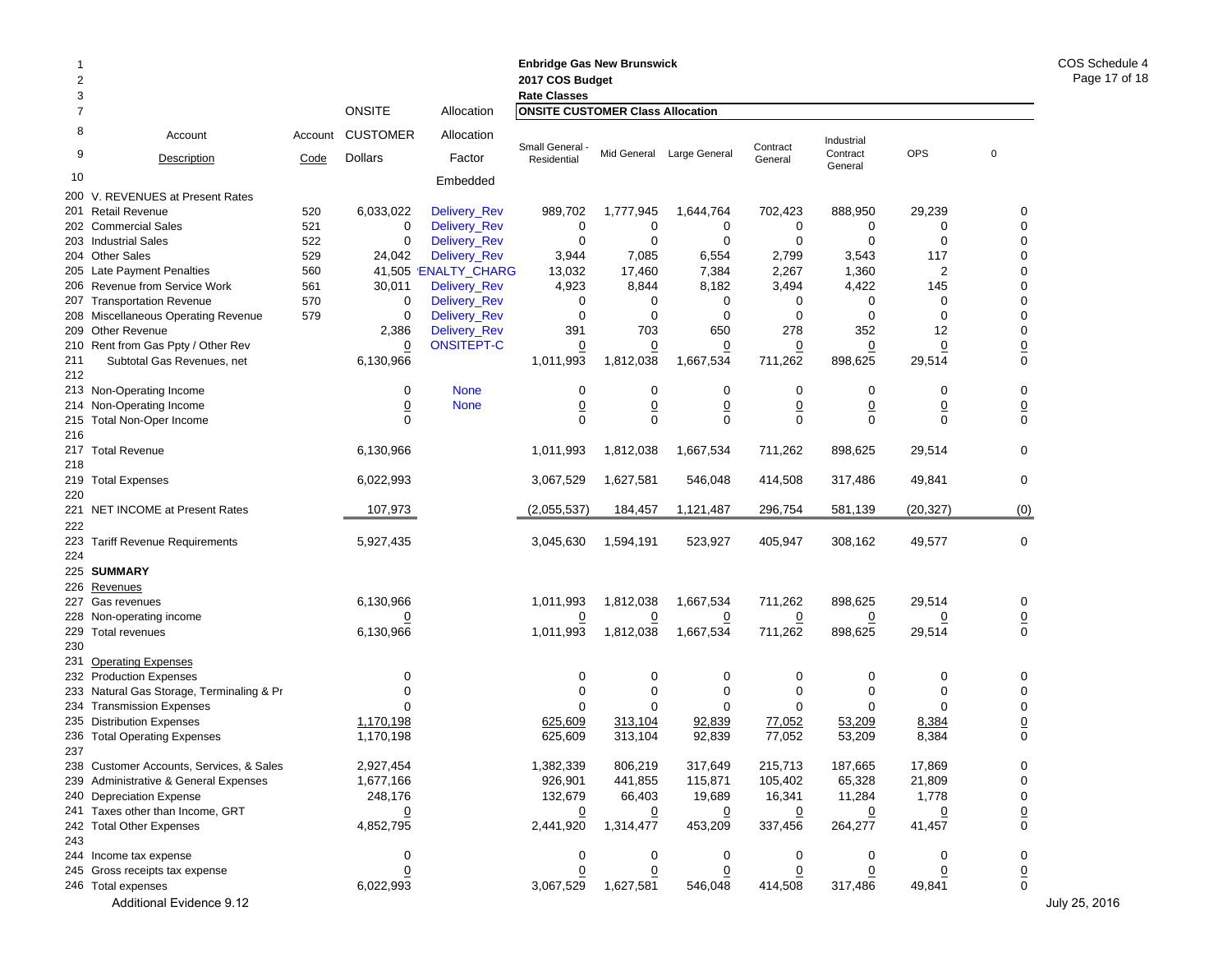**Enbridge Gas New Brunswick**
**2017 COS Budget**
**Rate Classes**

COS Schedule 4

| Line | Account Description | Account Code | ONSITE CUSTOMER Dollars | Allocation Factor Embedded | Small General - Residential | Mid General | Large General | Contract General | Industrial Contract General | OPS | 0 |
|---|---|---|---|---|---|---|---|---|---|---|---|
| 200 | V. REVENUES at Present Rates | | | | | | | | | | |
| 201 | Retail Revenue | 520 | 6,033,022 | Delivery_Rev | 989,702 | 1,777,945 | 1,644,764 | 702,423 | 888,950 | 29,239 | 0 |
| 202 | Commercial Sales | 521 | 0 | Delivery_Rev | 0 | 0 | 0 | 0 | 0 | 0 | 0 |
| 203 | Industrial Sales | 522 | 0 | Delivery_Rev | 0 | 0 | 0 | 0 | 0 | 0 | 0 |
| 204 | Other Sales | 529 | 24,042 | Delivery_Rev | 3,944 | 7,085 | 6,554 | 2,799 | 3,543 | 117 | 0 |
| 205 | Late Payment Penalties | 560 | 41,505 | 'ENALTY_CHARG | 13,032 | 17,460 | 7,384 | 2,267 | 1,360 | 2 | 0 |
| 206 | Revenue from Service Work | 561 | 30,011 | Delivery_Rev | 4,923 | 8,844 | 8,182 | 3,494 | 4,422 | 145 | 0 |
| 207 | Transportation Revenue | 570 | 0 | Delivery_Rev | 0 | 0 | 0 | 0 | 0 | 0 | 0 |
| 208 | Miscellaneous Operating Revenue | 579 | 0 | Delivery_Rev | 0 | 0 | 0 | 0 | 0 | 0 | 0 |
| 209 | Other Revenue | | 2,386 | Delivery_Rev | 391 | 703 | 650 | 278 | 352 | 12 | 0 |
| 210 | Rent from Gas Ppty / Other Rev | | 0 | ONSITEPT-C | 0 | 0 | 0 | 0 | 0 | 0 | 0 |
| 211 | Subtotal Gas Revenues, net | | 6,130,966 | | 1,011,993 | 1,812,038 | 1,667,534 | 711,262 | 898,625 | 29,514 | 0 |
| 212 | | | | | | | | | | | |
| 213 | Non-Operating Income | | 0 | None | 0 | 0 | 0 | 0 | 0 | 0 | 0 |
| 214 | Non-Operating Income | | 0 | None | 0 | 0 | 0 | 0 | 0 | 0 | 0 |
| 215 | Total Non-Oper Income | | 0 | | 0 | 0 | 0 | 0 | 0 | 0 | 0 |
| 216 | | | | | | | | | | | |
| 217 | Total Revenue | | 6,130,966 | | 1,011,993 | 1,812,038 | 1,667,534 | 711,262 | 898,625 | 29,514 | 0 |
| 218 | | | | | | | | | | | |
| 219 | Total Expenses | | 6,022,993 | | 3,067,529 | 1,627,581 | 546,048 | 414,508 | 317,486 | 49,841 | 0 |
| 220 | | | | | | | | | | | |
| 221 | NET INCOME at Present Rates | | 107,973 | | (2,055,537) | 184,457 | 1,121,487 | 296,754 | 581,139 | (20,327) | (0) |
| 222 | | | | | | | | | | | |
| 223 | Tariff Revenue Requirements | | 5,927,435 | | 3,045,630 | 1,594,191 | 523,927 | 405,947 | 308,162 | 49,577 | 0 |
| 224 | | | | | | | | | | | |
| 225 | **SUMMARY** | | | | | | | | | | |
| 226 | Revenues | | | | | | | | | | |
| 227 | Gas revenues | | 6,130,966 | | 1,011,993 | 1,812,038 | 1,667,534 | 711,262 | 898,625 | 29,514 | 0 |
| 228 | Non-operating income | | 0 | | 0 | 0 | 0 | 0 | 0 | 0 | 0 |
| 229 | Total revenues | | 6,130,966 | | 1,011,993 | 1,812,038 | 1,667,534 | 711,262 | 898,625 | 29,514 | 0 |
| 230 | | | | | | | | | | | |
| 231 | Operating Expenses | | | | | | | | | | |
| 232 | Production Expenses | | 0 | | 0 | 0 | 0 | 0 | 0 | 0 | 0 |
| 233 | Natural Gas Storage, Terminaling & Pr | | 0 | | 0 | 0 | 0 | 0 | 0 | 0 | 0 |
| 234 | Transmission Expenses | | 0 | | 0 | 0 | 0 | 0 | 0 | 0 | 0 |
| 235 | Distribution Expenses | | 1,170,198 | | 625,609 | 313,104 | 92,839 | 77,052 | 53,209 | 8,384 | 0 |
| 236 | Total Operating Expenses | | 1,170,198 | | 625,609 | 313,104 | 92,839 | 77,052 | 53,209 | 8,384 | 0 |
| 237 | | | | | | | | | | | |
| 238 | Customer Accounts, Services, & Sales | | 2,927,454 | | 1,382,339 | 806,219 | 317,649 | 215,713 | 187,665 | 17,869 | 0 |
| 239 | Administrative & General Expenses | | 1,677,166 | | 926,901 | 441,855 | 115,871 | 105,402 | 65,328 | 21,809 | 0 |
| 240 | Depreciation Expense | | 248,176 | | 132,679 | 66,403 | 19,689 | 16,341 | 11,284 | 1,778 | 0 |
| 241 | Taxes other than Income, GRT | | 0 | | 0 | 0 | 0 | 0 | 0 | 0 | 0 |
| 242 | Total Other Expenses | | 4,852,795 | | 2,441,920 | 1,314,477 | 453,209 | 337,456 | 264,277 | 41,457 | 0 |
| 243 | | | | | | | | | | | |
| 244 | Income tax expense | | 0 | | 0 | 0 | 0 | 0 | 0 | 0 | 0 |
| 245 | Gross receipts tax expense | | 0 | | 0 | 0 | 0 | 0 | 0 | 0 | 0 |
| 246 | Total expenses | | 6,022,993 | | 3,067,529 | 1,627,581 | 546,048 | 414,508 | 317,486 | 49,841 | 0 |

Additional Evidence 9.12

July 25, 2016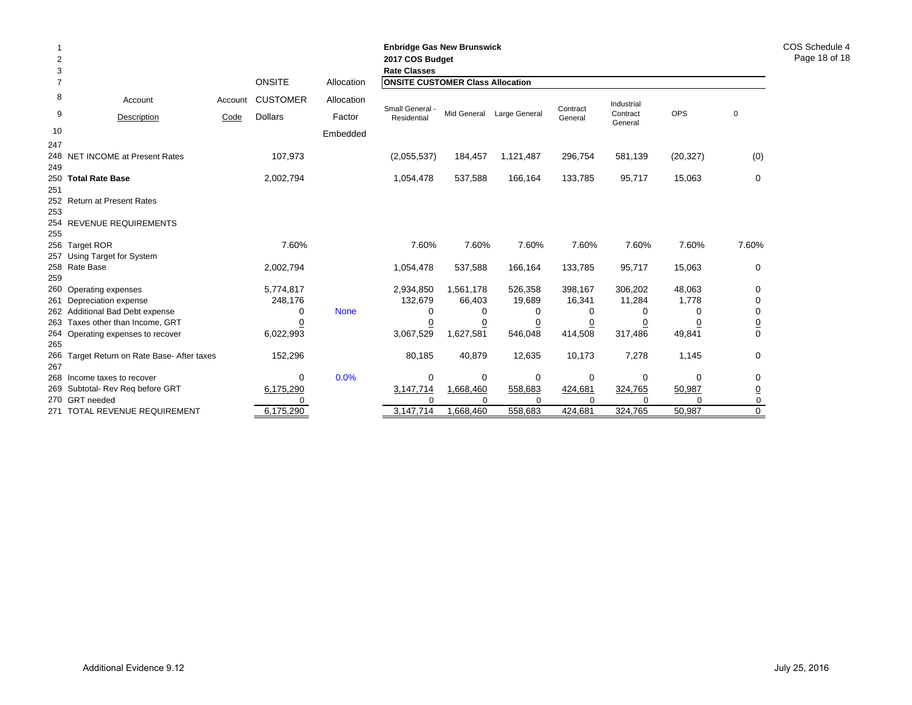**Enbridge Gas New Brunswick**
**2017 COS Budget**
**Rate Classes**

| | Account Description | Account Code | ONSITE CUSTOMER Dollars | Allocation Factor Embedded | Small General - Residential | Mid General | Large General | Contract General | Industrial Contract General | OPS | 0 |
|---|---|---|---|---|---|---|---|---|---|---|---|
| | | | | | **ONSITE CUSTOMER Class Allocation** | | | | | | |
| 247 | | | | | | | | | | | |
| 248 | NET INCOME at Present Rates | | 107,973 | | (2,055,537) | 184,457 | 1,121,487 | 296,754 | 581,139 | (20,327) | (0) |
| 249 | | | | | | | | | | | |
| 250 | **Total Rate Base** | | 2,002,794 | | 1,054,478 | 537,588 | 166,164 | 133,785 | 95,717 | 15,063 | 0 |
| 251 | | | | | | | | | | | |
| 252 | Return at Present Rates | | | | | | | | | | |
| 253 | | | | | | | | | | | |
| 254 | REVENUE REQUIREMENTS | | | | | | | | | | |
| 255 | | | | | | | | | | | |
| 256 | Target ROR | | 7.60% | | 7.60% | 7.60% | 7.60% | 7.60% | 7.60% | 7.60% | 7.60% |
| 257 | Using Target for System | | | | | | | | | | |
| 258 | Rate Base | | 2,002,794 | | 1,054,478 | 537,588 | 166,164 | 133,785 | 95,717 | 15,063 | 0 |
| 259 | | | | | | | | | | | |
| 260 | Operating expenses | | 5,774,817 | | 2,934,850 | 1,561,178 | 526,358 | 398,167 | 306,202 | 48,063 | 0 |
| 261 | Depreciation expense | | 248,176 | | 132,679 | 66,403 | 19,689 | 16,341 | 11,284 | 1,778 | 0 |
| 262 | Additional Bad Debt expense | | 0 | None | 0 | 0 | 0 | 0 | 0 | 0 | 0 |
| 263 | Taxes other than Income, GRT | | 0 | | 0 | 0 | 0 | 0 | 0 | 0 | 0 |
| 264 | Operating expenses to recover | | 6,022,993 | | 3,067,529 | 1,627,581 | 546,048 | 414,508 | 317,486 | 49,841 | 0 |
| 265 | | | | | | | | | | | |
| 266 | Target Return on Rate Base- After taxes | | 152,296 | | 80,185 | 40,879 | 12,635 | 10,173 | 7,278 | 1,145 | 0 |
| 267 | | | | | | | | | | | |
| 268 | Income taxes to recover | | 0 | 0.0% | 0 | 0 | 0 | 0 | 0 | 0 | 0 |
| 269 | Subtotal- Rev Req before GRT | | 6,175,290 | | 3,147,714 | 1,668,460 | 558,683 | 424,681 | 324,765 | 50,987 | 0 |
| 270 | GRT needed | | 0 | | 0 | 0 | 0 | 0 | 0 | 0 | 0 |
| 271 | TOTAL REVENUE REQUIREMENT | | 6,175,290 | | 3,147,714 | 1,668,460 | 558,683 | 424,681 | 324,765 | 50,987 | 0 |

Additional Evidence 9.12

July 25, 2016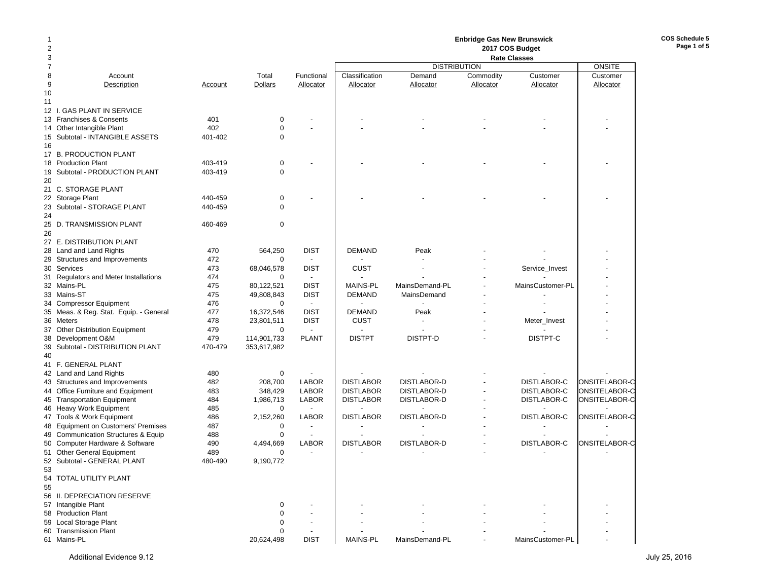**Enbridge Gas New Brunswick**
**2017 COS Budget**
**Rate Classes**

COS Schedule 5

| | Account Description | Account | Total Dollars | Functional Allocator | Classification Allocator | DISTRIBUTION Demand Allocator | DISTRIBUTION Commodity Allocator | DISTRIBUTION Customer Allocator | ONSITE Customer Allocator |
|---|---|---|---|---|---|---|---|---|---|
| 10 | | | | | | | | | |
| 11 | | | | | | | | | |
| 12 | I. GAS PLANT IN SERVICE | | | | | | | | |
| 13 | Franchises & Consents | 401 | 0 | - | - | - | - | - | - |
| 14 | Other Intangible Plant | 402 | 0 | - | - | - | - | - | - |
| 15 | Subtotal - INTANGIBLE ASSETS | 401-402 | 0 | | | | | | |
| 16 | | | | | | | | | |
| 17 | B. PRODUCTION PLANT | | | | | | | | |
| 18 | Production Plant | 403-419 | 0 | - | - | - | - | - | - |
| 19 | Subtotal - PRODUCTION PLANT | 403-419 | 0 | | | | | | |
| 20 | | | | | | | | | |
| 21 | C. STORAGE PLANT | | | | | | | | |
| 22 | Storage Plant | 440-459 | 0 | - | - | - | - | - | - |
| 23 | Subtotal - STORAGE PLANT | 440-459 | 0 | | | | | | |
| 24 | | | | | | | | | |
| 25 | D. TRANSMISSION PLANT | 460-469 | 0 | | | | | | |
| 26 | | | | | | | | | |
| 27 | E. DISTRIBUTION PLANT | | | | | | | | |
| 28 | Land and Land Rights | 470 | 564,250 | DIST | DEMAND | Peak | - | - | - |
| 29 | Structures and Improvements | 472 | 0 | - | - | - | - | - | - |
| 30 | Services | 473 | 68,046,578 | DIST | CUST | - | - | Service_Invest | - |
| 31 | Regulators and Meter Installations | 474 | 0 | - | - | - | - | - | - |
| 32 | Mains-PL | 475 | 80,122,521 | DIST | MAINS-PL | MainsDemand-PL | - | MainsCustomer-PL | - |
| 33 | Mains-ST | 475 | 49,808,843 | DIST | DEMAND | MainsDemand | - | - | - |
| 34 | Compressor Equipment | 476 | 0 | - | - | - | - | - | - |
| 35 | Meas. & Reg. Stat. Equip. - General | 477 | 16,372,546 | DIST | DEMAND | Peak | - | - | - |
| 36 | Meters | 478 | 23,801,511 | DIST | CUST | - | - | Meter_Invest | - |
| 37 | Other Distribution Equipment | 479 | 0 | - | - | - | - | - | - |
| 38 | Development O&M | 479 | 114,901,733 | PLANT | DISTPT | DISTPT-D | - | DISTPT-C | - |
| 39 | Subtotal - DISTRIBUTION PLANT | 470-479 | 353,617,982 | | | | | | |
| 40 | | | | | | | | | |
| 41 | F. GENERAL PLANT | | | | | | | | |
| 42 | Land and Land Rights | 480 | 0 | - | - | - | - | - | - |
| 43 | Structures and Improvements | 482 | 208,700 | LABOR | DISTLABOR | DISTLABOR-D | - | DISTLABOR-C | ONSITELABOR-C |
| 44 | Office Furniture and Equipment | 483 | 348,429 | LABOR | DISTLABOR | DISTLABOR-D | - | DISTLABOR-C | ONSITELABOR-C |
| 45 | Transportation Equipment | 484 | 1,986,713 | LABOR | DISTLABOR | DISTLABOR-D | - | DISTLABOR-C | ONSITELABOR-C |
| 46 | Heavy Work Equipment | 485 | 0 | - | - | - | - | - | - |
| 47 | Tools & Work Equipment | 486 | 2,152,260 | LABOR | DISTLABOR | DISTLABOR-D | - | DISTLABOR-C | ONSITELABOR-C |
| 48 | Equipment on Customers' Premises | 487 | 0 | - | - | - | - | - | - |
| 49 | Communication Structures & Equip | 488 | 0 | - | - | - | - | - | - |
| 50 | Computer Hardware & Software | 490 | 4,494,669 | LABOR | DISTLABOR | DISTLABOR-D | - | DISTLABOR-C | ONSITELABOR-C |
| 51 | Other General Equipment | 489 | 0 | - | - | - | - | - | - |
| 52 | Subtotal - GENERAL PLANT | 480-490 | 9,190,772 | | | | | | |
| 53 | | | | | | | | | |
| 54 | TOTAL UTILITY PLANT | | | | | | | | |
| 55 | | | | | | | | | |
| 56 | II. DEPRECIATION RESERVE | | | | | | | | |
| 57 | Intangible Plant | | 0 | - | - | - | - | - | - |
| 58 | Production Plant | | 0 | - | - | - | - | - | - |
| 59 | Local Storage Plant | | 0 | - | - | - | - | - | - |
| 60 | Transmission Plant | | 0 | - | - | - | - | - | - |
| 61 | Mains-PL | | 20,624,498 | DIST | MAINS-PL | MainsDemand-PL | - | MainsCustomer-PL | - |

Additional Evidence 9.12

July 25, 2016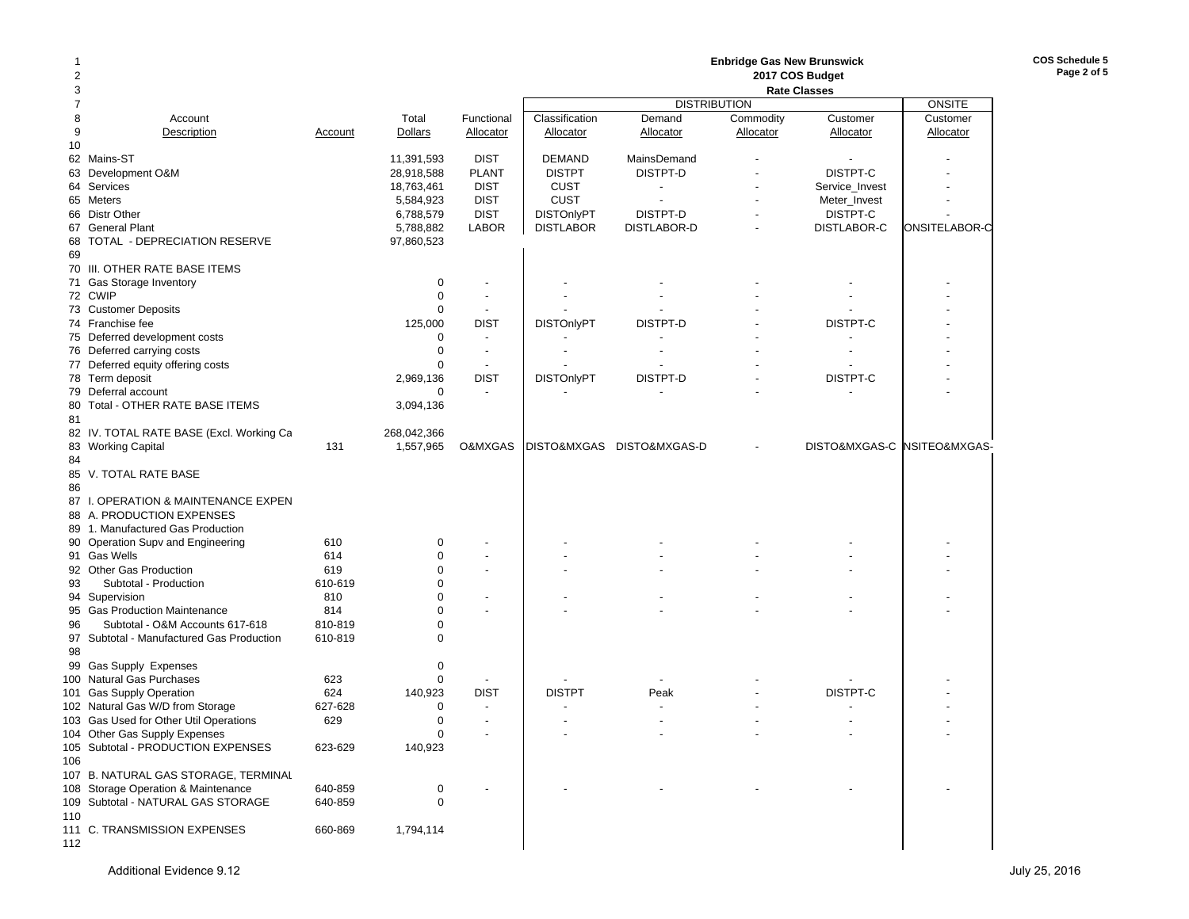**Enbridge Gas New Brunswick**
**2017 COS Budget**
**Rate Classes**

**COS Schedule 5**
**Page 2 of 5**

| | Account Description | Account | Total Dollars | Functional Allocator | Classification Allocator | DISTRIBUTION Demand Allocator | Commodity Allocator | Customer Allocator | ONSITE Customer Allocator |
|---|---|---|---|---|---|---|---|---|---|
| 10 | | | | | | | | | |
| 62 | Mains-ST | | 11,391,593 | DIST | DEMAND | MainsDemand | - | - | - |
| 63 | Development O&M | | 28,918,588 | PLANT | DISTPT | DISTPT-D | - | DISTPT-C | - |
| 64 | Services | | 18,763,461 | DIST | CUST | - | - | Service_Invest | - |
| 65 | Meters | | 5,584,923 | DIST | CUST | - | - | Meter_Invest | - |
| 66 | Distr Other | | 6,788,579 | DIST | DISTOnlyPT | DISTPT-D | - | DISTPT-C | - |
| 67 | General Plant | | 5,788,882 | LABOR | DISTLABOR | DISTLABOR-D | - | DISTLABOR-C | ONSITELABOR-C |
| 68 | TOTAL - DEPRECIATION RESERVE | | 97,860,523 | | | | | | |
| 69 | | | | | | | | | |
| 70 | III. OTHER RATE BASE ITEMS | | | | | | | | |
| 71 | Gas Storage Inventory | | 0 | - | - | - | - | - | - |
| 72 | CWIP | | 0 | - | - | - | - | - | - |
| 73 | Customer Deposits | | 0 | - | - | - | - | - | - |
| 74 | Franchise fee | | 125,000 | DIST | DISTOnlyPT | DISTPT-D | - | DISTPT-C | - |
| 75 | Deferred development costs | | 0 | - | - | - | - | - | - |
| 76 | Deferred carrying costs | | 0 | - | - | - | - | - | - |
| 77 | Deferred equity offering costs | | 0 | - | - | - | - | - | - |
| 78 | Term deposit | | 2,969,136 | DIST | DISTOnlyPT | DISTPT-D | - | DISTPT-C | - |
| 79 | Deferral account | | 0 | - | - | - | - | - | - |
| 80 | Total - OTHER RATE BASE ITEMS | | 3,094,136 | | | | | | |
| 81 | | | | | | | | | |
| 82 | IV. TOTAL RATE BASE (Excl. Working Ca | | 268,042,366 | | | | | | |
| 83 | Working Capital | 131 | 1,557,965 | O&MXGAS | DISTO&MXGAS | DISTO&MXGAS-D | - | DISTO&MXGAS-C | NSITEO&MXGAS- |
| 84 | | | | | | | | | |
| 85 | V. TOTAL RATE BASE | | | | | | | | |
| 86 | | | | | | | | | |
| 87 | I. OPERATION & MAINTENANCE EXPEN | | | | | | | | |
| 88 | A. PRODUCTION EXPENSES | | | | | | | | |
| 89 | 1. Manufactured Gas Production | | | | | | | | |
| 90 | Operation Supv and Engineering | 610 | 0 | - | - | - | - | - | - |
| 91 | Gas Wells | 614 | 0 | - | - | - | - | - | - |
| 92 | Other Gas Production | 619 | 0 | - | - | - | - | - | - |
| 93 | Subtotal - Production | 610-619 | 0 | | | | | | |
| 94 | Supervision | 810 | 0 | - | - | - | - | - | - |
| 95 | Gas Production Maintenance | 814 | 0 | - | - | - | - | - | - |
| 96 | Subtotal - O&M Accounts 617-618 | 810-819 | 0 | | | | | | |
| 97 | Subtotal - Manufactured Gas Production | 610-819 | 0 | | | | | | |
| 98 | | | | | | | | | |
| 99 | Gas Supply Expenses | | 0 | | | | | | |
| 100 | Natural Gas Purchases | 623 | 0 | - | - | - | - | - | - |
| 101 | Gas Supply Operation | 624 | 140,923 | DIST | DISTPT | Peak | - | DISTPT-C | - |
| 102 | Natural Gas W/D from Storage | 627-628 | 0 | - | - | - | - | - | - |
| 103 | Gas Used for Other Util Operations | 629 | 0 | - | - | - | - | - | - |
| 104 | Other Gas Supply Expenses | | 0 | - | - | - | - | - | - |
| 105 | Subtotal - PRODUCTION EXPENSES | 623-629 | 140,923 | | | | | | |
| 106 | | | | | | | | | |
| 107 | B. NATURAL GAS STORAGE, TERMINAL | | | | | | | | |
| 108 | Storage Operation & Maintenance | 640-859 | 0 | - | - | - | - | - | - |
| 109 | Subtotal - NATURAL GAS STORAGE | 640-859 | 0 | | | | | | |
| 110 | | | | | | | | | |
| 111 | C. TRANSMISSION EXPENSES | 660-869 | 1,794,114 | | | | | | |
| 112 | | | | | | | | | |

Additional Evidence 9.12

July 25, 2016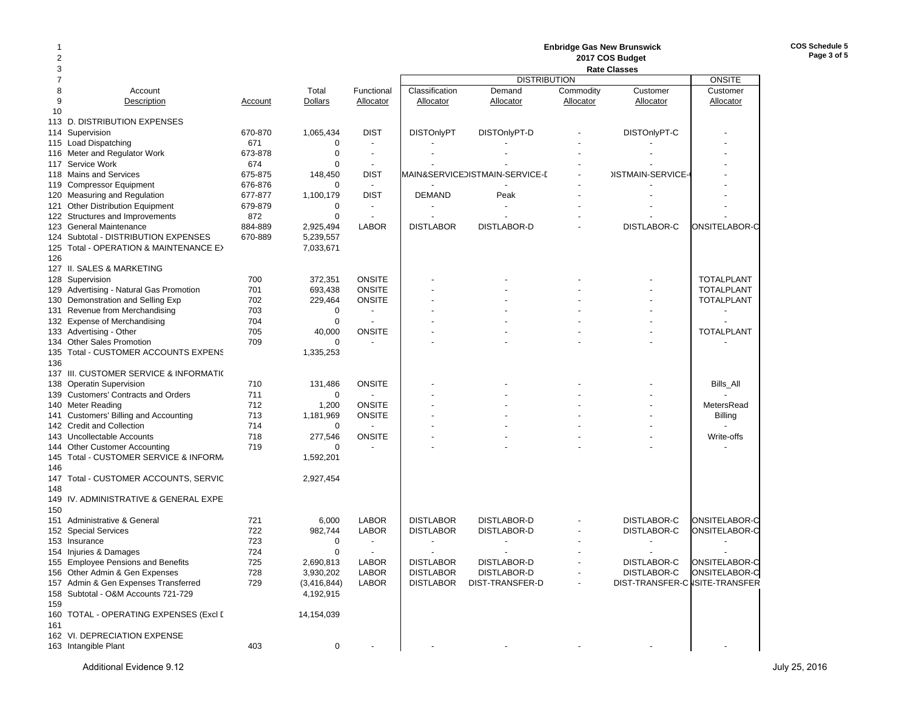**Enbridge Gas New Brunswick**
**2017 COS Budget**
**Rate Classes**

COS Schedule 5
Page 3 of 5

| | Account Description | Account | Total Dollars | Functional Allocator | DISTRIBUTION Classification Allocator | Demand Allocator | Commodity Allocator | Customer Allocator | ONSITE Customer Allocator |
|---|---|---|---|---|---|---|---|---|---|
| 113 | D. DISTRIBUTION EXPENSES | | | | | | | | |
| 114 | Supervision | 670-870 | 1,065,434 | DIST | DISTOnlyPT | DISTOnlyPT-D | - | DISTOnlyPT-C | - |
| 115 | Load Dispatching | 671 | 0 | - | - | - | - | - | - |
| 116 | Meter and Regulator Work | 673-878 | 0 | - | - | - | - | - | - |
| 117 | Service Work | 674 | 0 | - | - | - | - | - | - |
| 118 | Mains and Services | 675-875 | 148,450 | DIST | MAIN&SERVICE | DISTMAIN-SERVICE-D | - | DISTMAIN-SERVICE-C | - |
| 119 | Compressor Equipment | 676-876 | 0 | - | - | - | - | - | - |
| 120 | Measuring and Regulation | 677-877 | 1,100,179 | DIST | DEMAND | Peak | - | - | - |
| 121 | Other Distribution Equipment | 679-879 | 0 | - | - | - | - | - | - |
| 122 | Structures and Improvements | 872 | 0 | - | - | - | - | - | - |
| 123 | General Maintenance | 884-889 | 2,925,494 | LABOR | DISTLABOR | DISTLABOR-D | - | DISTLABOR-C | ONSITELABOR-C |
| 124 | Subtotal - DISTRIBUTION EXPENSES | 670-889 | 5,239,557 | | | | | | |
| 125 | Total - OPERATION & MAINTENANCE EX | | 7,033,671 | | | | | | |
| 126 | | | | | | | | | |
| 127 | II. SALES & MARKETING | | | | | | | | |
| 128 | Supervision | 700 | 372,351 | ONSITE | - | - | - | - | TOTALPLANT |
| 129 | Advertising - Natural Gas Promotion | 701 | 693,438 | ONSITE | - | - | - | - | TOTALPLANT |
| 130 | Demonstration and Selling Exp | 702 | 229,464 | ONSITE | - | - | - | - | TOTALPLANT |
| 131 | Revenue from Merchandising | 703 | 0 | - | - | - | - | - | - |
| 132 | Expense of Merchandising | 704 | 0 | - | - | - | - | - | - |
| 133 | Advertising - Other | 705 | 40,000 | ONSITE | - | - | - | - | TOTALPLANT |
| 134 | Other Sales Promotion | 709 | 0 | - | - | - | - | - | - |
| 135 | Total - CUSTOMER ACCOUNTS EXPENS | | 1,335,253 | | | | | | |
| 136 | | | | | | | | | |
| 137 | III. CUSTOMER SERVICE & INFORMATIC | | | | | | | | |
| 138 | Operatin Supervision | 710 | 131,486 | ONSITE | - | - | - | - | Bills_All |
| 139 | Customers' Contracts and Orders | 711 | 0 | - | - | - | - | - | - |
| 140 | Meter Reading | 712 | 1,200 | ONSITE | - | - | - | - | MetersRead |
| 141 | Customers' Billing and Accounting | 713 | 1,181,969 | ONSITE | - | - | - | - | Billing |
| 142 | Credit and Collection | 714 | 0 | - | - | - | - | - | - |
| 143 | Uncollectable Accounts | 718 | 277,546 | ONSITE | - | - | - | - | Write-offs |
| 144 | Other Customer Accounting | 719 | 0 | - | - | - | - | - | - |
| 145 | Total - CUSTOMER SERVICE & INFORM | | 1,592,201 | | | | | | |
| 146 | | | | | | | | | |
| 147 | Total - CUSTOMER ACCOUNTS, SERVIC | | 2,927,454 | | | | | | |
| 148 | | | | | | | | | |
| 149 | IV. ADMINISTRATIVE & GENERAL EXPE | | | | | | | | |
| 150 | | | | | | | | | |
| 151 | Administrative & General | 721 | 6,000 | LABOR | DISTLABOR | DISTLABOR-D | - | DISTLABOR-C | ONSITELABOR-C |
| 152 | Special Services | 722 | 982,744 | LABOR | DISTLABOR | DISTLABOR-D | - | DISTLABOR-C | ONSITELABOR-C |
| 153 | Insurance | 723 | 0 | - | - | - | - | - | - |
| 154 | Injuries & Damages | 724 | 0 | - | - | - | - | - | - |
| 155 | Employee Pensions and Benefits | 725 | 2,690,813 | LABOR | DISTLABOR | DISTLABOR-D | - | DISTLABOR-C | ONSITELABOR-C |
| 156 | Other Admin & Gen Expenses | 728 | 3,930,202 | LABOR | DISTLABOR | DISTLABOR-D | - | DISTLABOR-C | ONSITELABOR-C |
| 157 | Admin & Gen Expenses Transferred | 729 | (3,416,844) | LABOR | DISTLABOR | DIST-TRANSFER-D | - | DIST-TRANSFER-C | ONSITE-TRANSFER |
| 158 | Subtotal - O&M Accounts 721-729 | | 4,192,915 | | | | | | |
| 159 | | | | | | | | | |
| 160 | TOTAL - OPERATING EXPENSES (Excl D | | 14,154,039 | | | | | | |
| 161 | | | | | | | | | |
| 162 | VI. DEPRECIATION EXPENSE | | | | | | | | |
| 163 | Intangible Plant | 403 | 0 | - | - | - | - | - | - |

Additional Evidence 9.12

July 25, 2016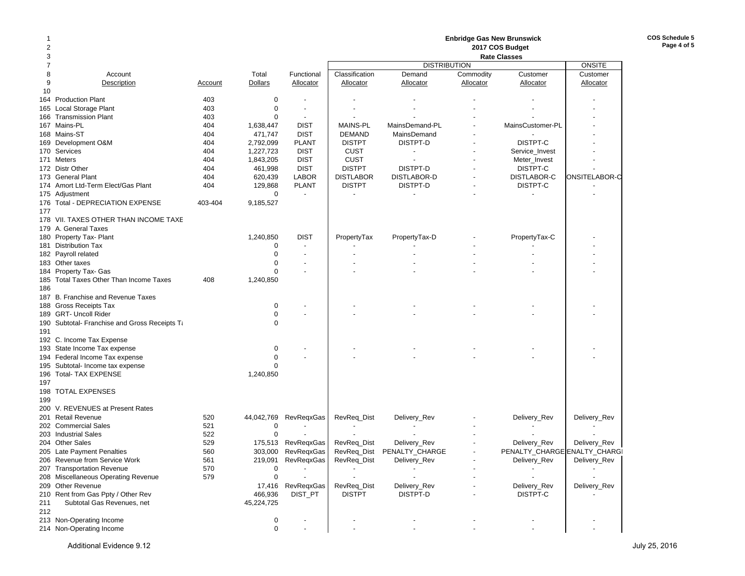**Enbridge Gas New Brunswick**
**2017 COS Budget**
**Rate Classes**

| | Account Description | Account | Total Dollars | Functional Allocator | DISTRIBUTION Classification Allocator | Demand Allocator | Commodity Allocator | Customer Allocator | ONSITE Customer Allocator |
|---|---|---|---|---|---|---|---|---|---|
| 164 | Production Plant | 403 | 0 | - | - | - | - | - | - |
| 165 | Local Storage Plant | 403 | 0 | - | - | - | - | - | - |
| 166 | Transmission Plant | 403 | 0 | - | - | - | - | - | - |
| 167 | Mains-PL | 404 | 1,638,447 | DIST | MAINS-PL | MainsDemand-PL | - | MainsCustomer-PL | - |
| 168 | Mains-ST | 404 | 471,747 | DIST | DEMAND | MainsDemand | - | - | - |
| 169 | Development O&M | 404 | 2,792,099 | PLANT | DISTPT | DISTPT-D | - | DISTPT-C | - |
| 170 | Services | 404 | 1,227,723 | DIST | CUST | - | - | Service_Invest | - |
| 171 | Meters | 404 | 1,843,205 | DIST | CUST | - | - | Meter_Invest | - |
| 172 | Distr Other | 404 | 461,998 | DIST | DISTPT | DISTPT-D | - | DISTPT-C | - |
| 173 | General Plant | 404 | 620,439 | LABOR | DISTLABOR | DISTLABOR-D | - | DISTLABOR-C | ONSITELABOR-C |
| 174 | Amort Ltd-Term Elect/Gas Plant | 404 | 129,868 | PLANT | DISTPT | DISTPT-D | - | DISTPT-C | - |
| 175 | Adjustment | | 0 | - | - | - | - | - | - |
| 176 | Total - DEPRECIATION EXPENSE | 403-404 | 9,185,527 | | | | | | |
| 177 | | | | | | | | | |
| 178 | VII. TAXES OTHER THAN INCOME TAXE | | | | | | | | |
| 179 | A. General Taxes | | | | | | | | |
| 180 | Property Tax- Plant | | 1,240,850 | DIST | PropertyTax | PropertyTax-D | - | PropertyTax-C | - |
| 181 | Distribution Tax | | 0 | - | - | - | - | - | - |
| 182 | Payroll related | | 0 | - | - | - | - | - | - |
| 183 | Other taxes | | 0 | - | - | - | - | - | - |
| 184 | Property Tax- Gas | | 0 | - | - | - | - | - | - |
| 185 | Total Taxes Other Than Income Taxes | 408 | 1,240,850 | | | | | | |
| 186 | | | | | | | | | |
| 187 | B. Franchise and Revenue Taxes | | | | | | | | |
| 188 | Gross Receipts Tax | | 0 | - | - | - | - | - | - |
| 189 | GRT- Uncoll Rider | | 0 | - | - | - | - | - | - |
| 190 | Subtotal- Franchise and Gross Receipts Ta | | 0 | | | | | | |
| 191 | | | | | | | | | |
| 192 | C. Income Tax Expense | | | | | | | | |
| 193 | State Income Tax expense | | 0 | - | - | - | - | - | - |
| 194 | Federal Income Tax expense | | 0 | - | - | - | - | - | - |
| 195 | Subtotal- Income tax expense | | 0 | | | | | | |
| 196 | Total- TAX EXPENSE | | 1,240,850 | | | | | | |
| 197 | | | | | | | | | |
| 198 | TOTAL EXPENSES | | | | | | | | |
| 199 | | | | | | | | | |
| 200 | V. REVENUES at Present Rates | | | | | | | | |
| 201 | Retail Revenue | 520 | 44,042,769 | RevReqxGas | RevReq_Dist | Delivery_Rev | - | Delivery_Rev | Delivery_Rev |
| 202 | Commercial Sales | 521 | 0 | - | - | - | - | - | - |
| 203 | Industrial Sales | 522 | 0 | - | - | - | - | - | - |
| 204 | Other Sales | 529 | 175,513 | RevReqxGas | RevReq_Dist | Delivery_Rev | - | Delivery_Rev | Delivery_Rev |
| 205 | Late Payment Penalties | 560 | 303,000 | RevReqxGas | RevReq_Dist | PENALTY_CHARGE | - | PENALTY_CHARGE | PENALTY_CHARGE |
| 206 | Revenue from Service Work | 561 | 219,091 | RevReqxGas | RevReq_Dist | Delivery_Rev | - | Delivery_Rev | Delivery_Rev |
| 207 | Transportation Revenue | 570 | 0 | - | - | - | - | - | - |
| 208 | Miscellaneous Operating Revenue | 579 | 0 | - | - | - | - | - | - |
| 209 | Other Revenue | | 17,416 | RevReqxGas | RevReq_Dist | Delivery_Rev | - | Delivery_Rev | Delivery_Rev |
| 210 | Rent from Gas Ppty / Other Rev | | 466,936 | DIST_PT | DISTPT | DISTPT-D | - | DISTPT-C | - |
| 211 | Subtotal Gas Revenues, net | | 45,224,725 | | | | | | |
| 212 | | | | | | | | | |
| 213 | Non-Operating Income | | 0 | - | - | - | - | - | - |
| 214 | Non-Operating Income | | 0 | - | - | - | - | - | - |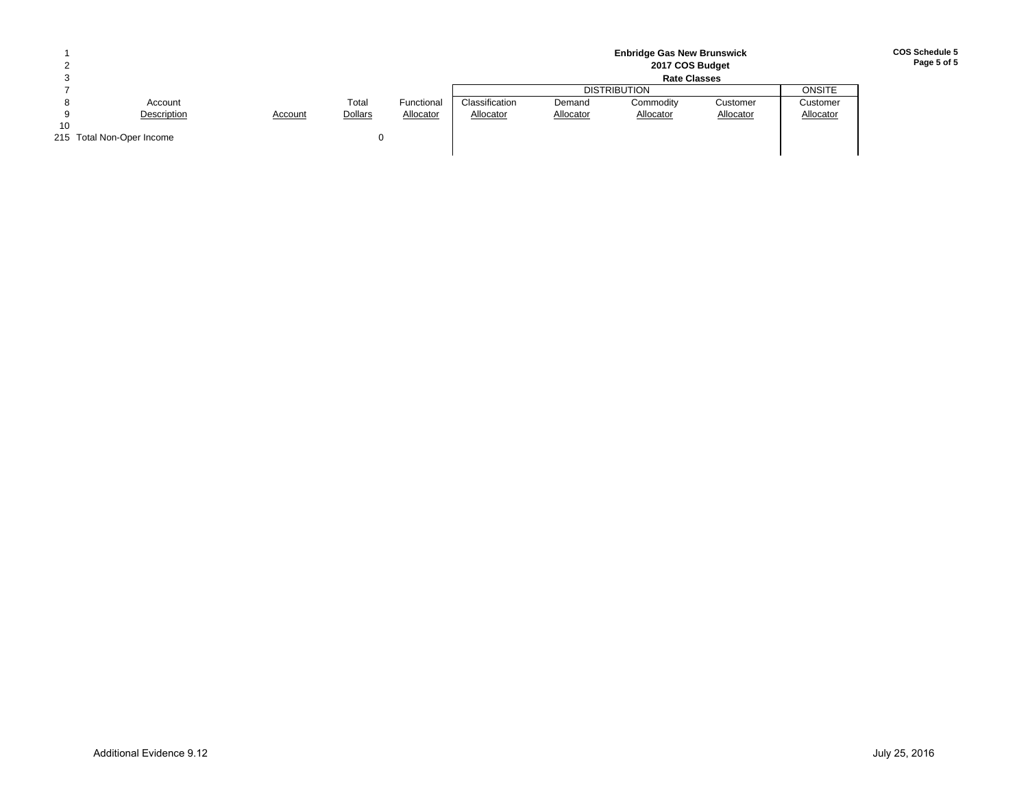**Enbridge Gas New Brunswick**
**2017 COS Budget**
**Rate Classes**

| Line | Account Description | Account | Total Dollars | Functional Allocator | Classification Allocator | DISTRIBUTION Demand Allocator | DISTRIBUTION Commodity Allocator | DISTRIBUTION Customer Allocator | ONSITE Customer Allocator |
|---|---|---|---|---|---|---|---|---|---|
| 215 | Total Non-Oper Income | | 0 | | | | | | |

Additional Evidence 9.12

July 25, 2016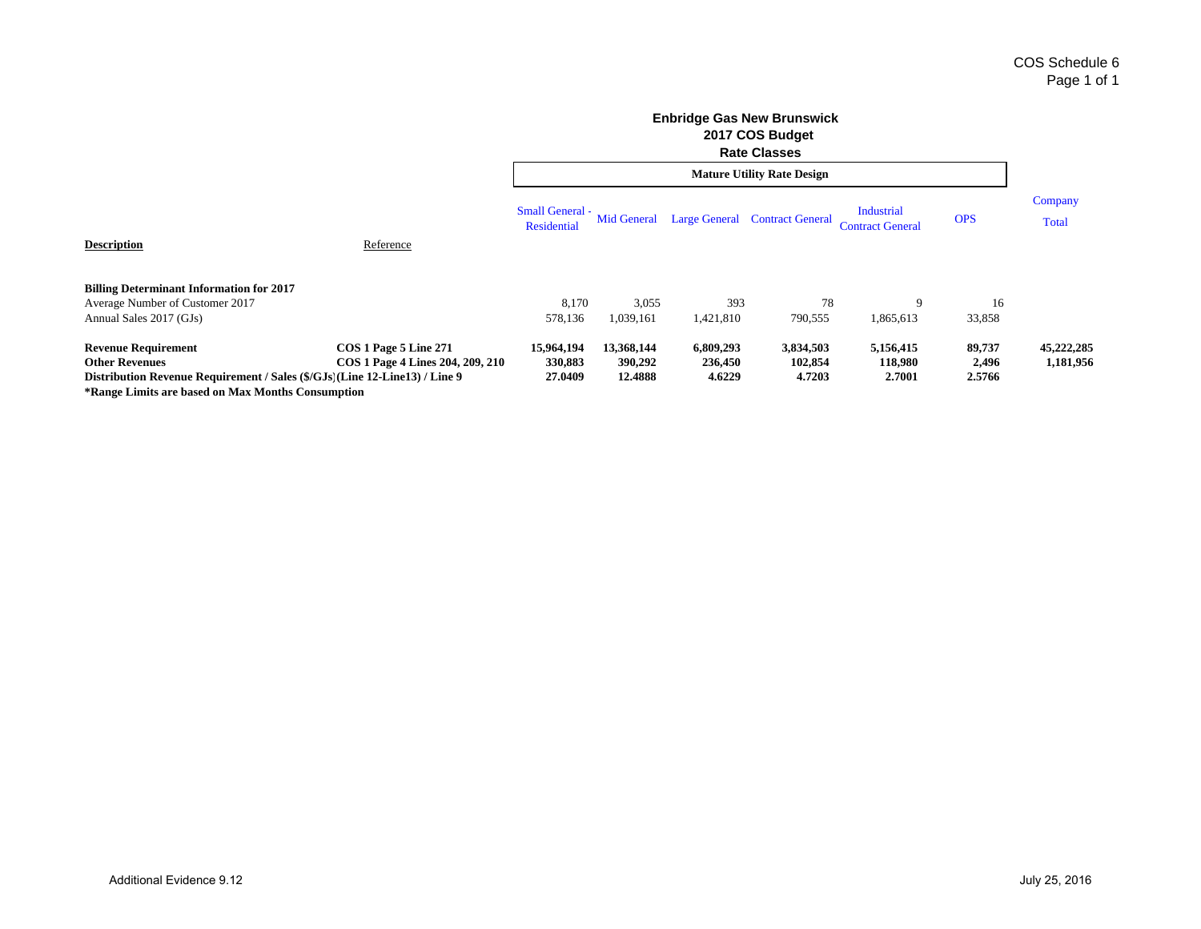COS Schedule 6
Page 1 of 1

**Enbridge Gas New Brunswick**
**2017 COS Budget**
**Rate Classes**

| Description | Reference | Small General - Residential | Mid General | Large General | Contract General | Industrial Contract General | OPS | Company Total |
|---|---|---|---|---|---|---|---|---|
| | | Mature Utility Rate Design | | | | | | |
| **Billing Determinant Information for 2017** | | | | | | | | |
| Average Number of Customer 2017 | | 8,170 | 3,055 | 393 | 78 | 9 | 16 | |
| Annual Sales 2017 (GJs) | | 578,136 | 1,039,161 | 1,421,810 | 790,555 | 1,865,613 | 33,858 | |
| **Revenue Requirement** | **COS 1 Page 5 Line 271** | **15,964,194** | **13,368,144** | **6,809,293** | **3,834,503** | **5,156,415** | **89,737** | **45,222,285** |
| **Other Revenues** | **COS 1 Page 4 Lines 204, 209, 210** | **330,883** | **390,292** | **236,450** | **102,854** | **118,980** | **2,496** | **1,181,956** |
| **Distribution Revenue Requirement / Sales ($/GJs)** | **(Line 12-Line13) / Line 9** | **27.0409** | **12.4888** | **4.6229** | **4.7203** | **2.7001** | **2.5766** | |

**\*Range Limits are based on Max Months Consumption**

Additional Evidence 9.12 July 25, 2016